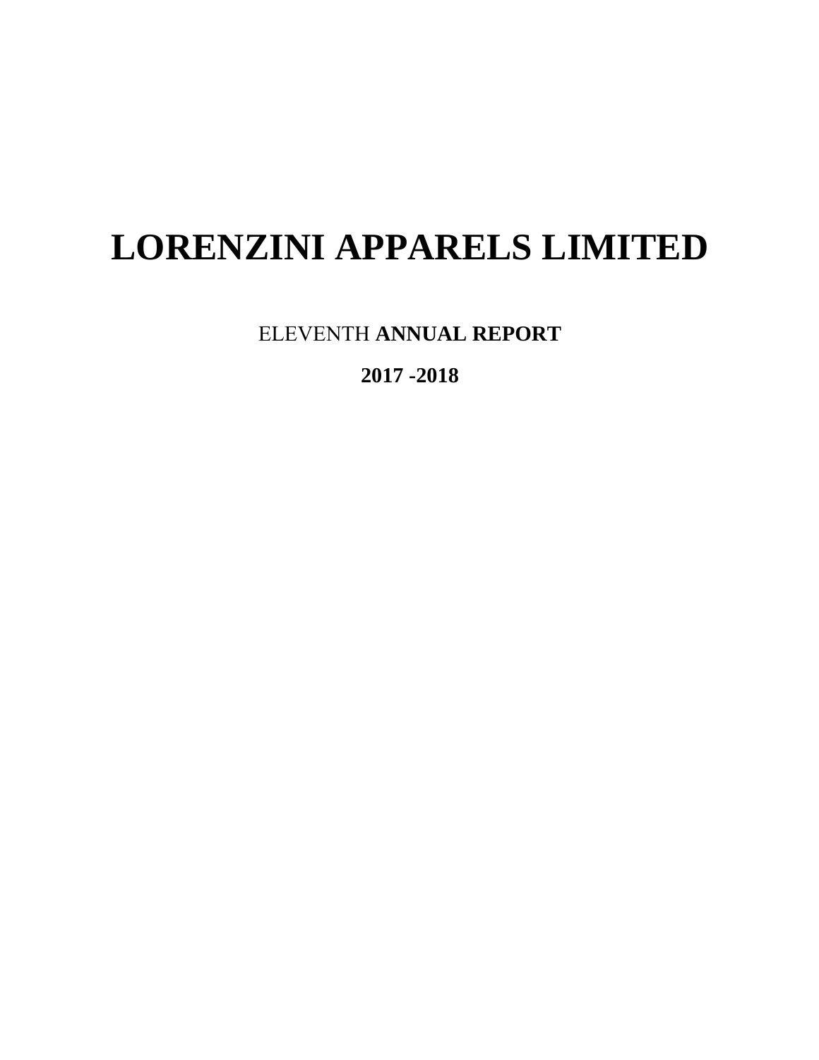# LORENZINI APPARELS LIMITED

ELEVENTH **ANNUAL REPORT**

**2017 -2018**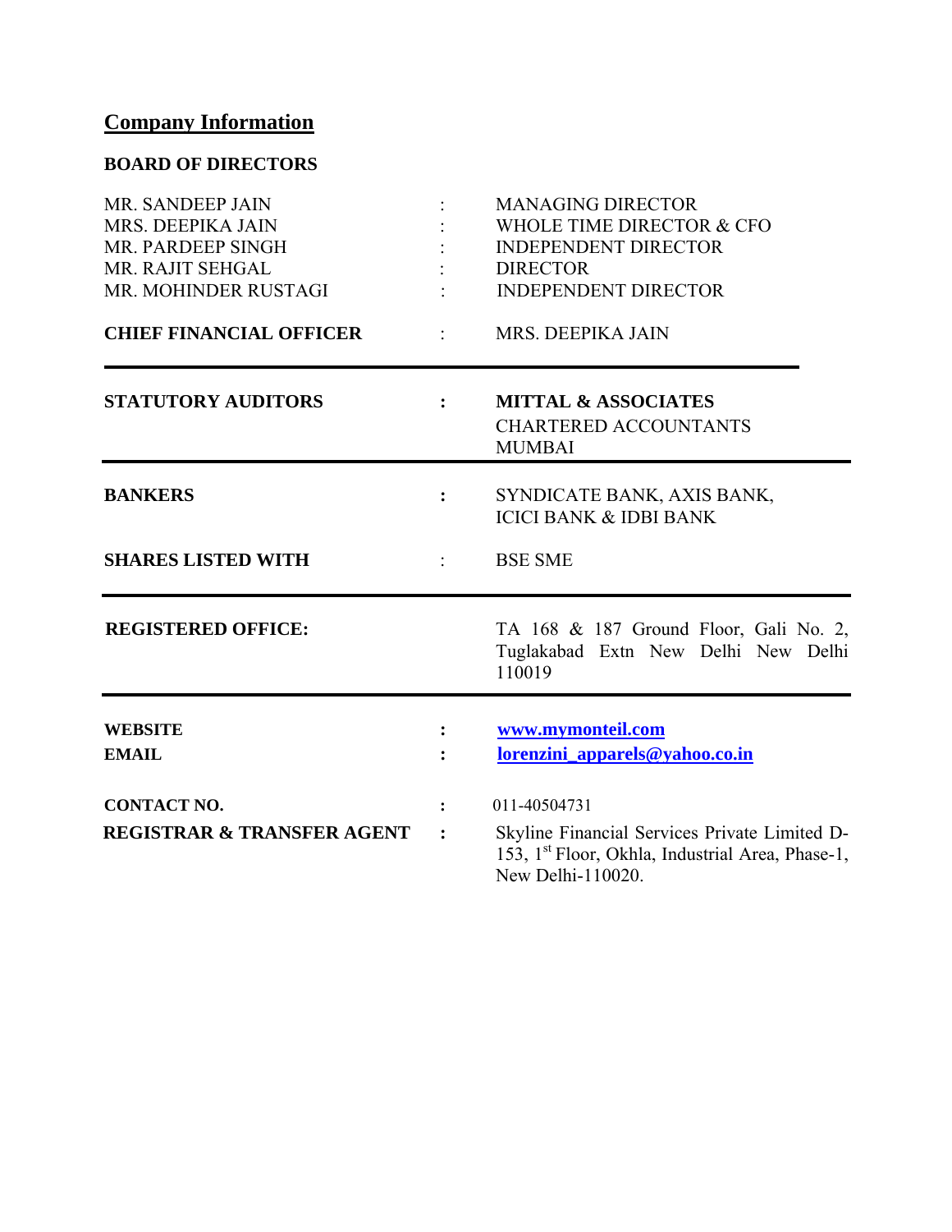# Company Information

## BOARD OF DIRECTORS

| | | |
|---|---|---|
| MR. SANDEEP JAIN | : | MANAGING DIRECTOR |
| MRS. DEEPIKA JAIN | : | WHOLE TIME DIRECTOR & CFO |
| MR. PARDEEP SINGH | : | INDEPENDENT DIRECTOR |
| MR. RAJIT SEHGAL | : | DIRECTOR |
| MR. MOHINDER RUSTAGI | : | INDEPENDENT DIRECTOR |
| **CHIEF FINANCIAL OFFICER** | : | MRS. DEEPIKA JAIN |

---

**STATUTORY AUDITORS** : **MITTAL & ASSOCIATES**
CHARTERED ACCOUNTANTS
MUMBAI

---

**BANKERS** : SYNDICATE BANK, AXIS BANK, ICICI BANK & IDBI BANK

**SHARES LISTED WITH** : BSE SME

---

**REGISTERED OFFICE:** TA 168 & 187 Ground Floor, Gali No. 2, Tuglakabad Extn New Delhi New Delhi 110019

---

**WEBSITE** : **www.mymonteil.com**

**EMAIL** : **lorenzini_apparels@yahoo.co.in**

**CONTACT NO.** : 011-40504731

**REGISTRAR & TRANSFER AGENT** : Skyline Financial Services Private Limited D-153, 1st Floor, Okhla, Industrial Area, Phase-1, New Delhi-110020.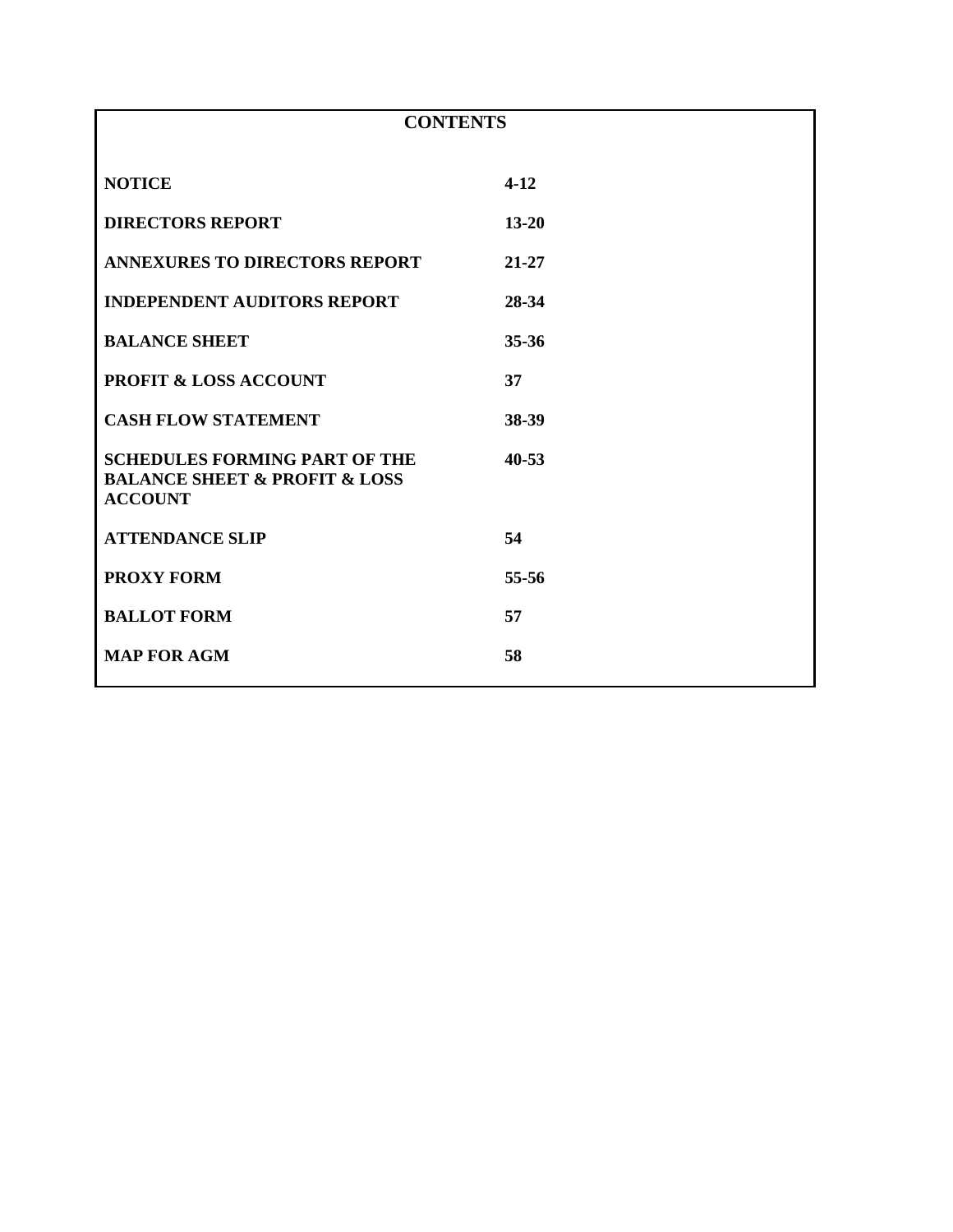# CONTENTS

| | |
|---|---|
| **NOTICE** | **4-12** |
| **DIRECTORS REPORT** | **13-20** |
| **ANNEXURES TO DIRECTORS REPORT** | **21-27** |
| **INDEPENDENT AUDITORS REPORT** | **28-34** |
| **BALANCE SHEET** | **35-36** |
| **PROFIT & LOSS ACCOUNT** | **37** |
| **CASH FLOW STATEMENT** | **38-39** |
| **SCHEDULES FORMING PART OF THE BALANCE SHEET & PROFIT & LOSS ACCOUNT** | **40-53** |
| **ATTENDANCE SLIP** | **54** |
| **PROXY FORM** | **55-56** |
| **BALLOT FORM** | **57** |
| **MAP FOR AGM** | **58** |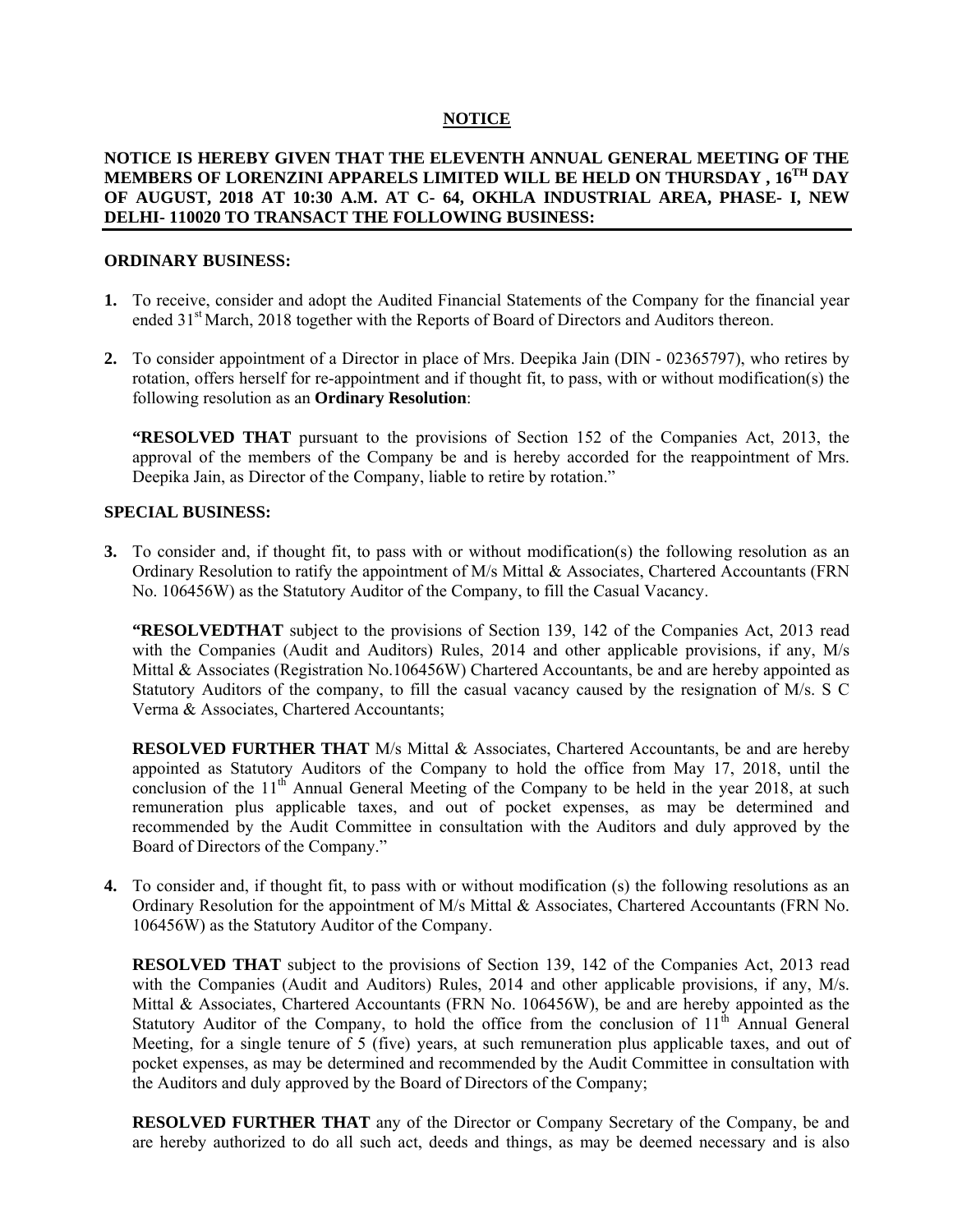# NOTICE

**NOTICE IS HEREBY GIVEN THAT THE ELEVENTH ANNUAL GENERAL MEETING OF THE MEMBERS OF LORENZINI APPARELS LIMITED WILL BE HELD ON THURSDAY , 16TH DAY OF AUGUST, 2018 AT 10:30 A.M. AT C- 64, OKHLA INDUSTRIAL AREA, PHASE- I, NEW DELHI- 110020 TO TRANSACT THE FOLLOWING BUSINESS:**

**ORDINARY BUSINESS:**

1. To receive, consider and adopt the Audited Financial Statements of the Company for the financial year ended 31st March, 2018 together with the Reports of Board of Directors and Auditors thereon.

2. To consider appointment of a Director in place of Mrs. Deepika Jain (DIN - 02365797), who retires by rotation, offers herself for re-appointment and if thought fit, to pass, with or without modification(s) the following resolution as an **Ordinary Resolution**:

   **"RESOLVED THAT** pursuant to the provisions of Section 152 of the Companies Act, 2013, the approval of the members of the Company be and is hereby accorded for the reappointment of Mrs. Deepika Jain, as Director of the Company, liable to retire by rotation."

**SPECIAL BUSINESS:**

3. To consider and, if thought fit, to pass with or without modification(s) the following resolution as an Ordinary Resolution to ratify the appointment of M/s Mittal & Associates, Chartered Accountants (FRN No. 106456W) as the Statutory Auditor of the Company, to fill the Casual Vacancy.

   **"RESOLVEDTHAT** subject to the provisions of Section 139, 142 of the Companies Act, 2013 read with the Companies (Audit and Auditors) Rules, 2014 and other applicable provisions, if any, M/s Mittal & Associates (Registration No.106456W) Chartered Accountants, be and are hereby appointed as Statutory Auditors of the company, to fill the casual vacancy caused by the resignation of M/s. S C Verma & Associates, Chartered Accountants;

   **RESOLVED FURTHER THAT** M/s Mittal & Associates, Chartered Accountants, be and are hereby appointed as Statutory Auditors of the Company to hold the office from May 17, 2018, until the conclusion of the 11th Annual General Meeting of the Company to be held in the year 2018, at such remuneration plus applicable taxes, and out of pocket expenses, as may be determined and recommended by the Audit Committee in consultation with the Auditors and duly approved by the Board of Directors of the Company."

4. To consider and, if thought fit, to pass with or without modification (s) the following resolutions as an Ordinary Resolution for the appointment of M/s Mittal & Associates, Chartered Accountants (FRN No. 106456W) as the Statutory Auditor of the Company.

   **RESOLVED THAT** subject to the provisions of Section 139, 142 of the Companies Act, 2013 read with the Companies (Audit and Auditors) Rules, 2014 and other applicable provisions, if any, M/s. Mittal & Associates, Chartered Accountants (FRN No. 106456W), be and are hereby appointed as the Statutory Auditor of the Company, to hold the office from the conclusion of 11th Annual General Meeting, for a single tenure of 5 (five) years, at such remuneration plus applicable taxes, and out of pocket expenses, as may be determined and recommended by the Audit Committee in consultation with the Auditors and duly approved by the Board of Directors of the Company;

   **RESOLVED FURTHER THAT** any of the Director or Company Secretary of the Company, be and are hereby authorized to do all such act, deeds and things, as may be deemed necessary and is also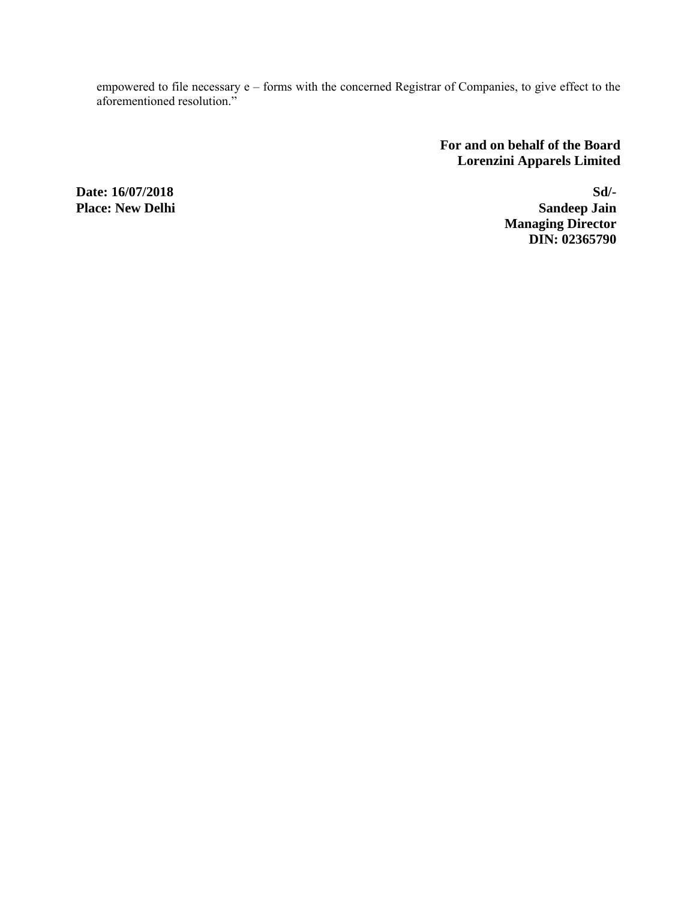empowered to file necessary e – forms with the concerned Registrar of Companies, to give effect to the aforementioned resolution."

**For and on behalf of the Board**
**Lorenzini Apparels Limited**

**Date: 16/07/2018**
**Place: New Delhi**

**Sd/-**
**Sandeep Jain**
**Managing Director**
**DIN: 02365790**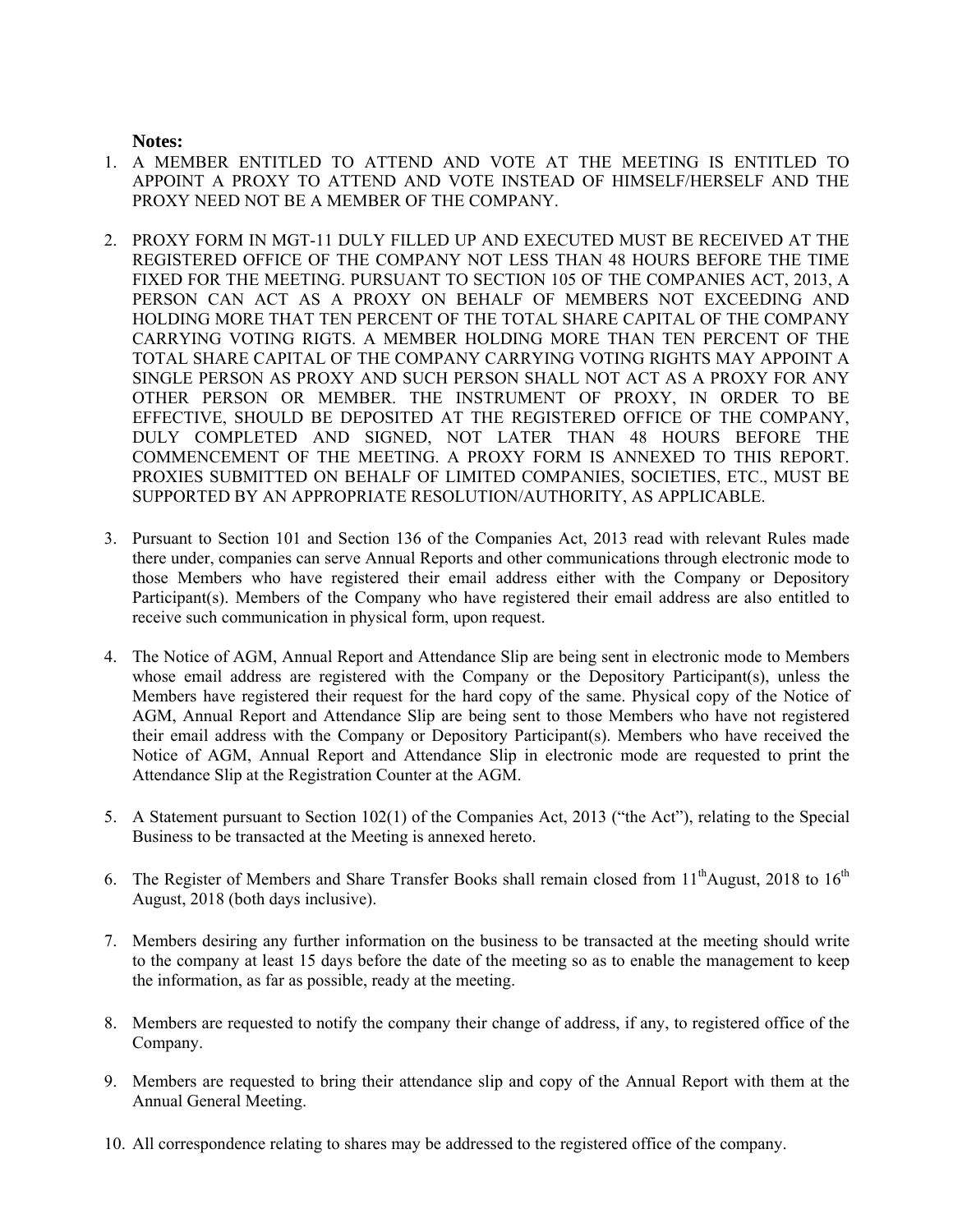**Notes:**

1. A MEMBER ENTITLED TO ATTEND AND VOTE AT THE MEETING IS ENTITLED TO APPOINT A PROXY TO ATTEND AND VOTE INSTEAD OF HIMSELF/HERSELF AND THE PROXY NEED NOT BE A MEMBER OF THE COMPANY.

2. PROXY FORM IN MGT-11 DULY FILLED UP AND EXECUTED MUST BE RECEIVED AT THE REGISTERED OFFICE OF THE COMPANY NOT LESS THAN 48 HOURS BEFORE THE TIME FIXED FOR THE MEETING. PURSUANT TO SECTION 105 OF THE COMPANIES ACT, 2013, A PERSON CAN ACT AS A PROXY ON BEHALF OF MEMBERS NOT EXCEEDING AND HOLDING MORE THAT TEN PERCENT OF THE TOTAL SHARE CAPITAL OF THE COMPANY CARRYING VOTING RIGTS. A MEMBER HOLDING MORE THAN TEN PERCENT OF THE TOTAL SHARE CAPITAL OF THE COMPANY CARRYING VOTING RIGHTS MAY APPOINT A SINGLE PERSON AS PROXY AND SUCH PERSON SHALL NOT ACT AS A PROXY FOR ANY OTHER PERSON OR MEMBER. THE INSTRUMENT OF PROXY, IN ORDER TO BE EFFECTIVE, SHOULD BE DEPOSITED AT THE REGISTERED OFFICE OF THE COMPANY, DULY COMPLETED AND SIGNED, NOT LATER THAN 48 HOURS BEFORE THE COMMENCEMENT OF THE MEETING. A PROXY FORM IS ANNEXED TO THIS REPORT. PROXIES SUBMITTED ON BEHALF OF LIMITED COMPANIES, SOCIETIES, ETC., MUST BE SUPPORTED BY AN APPROPRIATE RESOLUTION/AUTHORITY, AS APPLICABLE.

3. Pursuant to Section 101 and Section 136 of the Companies Act, 2013 read with relevant Rules made there under, companies can serve Annual Reports and other communications through electronic mode to those Members who have registered their email address either with the Company or Depository Participant(s). Members of the Company who have registered their email address are also entitled to receive such communication in physical form, upon request.

4. The Notice of AGM, Annual Report and Attendance Slip are being sent in electronic mode to Members whose email address are registered with the Company or the Depository Participant(s), unless the Members have registered their request for the hard copy of the same. Physical copy of the Notice of AGM, Annual Report and Attendance Slip are being sent to those Members who have not registered their email address with the Company or Depository Participant(s). Members who have received the Notice of AGM, Annual Report and Attendance Slip in electronic mode are requested to print the Attendance Slip at the Registration Counter at the AGM.

5. A Statement pursuant to Section 102(1) of the Companies Act, 2013 ("the Act"), relating to the Special Business to be transacted at the Meeting is annexed hereto.

6. The Register of Members and Share Transfer Books shall remain closed from 11th August, 2018 to 16th August, 2018 (both days inclusive).

7. Members desiring any further information on the business to be transacted at the meeting should write to the company at least 15 days before the date of the meeting so as to enable the management to keep the information, as far as possible, ready at the meeting.

8. Members are requested to notify the company their change of address, if any, to registered office of the Company.

9. Members are requested to bring their attendance slip and copy of the Annual Report with them at the Annual General Meeting.

10. All correspondence relating to shares may be addressed to the registered office of the company.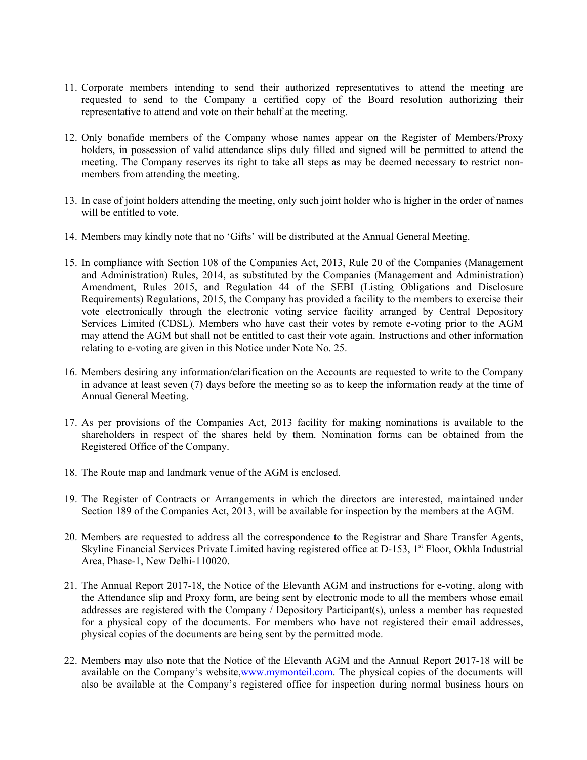11. Corporate members intending to send their authorized representatives to attend the meeting are requested to send to the Company a certified copy of the Board resolution authorizing their representative to attend and vote on their behalf at the meeting.

12. Only bonafide members of the Company whose names appear on the Register of Members/Proxy holders, in possession of valid attendance slips duly filled and signed will be permitted to attend the meeting. The Company reserves its right to take all steps as may be deemed necessary to restrict non-members from attending the meeting.

13. In case of joint holders attending the meeting, only such joint holder who is higher in the order of names will be entitled to vote.

14. Members may kindly note that no 'Gifts' will be distributed at the Annual General Meeting.

15. In compliance with Section 108 of the Companies Act, 2013, Rule 20 of the Companies (Management and Administration) Rules, 2014, as substituted by the Companies (Management and Administration) Amendment, Rules 2015, and Regulation 44 of the SEBI (Listing Obligations and Disclosure Requirements) Regulations, 2015, the Company has provided a facility to the members to exercise their vote electronically through the electronic voting service facility arranged by Central Depository Services Limited (CDSL). Members who have cast their votes by remote e-voting prior to the AGM may attend the AGM but shall not be entitled to cast their vote again. Instructions and other information relating to e-voting are given in this Notice under Note No. 25.

16. Members desiring any information/clarification on the Accounts are requested to write to the Company in advance at least seven (7) days before the meeting so as to keep the information ready at the time of Annual General Meeting.

17. As per provisions of the Companies Act, 2013 facility for making nominations is available to the shareholders in respect of the shares held by them. Nomination forms can be obtained from the Registered Office of the Company.

18. The Route map and landmark venue of the AGM is enclosed.

19. The Register of Contracts or Arrangements in which the directors are interested, maintained under Section 189 of the Companies Act, 2013, will be available for inspection by the members at the AGM.

20. Members are requested to address all the correspondence to the Registrar and Share Transfer Agents, Skyline Financial Services Private Limited having registered office at D-153, 1st Floor, Okhla Industrial Area, Phase-1, New Delhi-110020.

21. The Annual Report 2017-18, the Notice of the Elevanth AGM and instructions for e-voting, along with the Attendance slip and Proxy form, are being sent by electronic mode to all the members whose email addresses are registered with the Company / Depository Participant(s), unless a member has requested for a physical copy of the documents. For members who have not registered their email addresses, physical copies of the documents are being sent by the permitted mode.

22. Members may also note that the Notice of the Elevanth AGM and the Annual Report 2017-18 will be available on the Company's website,www.mymonteil.com. The physical copies of the documents will also be available at the Company's registered office for inspection during normal business hours on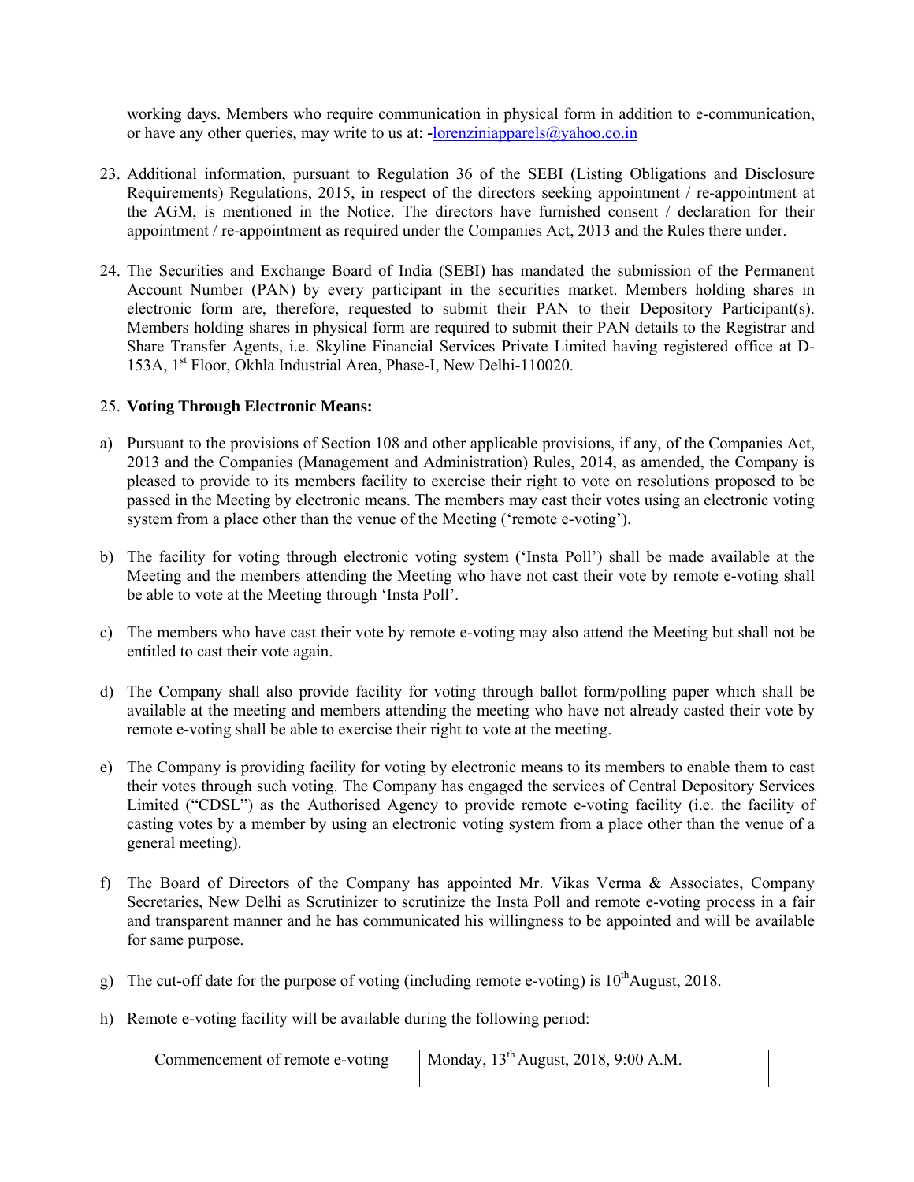working days. Members who require communication in physical form in addition to e-communication, or have any other queries, may write to us at: -lorenziniapparels@yahoo.co.in

23. Additional information, pursuant to Regulation 36 of the SEBI (Listing Obligations and Disclosure Requirements) Regulations, 2015, in respect of the directors seeking appointment / re-appointment at the AGM, is mentioned in the Notice. The directors have furnished consent / declaration for their appointment / re-appointment as required under the Companies Act, 2013 and the Rules there under.

24. The Securities and Exchange Board of India (SEBI) has mandated the submission of the Permanent Account Number (PAN) by every participant in the securities market. Members holding shares in electronic form are, therefore, requested to submit their PAN to their Depository Participant(s). Members holding shares in physical form are required to submit their PAN details to the Registrar and Share Transfer Agents, i.e. Skyline Financial Services Private Limited having registered office at D-153A, 1st Floor, Okhla Industrial Area, Phase-I, New Delhi-110020.

25. **Voting Through Electronic Means:**

a) Pursuant to the provisions of Section 108 and other applicable provisions, if any, of the Companies Act, 2013 and the Companies (Management and Administration) Rules, 2014, as amended, the Company is pleased to provide to its members facility to exercise their right to vote on resolutions proposed to be passed in the Meeting by electronic means. The members may cast their votes using an electronic voting system from a place other than the venue of the Meeting ('remote e-voting').

b) The facility for voting through electronic voting system ('Insta Poll') shall be made available at the Meeting and the members attending the Meeting who have not cast their vote by remote e-voting shall be able to vote at the Meeting through 'Insta Poll'.

c) The members who have cast their vote by remote e-voting may also attend the Meeting but shall not be entitled to cast their vote again.

d) The Company shall also provide facility for voting through ballot form/polling paper which shall be available at the meeting and members attending the meeting who have not already casted their vote by remote e-voting shall be able to exercise their right to vote at the meeting.

e) The Company is providing facility for voting by electronic means to its members to enable them to cast their votes through such voting. The Company has engaged the services of Central Depository Services Limited ("CDSL") as the Authorised Agency to provide remote e-voting facility (i.e. the facility of casting votes by a member by using an electronic voting system from a place other than the venue of a general meeting).

f) The Board of Directors of the Company has appointed Mr. Vikas Verma & Associates, Company Secretaries, New Delhi as Scrutinizer to scrutinize the Insta Poll and remote e-voting process in a fair and transparent manner and he has communicated his willingness to be appointed and will be available for same purpose.

g) The cut-off date for the purpose of voting (including remote e-voting) is 10th August, 2018.

h) Remote e-voting facility will be available during the following period:

| Commencement of remote e-voting | Monday, 13th August, 2018, 9:00 A.M. |
|---|---|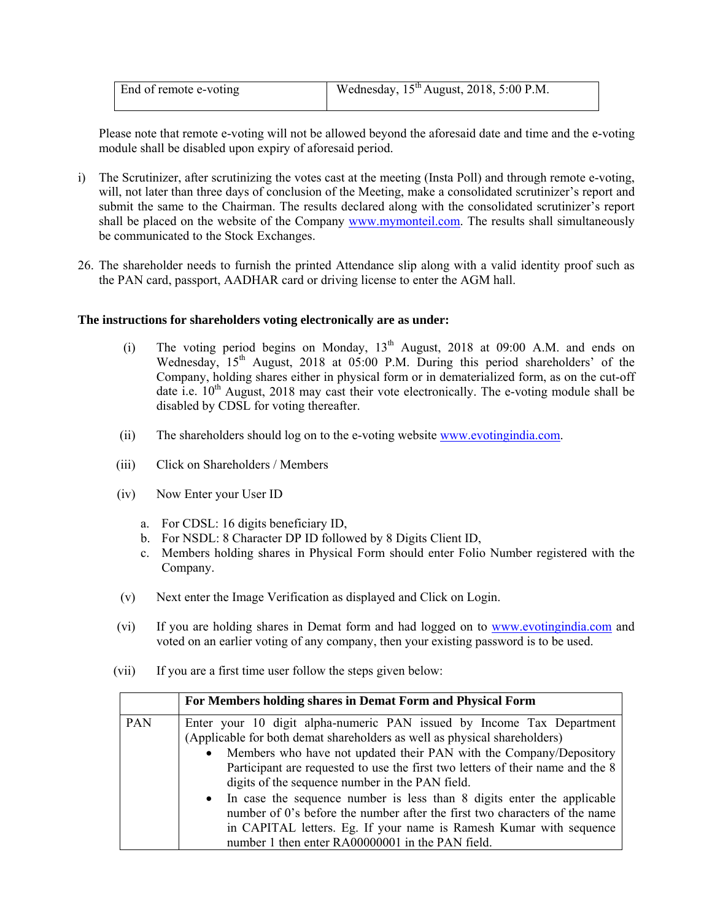| End of remote e-voting | Wednesday, 15th August, 2018, 5:00 P.M. |
|---|---|

Please note that remote e-voting will not be allowed beyond the aforesaid date and time and the e-voting module shall be disabled upon expiry of aforesaid period.

i) The Scrutinizer, after scrutinizing the votes cast at the meeting (Insta Poll) and through remote e-voting, will, not later than three days of conclusion of the Meeting, make a consolidated scrutinizer's report and submit the same to the Chairman. The results declared along with the consolidated scrutinizer's report shall be placed on the website of the Company www.mymonteil.com. The results shall simultaneously be communicated to the Stock Exchanges.

26. The shareholder needs to furnish the printed Attendance slip along with a valid identity proof such as the PAN card, passport, AADHAR card or driving license to enter the AGM hall.

**The instructions for shareholders voting electronically are as under:**

(i) The voting period begins on Monday, 13th August, 2018 at 09:00 A.M. and ends on Wednesday, 15th August, 2018 at 05:00 P.M. During this period shareholders' of the Company, holding shares either in physical form or in dematerialized form, as on the cut-off date i.e. 10th August, 2018 may cast their vote electronically. The e-voting module shall be disabled by CDSL for voting thereafter.

(ii) The shareholders should log on to the e-voting website www.evotingindia.com.

(iii) Click on Shareholders / Members

(iv) Now Enter your User ID

   a. For CDSL: 16 digits beneficiary ID,
   b. For NSDL: 8 Character DP ID followed by 8 Digits Client ID,
   c. Members holding shares in Physical Form should enter Folio Number registered with the Company.

(v) Next enter the Image Verification as displayed and Click on Login.

(vi) If you are holding shares in Demat form and had logged on to www.evotingindia.com and voted on an earlier voting of any company, then your existing password is to be used.

(vii) If you are a first time user follow the steps given below:

| | **For Members holding shares in Demat Form and Physical Form** |
|---|---|
| PAN | Enter your 10 digit alpha-numeric PAN issued by Income Tax Department (Applicable for both demat shareholders as well as physical shareholders)<br>• Members who have not updated their PAN with the Company/Depository Participant are requested to use the first two letters of their name and the 8 digits of the sequence number in the PAN field.<br>• In case the sequence number is less than 8 digits enter the applicable number of 0's before the number after the first two characters of the name in CAPITAL letters. Eg. If your name is Ramesh Kumar with sequence number 1 then enter RA00000001 in the PAN field. |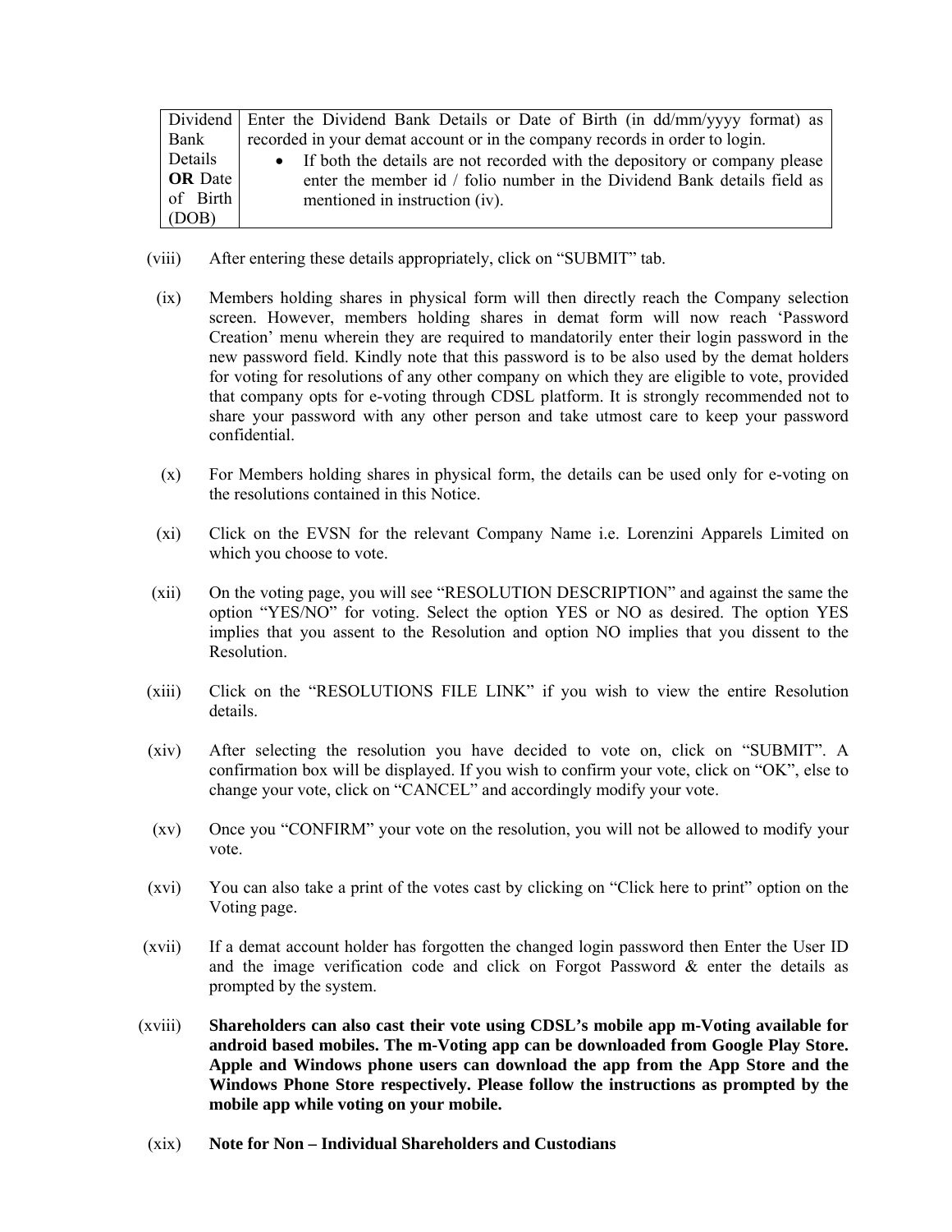| Dividend Bank Details **OR** Date of Birth (DOB) | Enter the Dividend Bank Details or Date of Birth (in dd/mm/yyyy format) as recorded in your demat account or in the company records in order to login.<br>• If both the details are not recorded with the depository or company please enter the member id / folio number in the Dividend Bank details field as mentioned in instruction (iv). |
|---|---|

(viii) After entering these details appropriately, click on "SUBMIT" tab.

(ix) Members holding shares in physical form will then directly reach the Company selection screen. However, members holding shares in demat form will now reach 'Password Creation' menu wherein they are required to mandatorily enter their login password in the new password field. Kindly note that this password is to be also used by the demat holders for voting for resolutions of any other company on which they are eligible to vote, provided that company opts for e-voting through CDSL platform. It is strongly recommended not to share your password with any other person and take utmost care to keep your password confidential.

(x) For Members holding shares in physical form, the details can be used only for e-voting on the resolutions contained in this Notice.

(xi) Click on the EVSN for the relevant Company Name i.e. Lorenzini Apparels Limited on which you choose to vote.

(xii) On the voting page, you will see "RESOLUTION DESCRIPTION" and against the same the option "YES/NO" for voting. Select the option YES or NO as desired. The option YES implies that you assent to the Resolution and option NO implies that you dissent to the Resolution.

(xiii) Click on the "RESOLUTIONS FILE LINK" if you wish to view the entire Resolution details.

(xiv) After selecting the resolution you have decided to vote on, click on "SUBMIT". A confirmation box will be displayed. If you wish to confirm your vote, click on "OK", else to change your vote, click on "CANCEL" and accordingly modify your vote.

(xv) Once you "CONFIRM" your vote on the resolution, you will not be allowed to modify your vote.

(xvi) You can also take a print of the votes cast by clicking on "Click here to print" option on the Voting page.

(xvii) If a demat account holder has forgotten the changed login password then Enter the User ID and the image verification code and click on Forgot Password & enter the details as prompted by the system.

(xviii) **Shareholders can also cast their vote using CDSL's mobile app m-Voting available for android based mobiles. The m-Voting app can be downloaded from Google Play Store. Apple and Windows phone users can download the app from the App Store and the Windows Phone Store respectively. Please follow the instructions as prompted by the mobile app while voting on your mobile.**

(xix) **Note for Non – Individual Shareholders and Custodians**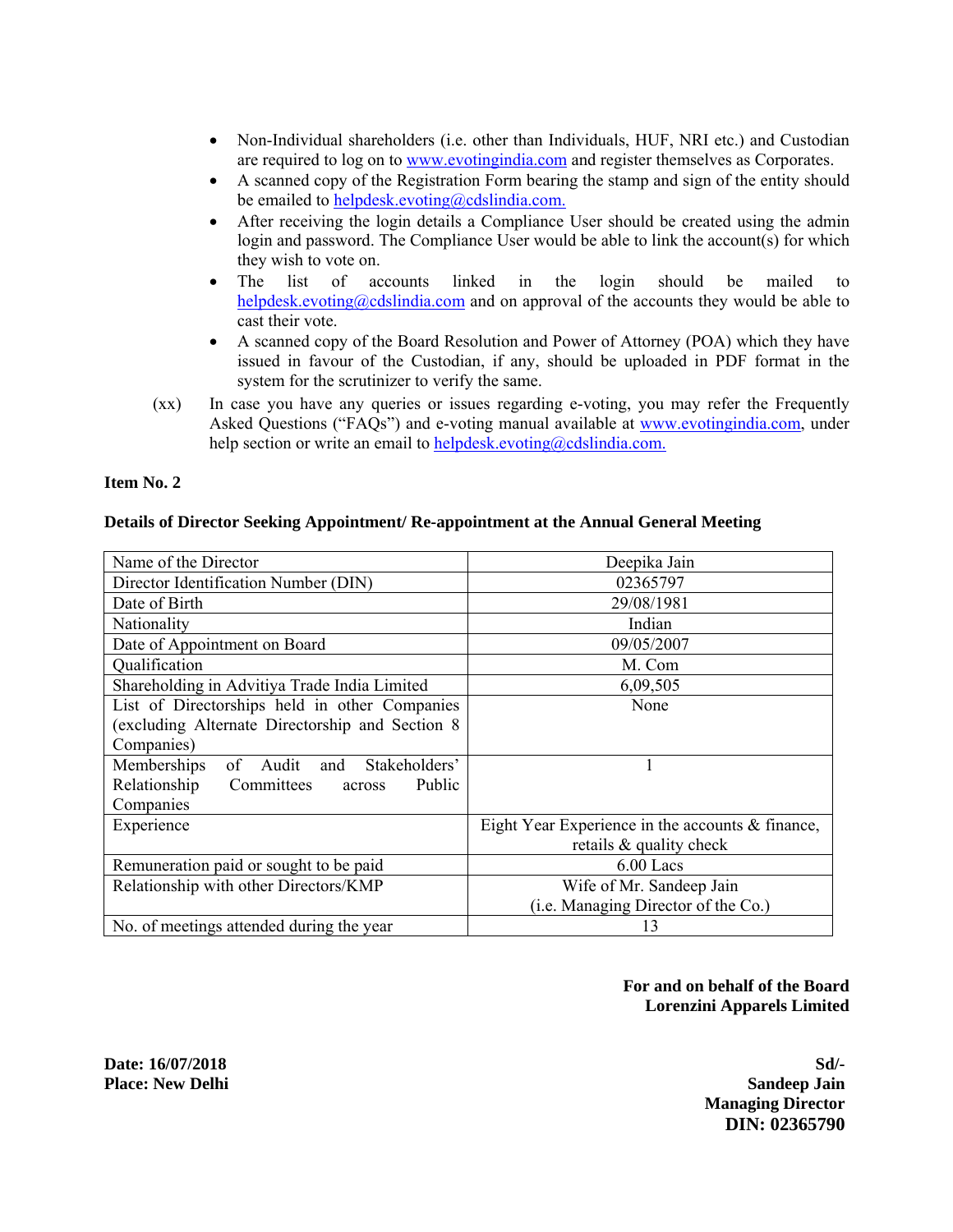- Non-Individual shareholders (i.e. other than Individuals, HUF, NRI etc.) and Custodian are required to log on to www.evotingindia.com and register themselves as Corporates.
- A scanned copy of the Registration Form bearing the stamp and sign of the entity should be emailed to helpdesk.evoting@cdslindia.com.
- After receiving the login details a Compliance User should be created using the admin login and password. The Compliance User would be able to link the account(s) for which they wish to vote on.
- The list of accounts linked in the login should be mailed to helpdesk.evoting@cdslindia.com and on approval of the accounts they would be able to cast their vote.
- A scanned copy of the Board Resolution and Power of Attorney (POA) which they have issued in favour of the Custodian, if any, should be uploaded in PDF format in the system for the scrutinizer to verify the same.

(xx) In case you have any queries or issues regarding e-voting, you may refer the Frequently Asked Questions ("FAQs") and e-voting manual available at www.evotingindia.com, under help section or write an email to helpdesk.evoting@cdslindia.com.

**Item No. 2**

**Details of Director Seeking Appointment/ Re-appointment at the Annual General Meeting**

| Name of the Director | Deepika Jain |
|---|---|
| Director Identification Number (DIN) | 02365797 |
| Date of Birth | 29/08/1981 |
| Nationality | Indian |
| Date of Appointment on Board | 09/05/2007 |
| Qualification | M. Com |
| Shareholding in Advitiya Trade India Limited | 6,09,505 |
| List of Directorships held in other Companies (excluding Alternate Directorship and Section 8 Companies) | None |
| Memberships of Audit and Stakeholders' Relationship Committees across Public Companies | 1 |
| Experience | Eight Year Experience in the accounts & finance, retails & quality check |
| Remuneration paid or sought to be paid | 6.00 Lacs |
| Relationship with other Directors/KMP | Wife of Mr. Sandeep Jain (i.e. Managing Director of the Co.) |
| No. of meetings attended during the year | 13 |

**For and on behalf of the Board**
**Lorenzini Apparels Limited**

**Date: 16/07/2018**
**Place: New Delhi**

**Sd/-**
**Sandeep Jain**
**Managing Director**
**DIN: 02365790**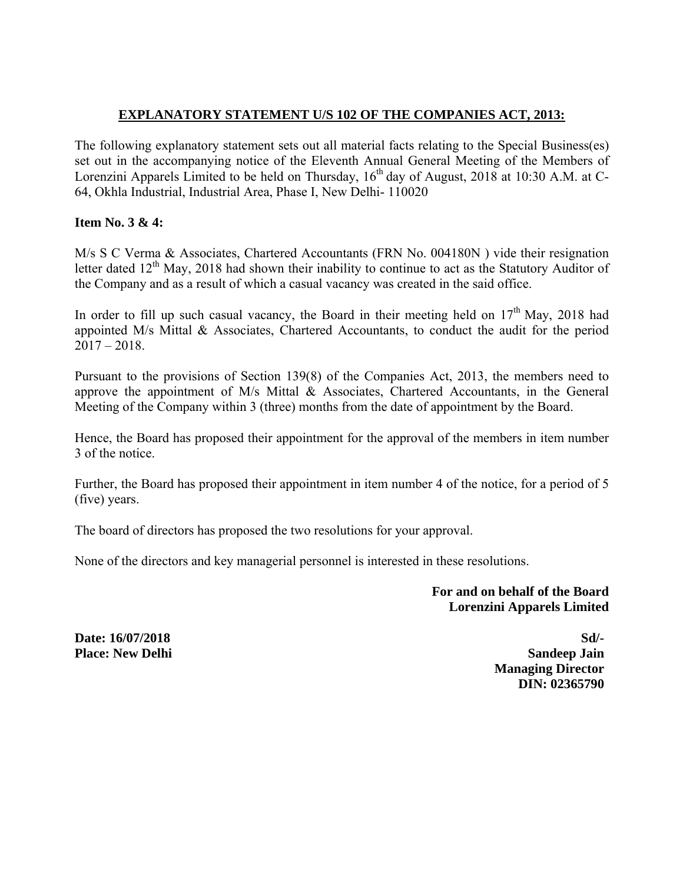## EXPLANATORY STATEMENT U/S 102 OF THE COMPANIES ACT, 2013:

The following explanatory statement sets out all material facts relating to the Special Business(es) set out in the accompanying notice of the Eleventh Annual General Meeting of the Members of Lorenzini Apparels Limited to be held on Thursday, 16th day of August, 2018 at 10:30 A.M. at C-64, Okhla Industrial, Industrial Area, Phase I, New Delhi- 110020

**Item No. 3 & 4:**

M/s S C Verma & Associates, Chartered Accountants (FRN No. 004180N ) vide their resignation letter dated 12th May, 2018 had shown their inability to continue to act as the Statutory Auditor of the Company and as a result of which a casual vacancy was created in the said office.

In order to fill up such casual vacancy, the Board in their meeting held on 17th May, 2018 had appointed M/s Mittal & Associates, Chartered Accountants, to conduct the audit for the period 2017 – 2018.

Pursuant to the provisions of Section 139(8) of the Companies Act, 2013, the members need to approve the appointment of M/s Mittal & Associates, Chartered Accountants, in the General Meeting of the Company within 3 (three) months from the date of appointment by the Board.

Hence, the Board has proposed their appointment for the approval of the members in item number 3 of the notice.

Further, the Board has proposed their appointment in item number 4 of the notice, for a period of 5 (five) years.

The board of directors has proposed the two resolutions for your approval.

None of the directors and key managerial personnel is interested in these resolutions.

**For and on behalf of the Board**
**Lorenzini Apparels Limited**

**Date: 16/07/2018**
**Place: New Delhi**

**Sd/-**
**Sandeep Jain**
**Managing Director**
**DIN: 02365790**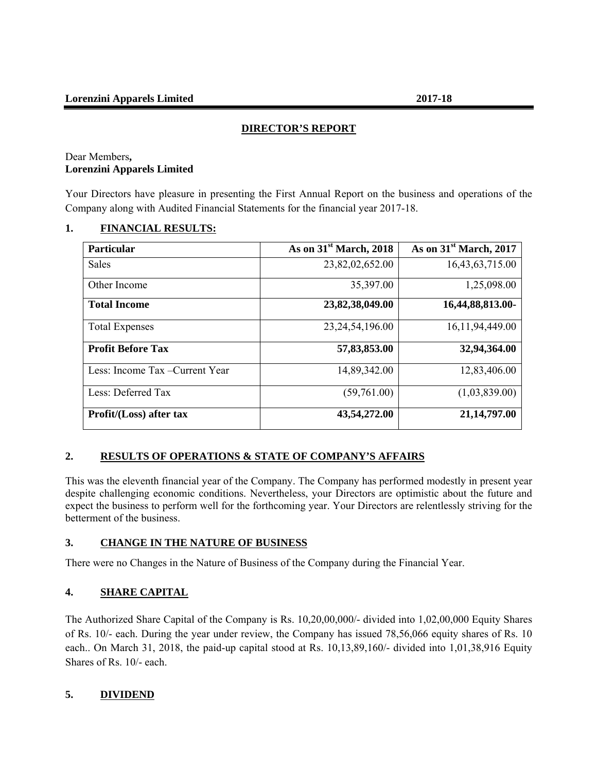# DIRECTOR'S REPORT

Dear Members,
**Lorenzini Apparels Limited**

Your Directors have pleasure in presenting the First Annual Report on the business and operations of the Company along with Audited Financial Statements for the financial year 2017-18.

## 1. FINANCIAL RESULTS:

| Particular | As on 31st March, 2018 | As on 31st March, 2017 |
|---|---|---|
| Sales | 23,82,02,652.00 | 16,43,63,715.00 |
| Other Income | 35,397.00 | 1,25,098.00 |
| **Total Income** | **23,82,38,049.00** | **16,44,88,813.00-** |
| Total Expenses | 23,24,54,196.00 | 16,11,94,449.00 |
| **Profit Before Tax** | **57,83,853.00** | **32,94,364.00** |
| Less: Income Tax –Current Year | 14,89,342.00 | 12,83,406.00 |
| Less: Deferred Tax | (59,761.00) | (1,03,839.00) |
| **Profit/(Loss) after tax** | **43,54,272.00** | **21,14,797.00** |

## 2. RESULTS OF OPERATIONS & STATE OF COMPANY'S AFFAIRS

This was the eleventh financial year of the Company. The Company has performed modestly in present year despite challenging economic conditions. Nevertheless, your Directors are optimistic about the future and expect the business to perform well for the forthcoming year. Your Directors are relentlessly striving for the betterment of the business.

## 3. CHANGE IN THE NATURE OF BUSINESS

There were no Changes in the Nature of Business of the Company during the Financial Year.

## 4. SHARE CAPITAL

The Authorized Share Capital of the Company is Rs. 10,20,00,000/- divided into 1,02,00,000 Equity Shares of Rs. 10/- each. During the year under review, the Company has issued 78,56,066 equity shares of Rs. 10 each.. On March 31, 2018, the paid-up capital stood at Rs. 10,13,89,160/- divided into 1,01,38,916 Equity Shares of Rs. 10/- each.

## 5. DIVIDEND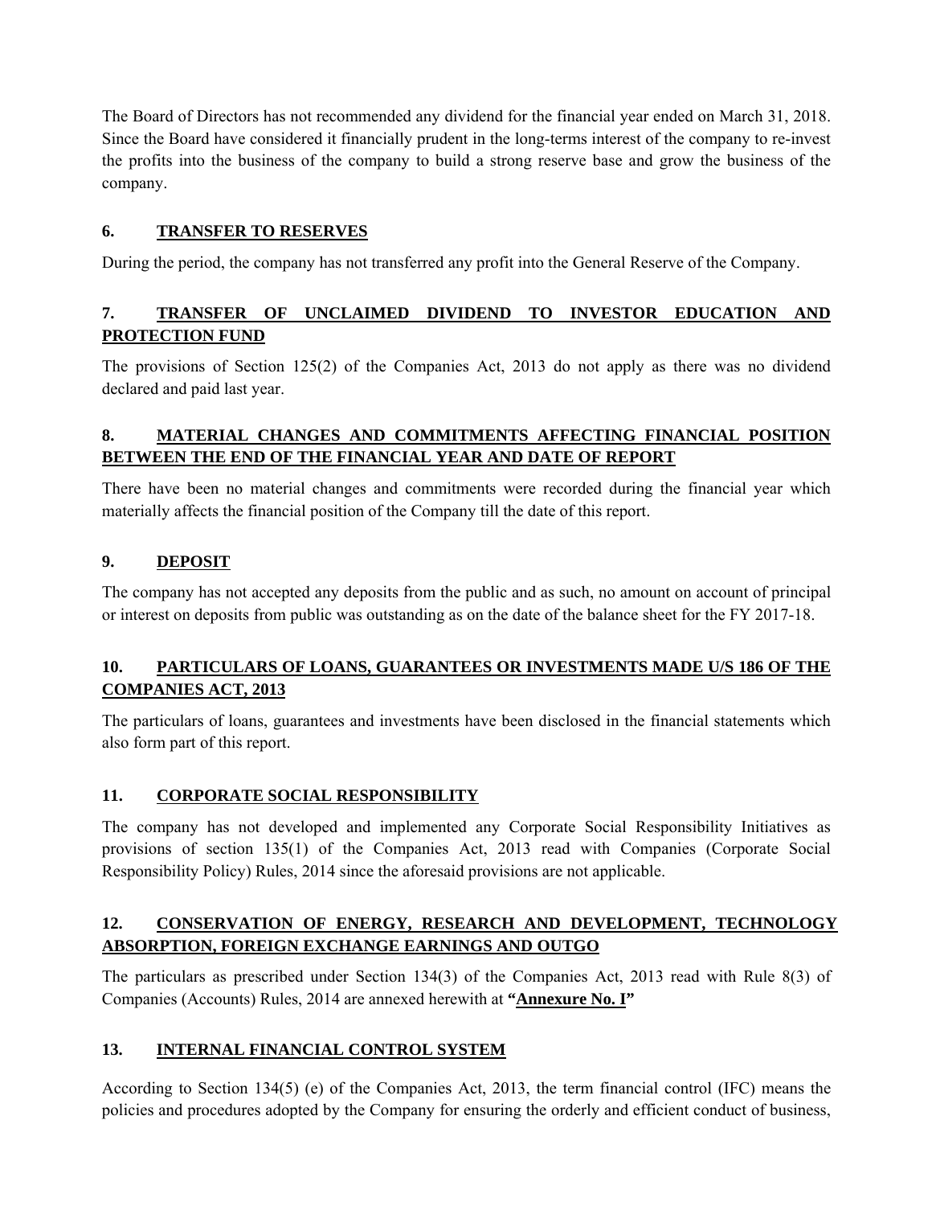The Board of Directors has not recommended any dividend for the financial year ended on March 31, 2018. Since the Board have considered it financially prudent in the long-terms interest of the company to re-invest the profits into the business of the company to build a strong reserve base and grow the business of the company.

## 6. TRANSFER TO RESERVES

During the period, the company has not transferred any profit into the General Reserve of the Company.

## 7. TRANSFER OF UNCLAIMED DIVIDEND TO INVESTOR EDUCATION AND PROTECTION FUND

The provisions of Section 125(2) of the Companies Act, 2013 do not apply as there was no dividend declared and paid last year.

## 8. MATERIAL CHANGES AND COMMITMENTS AFFECTING FINANCIAL POSITION BETWEEN THE END OF THE FINANCIAL YEAR AND DATE OF REPORT

There have been no material changes and commitments were recorded during the financial year which materially affects the financial position of the Company till the date of this report.

## 9. DEPOSIT

The company has not accepted any deposits from the public and as such, no amount on account of principal or interest on deposits from public was outstanding as on the date of the balance sheet for the FY 2017-18.

## 10. PARTICULARS OF LOANS, GUARANTEES OR INVESTMENTS MADE U/S 186 OF THE COMPANIES ACT, 2013

The particulars of loans, guarantees and investments have been disclosed in the financial statements which also form part of this report.

## 11. CORPORATE SOCIAL RESPONSIBILITY

The company has not developed and implemented any Corporate Social Responsibility Initiatives as provisions of section 135(1) of the Companies Act, 2013 read with Companies (Corporate Social Responsibility Policy) Rules, 2014 since the aforesaid provisions are not applicable.

## 12. CONSERVATION OF ENERGY, RESEARCH AND DEVELOPMENT, TECHNOLOGY ABSORPTION, FOREIGN EXCHANGE EARNINGS AND OUTGO

The particulars as prescribed under Section 134(3) of the Companies Act, 2013 read with Rule 8(3) of Companies (Accounts) Rules, 2014 are annexed herewith at **"Annexure No. I"**

## 13. INTERNAL FINANCIAL CONTROL SYSTEM

According to Section 134(5) (e) of the Companies Act, 2013, the term financial control (IFC) means the policies and procedures adopted by the Company for ensuring the orderly and efficient conduct of business,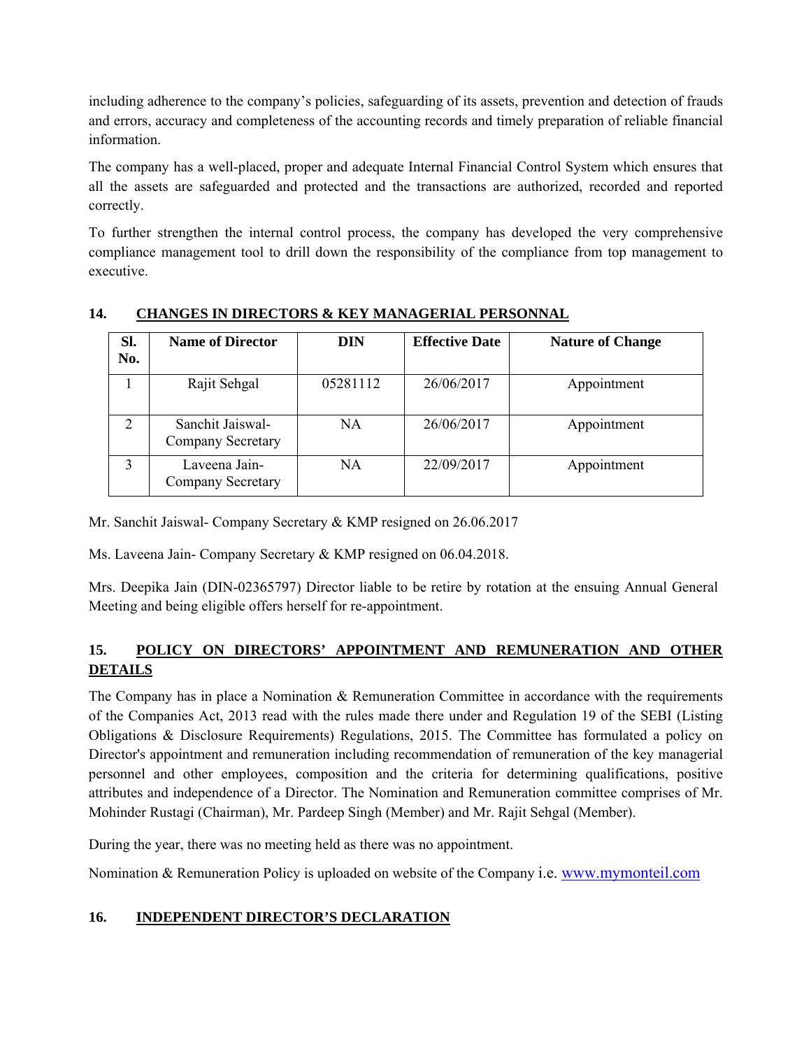including adherence to the company's policies, safeguarding of its assets, prevention and detection of frauds and errors, accuracy and completeness of the accounting records and timely preparation of reliable financial information.

The company has a well-placed, proper and adequate Internal Financial Control System which ensures that all the assets are safeguarded and protected and the transactions are authorized, recorded and reported correctly.

To further strengthen the internal control process, the company has developed the very comprehensive compliance management tool to drill down the responsibility of the compliance from top management to executive.

## 14. CHANGES IN DIRECTORS & KEY MANAGERIAL PERSONNAL

| Sl. No. | Name of Director | DIN | Effective Date | Nature of Change |
|---|---|---|---|---|
| 1 | Rajit Sehgal | 05281112 | 26/06/2017 | Appointment |
| 2 | Sanchit Jaiswal- Company Secretary | NA | 26/06/2017 | Appointment |
| 3 | Laveena Jain- Company Secretary | NA | 22/09/2017 | Appointment |

Mr. Sanchit Jaiswal- Company Secretary & KMP resigned on 26.06.2017

Ms. Laveena Jain- Company Secretary & KMP resigned on 06.04.2018.

Mrs. Deepika Jain (DIN-02365797) Director liable to be retire by rotation at the ensuing Annual General Meeting and being eligible offers herself for re-appointment.

## 15. POLICY ON DIRECTORS' APPOINTMENT AND REMUNERATION AND OTHER DETAILS

The Company has in place a Nomination & Remuneration Committee in accordance with the requirements of the Companies Act, 2013 read with the rules made there under and Regulation 19 of the SEBI (Listing Obligations & Disclosure Requirements) Regulations, 2015. The Committee has formulated a policy on Director's appointment and remuneration including recommendation of remuneration of the key managerial personnel and other employees, composition and the criteria for determining qualifications, positive attributes and independence of a Director. The Nomination and Remuneration committee comprises of Mr. Mohinder Rustagi (Chairman), Mr. Pardeep Singh (Member) and Mr. Rajit Sehgal (Member).

During the year, there was no meeting held as there was no appointment.

Nomination & Remuneration Policy is uploaded on website of the Company i.e. www.mymonteil.com

## 16. INDEPENDENT DIRECTOR'S DECLARATION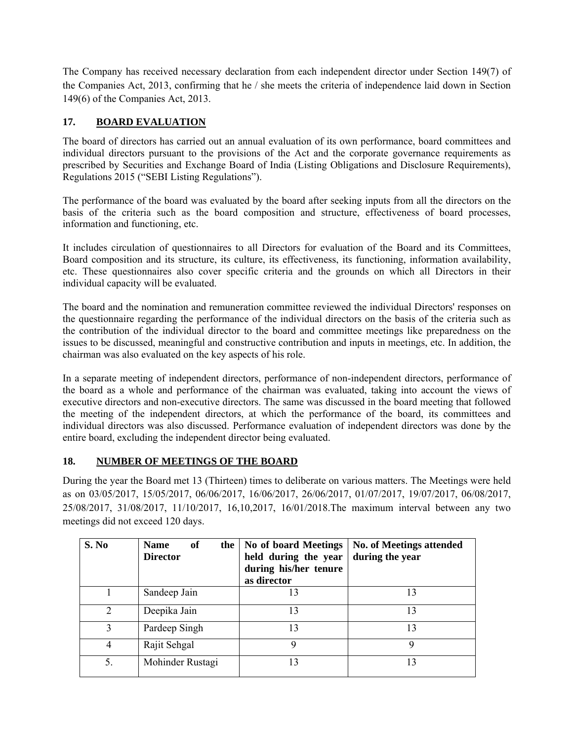The Company has received necessary declaration from each independent director under Section 149(7) of the Companies Act, 2013, confirming that he / she meets the criteria of independence laid down in Section 149(6) of the Companies Act, 2013.

## 17. BOARD EVALUATION

The board of directors has carried out an annual evaluation of its own performance, board committees and individual directors pursuant to the provisions of the Act and the corporate governance requirements as prescribed by Securities and Exchange Board of India (Listing Obligations and Disclosure Requirements), Regulations 2015 ("SEBI Listing Regulations").

The performance of the board was evaluated by the board after seeking inputs from all the directors on the basis of the criteria such as the board composition and structure, effectiveness of board processes, information and functioning, etc.

It includes circulation of questionnaires to all Directors for evaluation of the Board and its Committees, Board composition and its structure, its culture, its effectiveness, its functioning, information availability, etc. These questionnaires also cover specific criteria and the grounds on which all Directors in their individual capacity will be evaluated.

The board and the nomination and remuneration committee reviewed the individual Directors' responses on the questionnaire regarding the performance of the individual directors on the basis of the criteria such as the contribution of the individual director to the board and committee meetings like preparedness on the issues to be discussed, meaningful and constructive contribution and inputs in meetings, etc. In addition, the chairman was also evaluated on the key aspects of his role.

In a separate meeting of independent directors, performance of non-independent directors, performance of the board as a whole and performance of the chairman was evaluated, taking into account the views of executive directors and non-executive directors. The same was discussed in the board meeting that followed the meeting of the independent directors, at which the performance of the board, its committees and individual directors was also discussed. Performance evaluation of independent directors was done by the entire board, excluding the independent director being evaluated.

## 18. NUMBER OF MEETINGS OF THE BOARD

During the year the Board met 13 (Thirteen) times to deliberate on various matters. The Meetings were held as on 03/05/2017, 15/05/2017, 06/06/2017, 16/06/2017, 26/06/2017, 01/07/2017, 19/07/2017, 06/08/2017, 25/08/2017, 31/08/2017, 11/10/2017, 16,10,2017, 16/01/2018.The maximum interval between any two meetings did not exceed 120 days.

| S. No | Name of the Director | No of board Meetings held during the year during his/her tenure as director | No. of Meetings attended during the year |
|---|---|---|---|
| 1 | Sandeep Jain | 13 | 13 |
| 2 | Deepika Jain | 13 | 13 |
| 3 | Pardeep Singh | 13 | 13 |
| 4 | Rajit Sehgal | 9 | 9 |
| 5. | Mohinder Rustagi | 13 | 13 |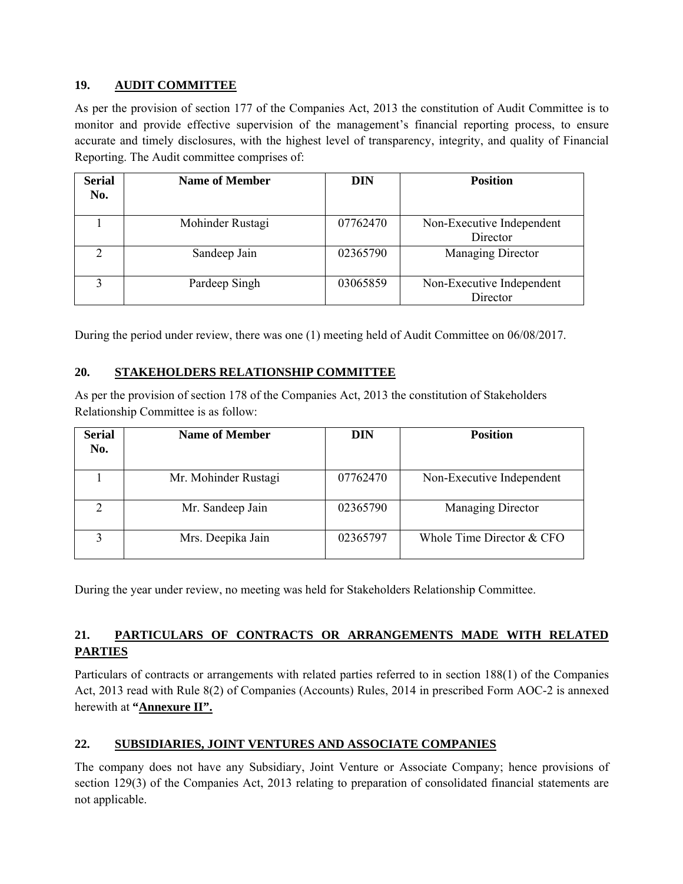## 19. AUDIT COMMITTEE

As per the provision of section 177 of the Companies Act, 2013 the constitution of Audit Committee is to monitor and provide effective supervision of the management's financial reporting process, to ensure accurate and timely disclosures, with the highest level of transparency, integrity, and quality of Financial Reporting. The Audit committee comprises of:

| Serial No. | Name of Member | DIN | Position |
|---|---|---|---|
| 1 | Mohinder Rustagi | 07762470 | Non-Executive Independent Director |
| 2 | Sandeep Jain | 02365790 | Managing Director |
| 3 | Pardeep Singh | 03065859 | Non-Executive Independent Director |

During the period under review, there was one (1) meeting held of Audit Committee on 06/08/2017.

## 20. STAKEHOLDERS RELATIONSHIP COMMITTEE

As per the provision of section 178 of the Companies Act, 2013 the constitution of Stakeholders Relationship Committee is as follow:

| Serial No. | Name of Member | DIN | Position |
|---|---|---|---|
| 1 | Mr. Mohinder Rustagi | 07762470 | Non-Executive Independent |
| 2 | Mr. Sandeep Jain | 02365790 | Managing Director |
| 3 | Mrs. Deepika Jain | 02365797 | Whole Time Director & CFO |

During the year under review, no meeting was held for Stakeholders Relationship Committee.

## 21. PARTICULARS OF CONTRACTS OR ARRANGEMENTS MADE WITH RELATED PARTIES

Particulars of contracts or arrangements with related parties referred to in section 188(1) of the Companies Act, 2013 read with Rule 8(2) of Companies (Accounts) Rules, 2014 in prescribed Form AOC-2 is annexed herewith at **"Annexure II".**

## 22. SUBSIDIARIES, JOINT VENTURES AND ASSOCIATE COMPANIES

The company does not have any Subsidiary, Joint Venture or Associate Company; hence provisions of section 129(3) of the Companies Act, 2013 relating to preparation of consolidated financial statements are not applicable.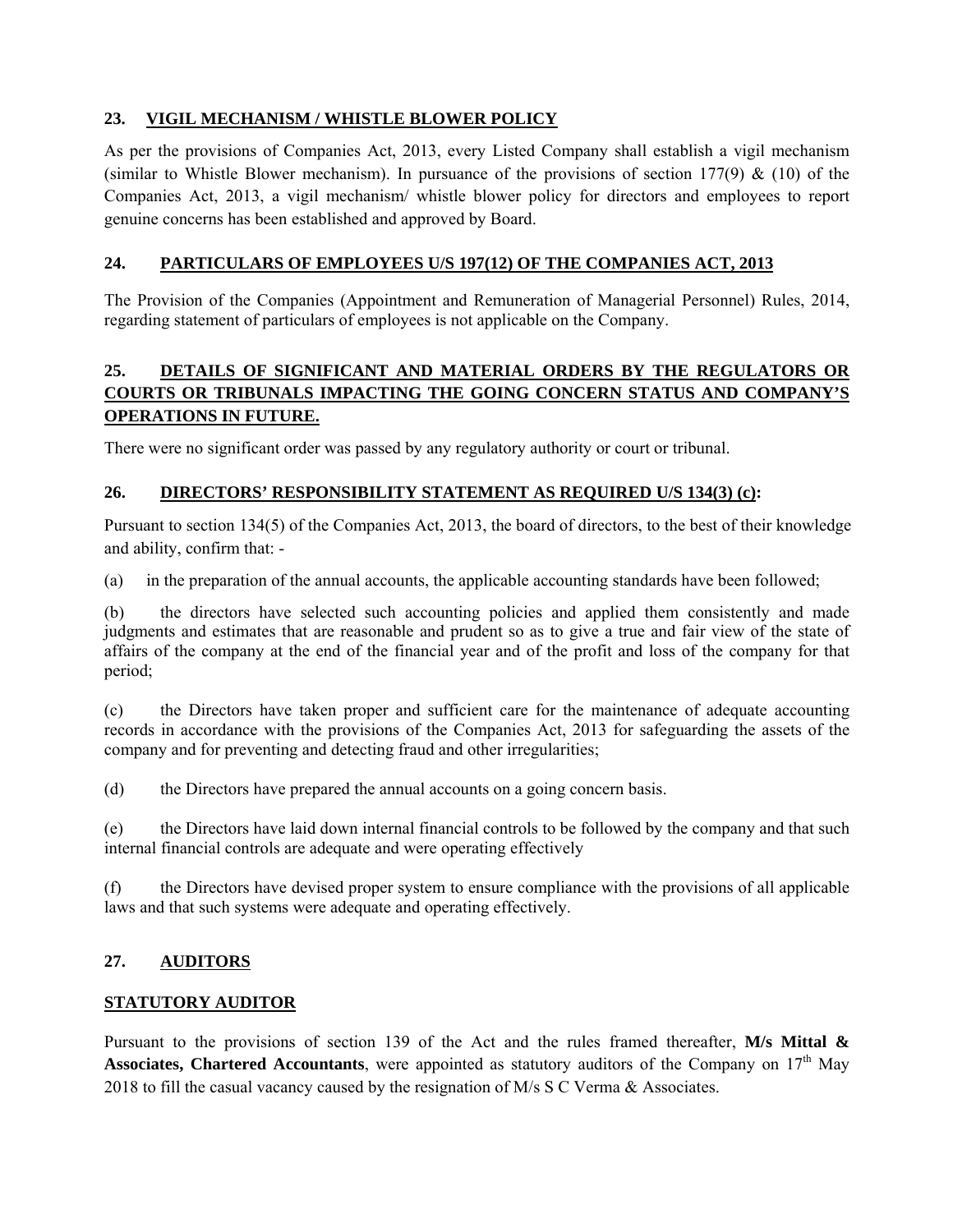## 23. VIGIL MECHANISM / WHISTLE BLOWER POLICY

As per the provisions of Companies Act, 2013, every Listed Company shall establish a vigil mechanism (similar to Whistle Blower mechanism). In pursuance of the provisions of section 177(9) & (10) of the Companies Act, 2013, a vigil mechanism/ whistle blower policy for directors and employees to report genuine concerns has been established and approved by Board.

## 24. PARTICULARS OF EMPLOYEES U/S 197(12) OF THE COMPANIES ACT, 2013

The Provision of the Companies (Appointment and Remuneration of Managerial Personnel) Rules, 2014, regarding statement of particulars of employees is not applicable on the Company.

## 25. DETAILS OF SIGNIFICANT AND MATERIAL ORDERS BY THE REGULATORS OR COURTS OR TRIBUNALS IMPACTING THE GOING CONCERN STATUS AND COMPANY'S OPERATIONS IN FUTURE.

There were no significant order was passed by any regulatory authority or court or tribunal.

## 26. DIRECTORS' RESPONSIBILITY STATEMENT AS REQUIRED U/S 134(3) (c):

Pursuant to section 134(5) of the Companies Act, 2013, the board of directors, to the best of their knowledge and ability, confirm that: -

(a) in the preparation of the annual accounts, the applicable accounting standards have been followed;

(b) the directors have selected such accounting policies and applied them consistently and made judgments and estimates that are reasonable and prudent so as to give a true and fair view of the state of affairs of the company at the end of the financial year and of the profit and loss of the company for that period;

(c) the Directors have taken proper and sufficient care for the maintenance of adequate accounting records in accordance with the provisions of the Companies Act, 2013 for safeguarding the assets of the company and for preventing and detecting fraud and other irregularities;

(d) the Directors have prepared the annual accounts on a going concern basis.

(e) the Directors have laid down internal financial controls to be followed by the company and that such internal financial controls are adequate and were operating effectively

(f) the Directors have devised proper system to ensure compliance with the provisions of all applicable laws and that such systems were adequate and operating effectively.

## 27. AUDITORS

### STATUTORY AUDITOR

Pursuant to the provisions of section 139 of the Act and the rules framed thereafter, **M/s Mittal & Associates, Chartered Accountants**, were appointed as statutory auditors of the Company on 17th May 2018 to fill the casual vacancy caused by the resignation of M/s S C Verma & Associates.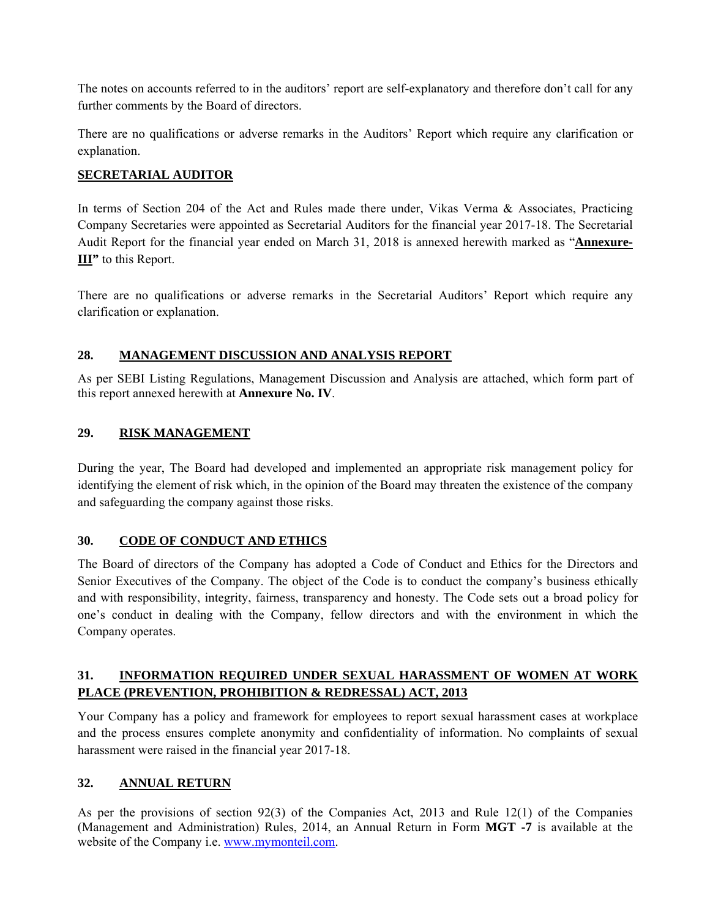The notes on accounts referred to in the auditors' report are self-explanatory and therefore don't call for any further comments by the Board of directors.

There are no qualifications or adverse remarks in the Auditors' Report which require any clarification or explanation.

**SECRETARIAL AUDITOR**

In terms of Section 204 of the Act and Rules made there under, Vikas Verma & Associates, Practicing Company Secretaries were appointed as Secretarial Auditors for the financial year 2017-18. The Secretarial Audit Report for the financial year ended on March 31, 2018 is annexed herewith marked as "**Annexure-III"** to this Report.

There are no qualifications or adverse remarks in the Secretarial Auditors' Report which require any clarification or explanation.

## 28. MANAGEMENT DISCUSSION AND ANALYSIS REPORT

As per SEBI Listing Regulations, Management Discussion and Analysis are attached, which form part of this report annexed herewith at **Annexure No. IV**.

## 29. RISK MANAGEMENT

During the year, The Board had developed and implemented an appropriate risk management policy for identifying the element of risk which, in the opinion of the Board may threaten the existence of the company and safeguarding the company against those risks.

## 30. CODE OF CONDUCT AND ETHICS

The Board of directors of the Company has adopted a Code of Conduct and Ethics for the Directors and Senior Executives of the Company. The object of the Code is to conduct the company's business ethically and with responsibility, integrity, fairness, transparency and honesty. The Code sets out a broad policy for one's conduct in dealing with the Company, fellow directors and with the environment in which the Company operates.

## 31. INFORMATION REQUIRED UNDER SEXUAL HARASSMENT OF WOMEN AT WORK PLACE (PREVENTION, PROHIBITION & REDRESSAL) ACT, 2013

Your Company has a policy and framework for employees to report sexual harassment cases at workplace and the process ensures complete anonymity and confidentiality of information. No complaints of sexual harassment were raised in the financial year 2017-18.

## 32. ANNUAL RETURN

As per the provisions of section 92(3) of the Companies Act, 2013 and Rule 12(1) of the Companies (Management and Administration) Rules, 2014, an Annual Return in Form **MGT -7** is available at the website of the Company i.e. www.mymonteil.com.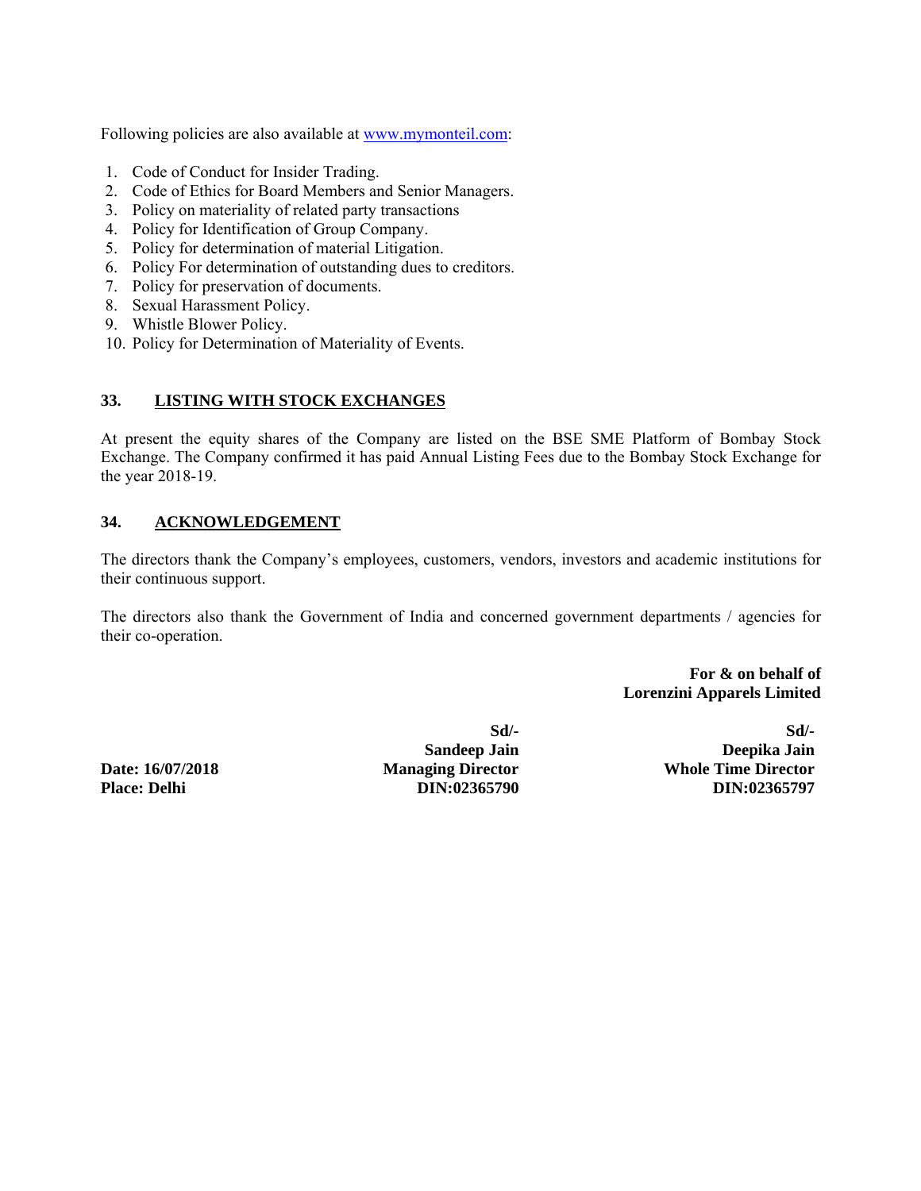Following policies are also available at www.mymonteil.com:

1. Code of Conduct for Insider Trading.
2. Code of Ethics for Board Members and Senior Managers.
3. Policy on materiality of related party transactions
4. Policy for Identification of Group Company.
5. Policy for determination of material Litigation.
6. Policy For determination of outstanding dues to creditors.
7. Policy for preservation of documents.
8. Sexual Harassment Policy.
9. Whistle Blower Policy.
10. Policy for Determination of Materiality of Events.

## 33. LISTING WITH STOCK EXCHANGES

At present the equity shares of the Company are listed on the BSE SME Platform of Bombay Stock Exchange. The Company confirmed it has paid Annual Listing Fees due to the Bombay Stock Exchange for the year 2018-19.

## 34. ACKNOWLEDGEMENT

The directors thank the Company's employees, customers, vendors, investors and academic institutions for their continuous support.

The directors also thank the Government of India and concerned government departments / agencies for their co-operation.

**For & on behalf of**
**Lorenzini Apparels Limited**

| | | |
|---|---|---|
| | **Sd/-** | **Sd/-** |
| | **Sandeep Jain** | **Deepika Jain** |
| **Date: 16/07/2018** | **Managing Director** | **Whole Time Director** |
| **Place: Delhi** | **DIN:02365790** | **DIN:02365797** |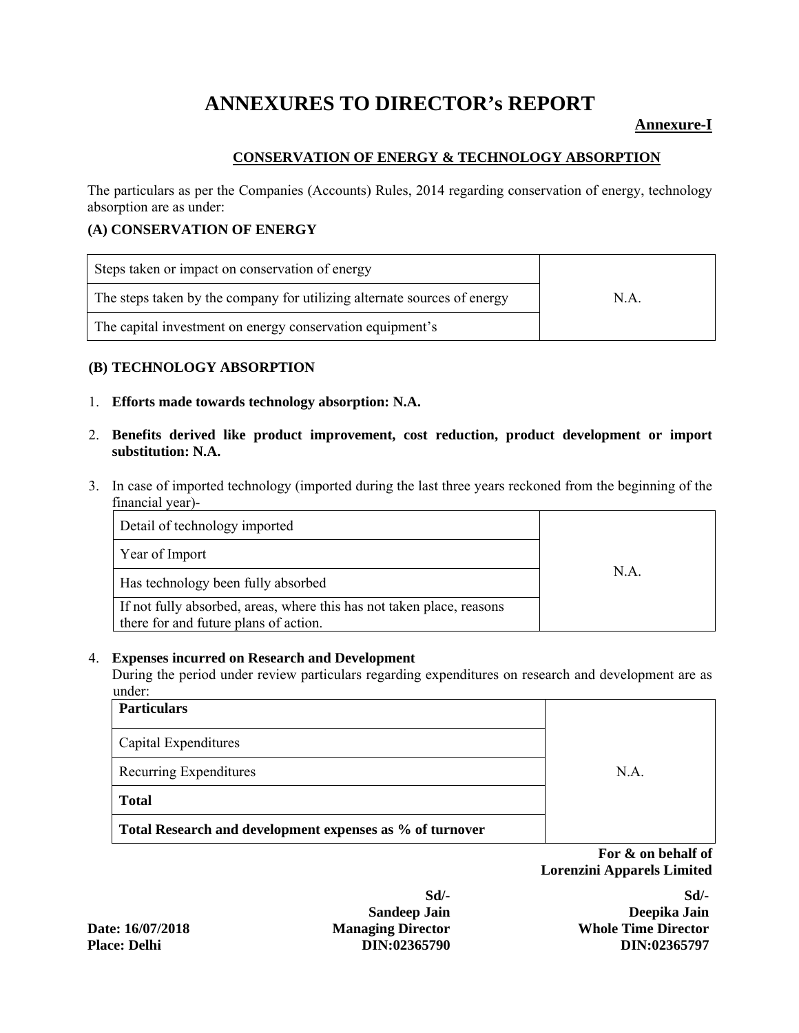# ANNEXURES TO DIRECTOR's REPORT

**Annexure-I**

**CONSERVATION OF ENERGY & TECHNOLOGY ABSORPTION**

The particulars as per the Companies (Accounts) Rules, 2014 regarding conservation of energy, technology absorption are as under:

### (A) CONSERVATION OF ENERGY

| | |
|---|---|
| Steps taken or impact on conservation of energy | N.A. |
| The steps taken by the company for utilizing alternate sources of energy | |
| The capital investment on energy conservation equipment's | |

### (B) TECHNOLOGY ABSORPTION

1. **Efforts made towards technology absorption: N.A.**

2. **Benefits derived like product improvement, cost reduction, product development or import substitution: N.A.**

3. In case of imported technology (imported during the last three years reckoned from the beginning of the financial year)-

| | |
|---|---|
| Detail of technology imported | N.A. |
| Year of Import | |
| Has technology been fully absorbed | |
| If not fully absorbed, areas, where this has not taken place, reasons there for and future plans of action. | |

4. **Expenses incurred on Research and Development**

   During the period under review particulars regarding expenditures on research and development are as under:

| **Particulars** | N.A. |
|---|---|
| Capital Expenditures | |
| Recurring Expenditures | |
| **Total** | |
| **Total Research and development expenses as % of turnover** | |

**For & on behalf of**
**Lorenzini Apparels Limited**

| | | |
|---|---|---|
| | **Sd/-** | **Sd/-** |
| | **Sandeep Jain** | **Deepika Jain** |
| **Date: 16/07/2018** | **Managing Director** | **Whole Time Director** |
| **Place: Delhi** | **DIN:02365790** | **DIN:02365797** |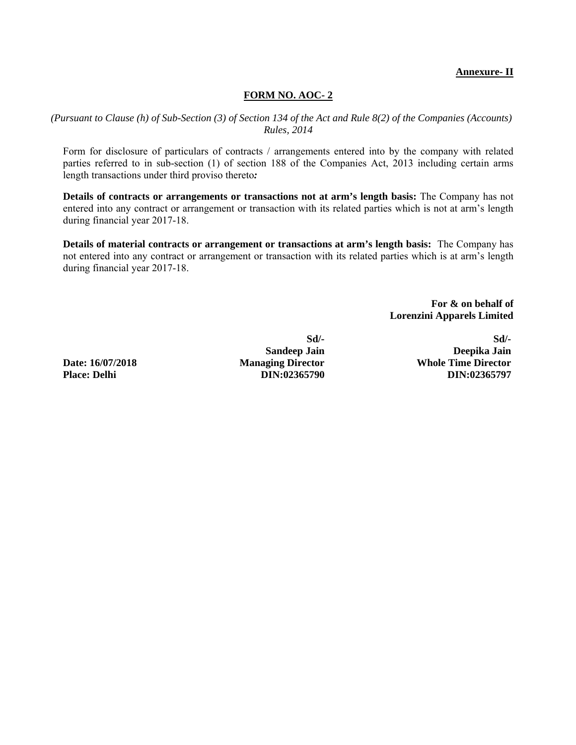**Annexure- II**

## FORM NO. AOC- 2

*(Pursuant to Clause (h) of Sub-Section (3) of Section 134 of the Act and Rule 8(2) of the Companies (Accounts) Rules, 2014*

Form for disclosure of particulars of contracts / arrangements entered into by the company with related parties referred to in sub-section (1) of section 188 of the Companies Act, 2013 including certain arms length transactions under third proviso thereto***:***

**Details of contracts or arrangements or transactions not at arm's length basis:** The Company has not entered into any contract or arrangement or transaction with its related parties which is not at arm's length during financial year 2017-18.

**Details of material contracts or arrangement or transactions at arm's length basis:** The Company has not entered into any contract or arrangement or transaction with its related parties which is at arm's length during financial year 2017-18.

**For & on behalf of**
**Lorenzini Apparels Limited**

| | | |
|---|---|---|
| | **Sd/-** | **Sd/-** |
| | **Sandeep Jain** | **Deepika Jain** |
| **Date: 16/07/2018** | **Managing Director** | **Whole Time Director** |
| **Place: Delhi** | **DIN:02365790** | **DIN:02365797** |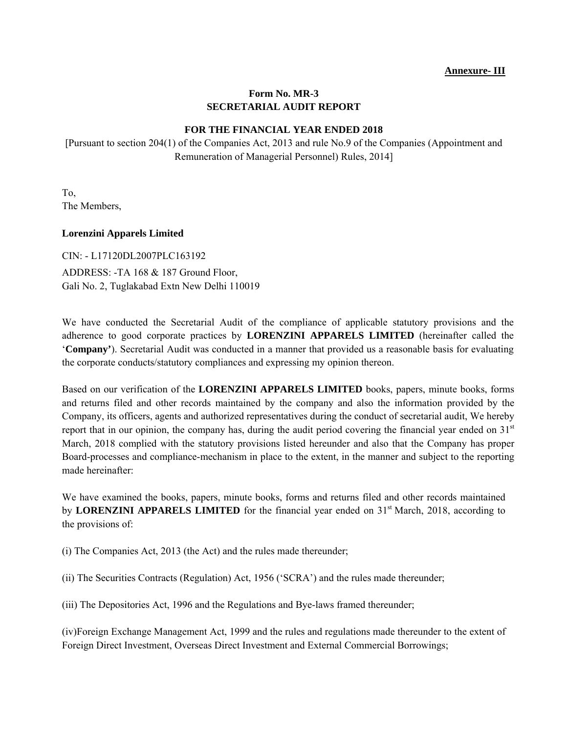**Annexure- III**

**Form No. MR-3**
**SECRETARIAL AUDIT REPORT**

**FOR THE FINANCIAL YEAR ENDED 2018**

[Pursuant to section 204(1) of the Companies Act, 2013 and rule No.9 of the Companies (Appointment and Remuneration of Managerial Personnel) Rules, 2014]

To,
The Members,

**Lorenzini Apparels Limited**

CIN: - L17120DL2007PLC163192

ADDRESS: -TA 168 & 187 Ground Floor,
Gali No. 2, Tuglakabad Extn New Delhi 110019

We have conducted the Secretarial Audit of the compliance of applicable statutory provisions and the adherence to good corporate practices by **LORENZINI APPARELS LIMITED** (hereinafter called the '**Company'**). Secretarial Audit was conducted in a manner that provided us a reasonable basis for evaluating the corporate conducts/statutory compliances and expressing my opinion thereon.

Based on our verification of the **LORENZINI APPARELS LIMITED** books, papers, minute books, forms and returns filed and other records maintained by the company and also the information provided by the Company, its officers, agents and authorized representatives during the conduct of secretarial audit, We hereby report that in our opinion, the company has, during the audit period covering the financial year ended on 31st March, 2018 complied with the statutory provisions listed hereunder and also that the Company has proper Board-processes and compliance-mechanism in place to the extent, in the manner and subject to the reporting made hereinafter:

We have examined the books, papers, minute books, forms and returns filed and other records maintained by **LORENZINI APPARELS LIMITED** for the financial year ended on 31st March, 2018, according to the provisions of:

(i) The Companies Act, 2013 (the Act) and the rules made thereunder;

(ii) The Securities Contracts (Regulation) Act, 1956 ('SCRA') and the rules made thereunder;

(iii) The Depositories Act, 1996 and the Regulations and Bye-laws framed thereunder;

(iv)Foreign Exchange Management Act, 1999 and the rules and regulations made thereunder to the extent of Foreign Direct Investment, Overseas Direct Investment and External Commercial Borrowings;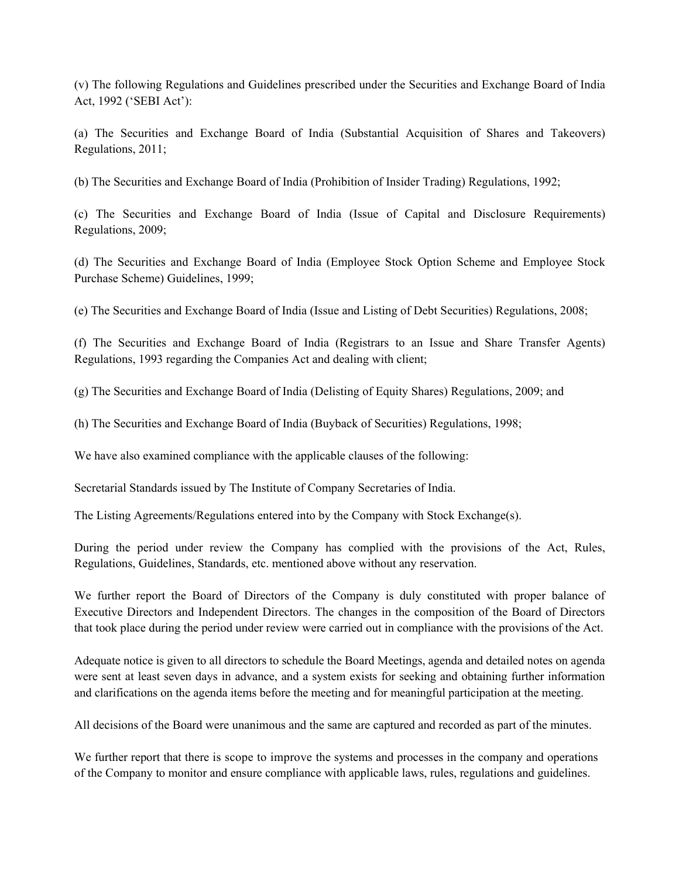(v) The following Regulations and Guidelines prescribed under the Securities and Exchange Board of India Act, 1992 ('SEBI Act'):

(a) The Securities and Exchange Board of India (Substantial Acquisition of Shares and Takeovers) Regulations, 2011;

(b) The Securities and Exchange Board of India (Prohibition of Insider Trading) Regulations, 1992;

(c) The Securities and Exchange Board of India (Issue of Capital and Disclosure Requirements) Regulations, 2009;

(d) The Securities and Exchange Board of India (Employee Stock Option Scheme and Employee Stock Purchase Scheme) Guidelines, 1999;

(e) The Securities and Exchange Board of India (Issue and Listing of Debt Securities) Regulations, 2008;

(f) The Securities and Exchange Board of India (Registrars to an Issue and Share Transfer Agents) Regulations, 1993 regarding the Companies Act and dealing with client;

(g) The Securities and Exchange Board of India (Delisting of Equity Shares) Regulations, 2009; and

(h) The Securities and Exchange Board of India (Buyback of Securities) Regulations, 1998;

We have also examined compliance with the applicable clauses of the following:

Secretarial Standards issued by The Institute of Company Secretaries of India.

The Listing Agreements/Regulations entered into by the Company with Stock Exchange(s).

During the period under review the Company has complied with the provisions of the Act, Rules, Regulations, Guidelines, Standards, etc. mentioned above without any reservation.

We further report the Board of Directors of the Company is duly constituted with proper balance of Executive Directors and Independent Directors. The changes in the composition of the Board of Directors that took place during the period under review were carried out in compliance with the provisions of the Act.

Adequate notice is given to all directors to schedule the Board Meetings, agenda and detailed notes on agenda were sent at least seven days in advance, and a system exists for seeking and obtaining further information and clarifications on the agenda items before the meeting and for meaningful participation at the meeting.

All decisions of the Board were unanimous and the same are captured and recorded as part of the minutes.

We further report that there is scope to improve the systems and processes in the company and operations of the Company to monitor and ensure compliance with applicable laws, rules, regulations and guidelines.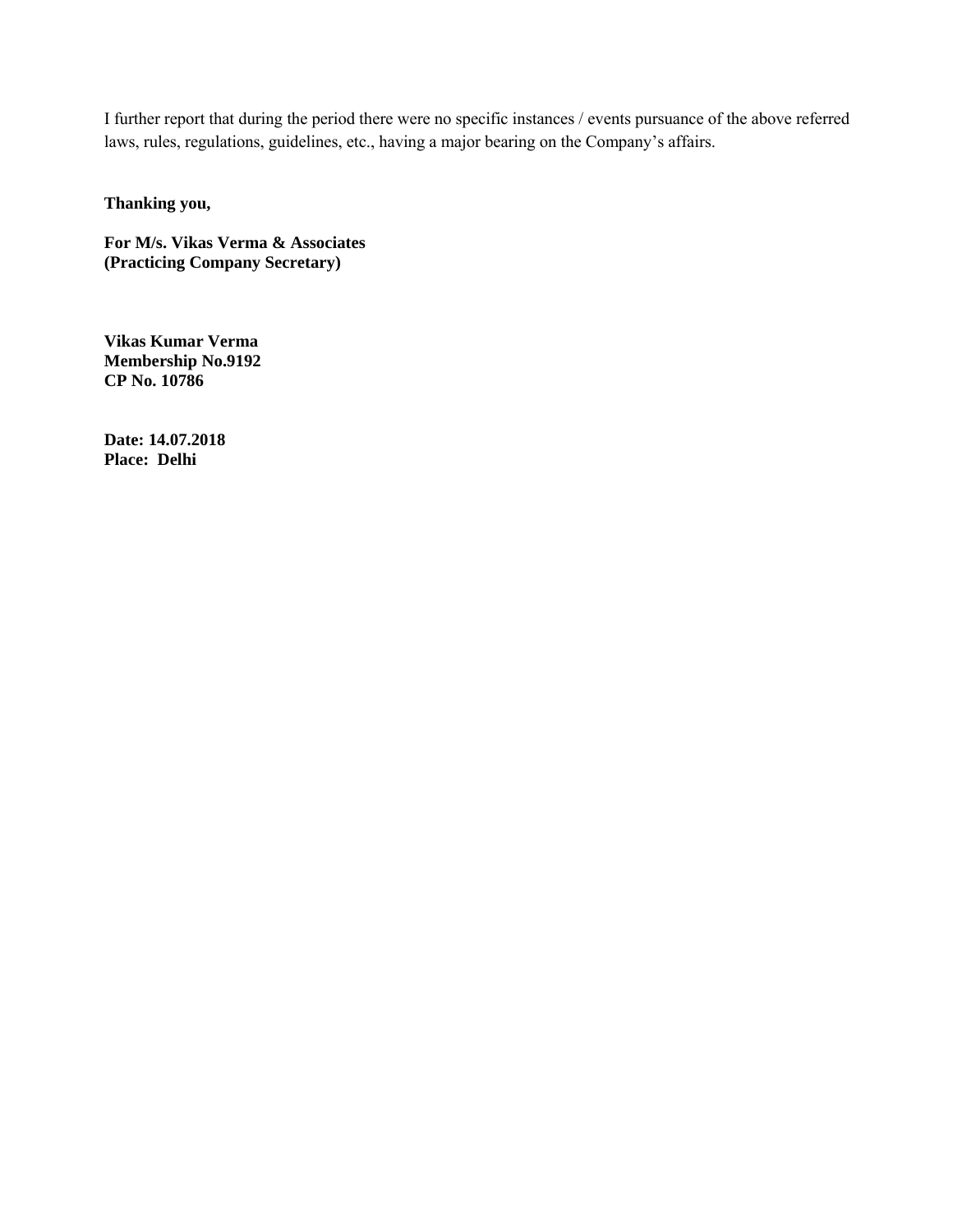I further report that during the period there were no specific instances / events pursuance of the above referred laws, rules, regulations, guidelines, etc., having a major bearing on the Company's affairs.

**Thanking you,**

**For M/s. Vikas Verma & Associates**
**(Practicing Company Secretary)**

**Vikas Kumar Verma**
**Membership No.9192**
**CP No. 10786**

**Date: 14.07.2018**
**Place: Delhi**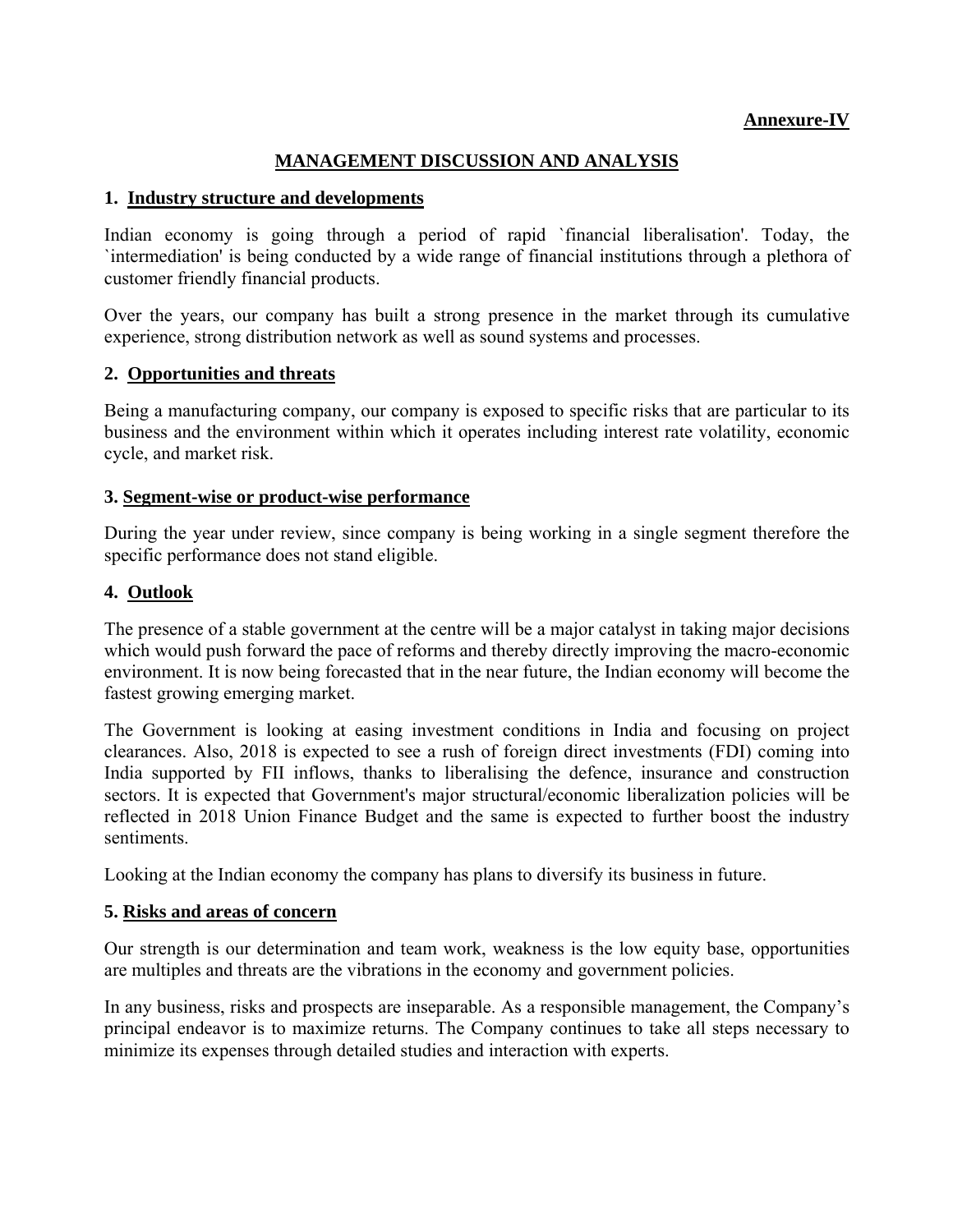**Annexure-IV**

# MANAGEMENT DISCUSSION AND ANALYSIS

## 1. Industry structure and developments

Indian economy is going through a period of rapid `financial liberalisation'. Today, the `intermediation' is being conducted by a wide range of financial institutions through a plethora of customer friendly financial products.

Over the years, our company has built a strong presence in the market through its cumulative experience, strong distribution network as well as sound systems and processes.

## 2. Opportunities and threats

Being a manufacturing company, our company is exposed to specific risks that are particular to its business and the environment within which it operates including interest rate volatility, economic cycle, and market risk.

## 3. Segment-wise or product-wise performance

During the year under review, since company is being working in a single segment therefore the specific performance does not stand eligible.

## 4. Outlook

The presence of a stable government at the centre will be a major catalyst in taking major decisions which would push forward the pace of reforms and thereby directly improving the macro-economic environment. It is now being forecasted that in the near future, the Indian economy will become the fastest growing emerging market.

The Government is looking at easing investment conditions in India and focusing on project clearances. Also, 2018 is expected to see a rush of foreign direct investments (FDI) coming into India supported by FII inflows, thanks to liberalising the defence, insurance and construction sectors. It is expected that Government's major structural/economic liberalization policies will be reflected in 2018 Union Finance Budget and the same is expected to further boost the industry sentiments.

Looking at the Indian economy the company has plans to diversify its business in future.

## 5. Risks and areas of concern

Our strength is our determination and team work, weakness is the low equity base, opportunities are multiples and threats are the vibrations in the economy and government policies.

In any business, risks and prospects are inseparable. As a responsible management, the Company's principal endeavor is to maximize returns. The Company continues to take all steps necessary to minimize its expenses through detailed studies and interaction with experts.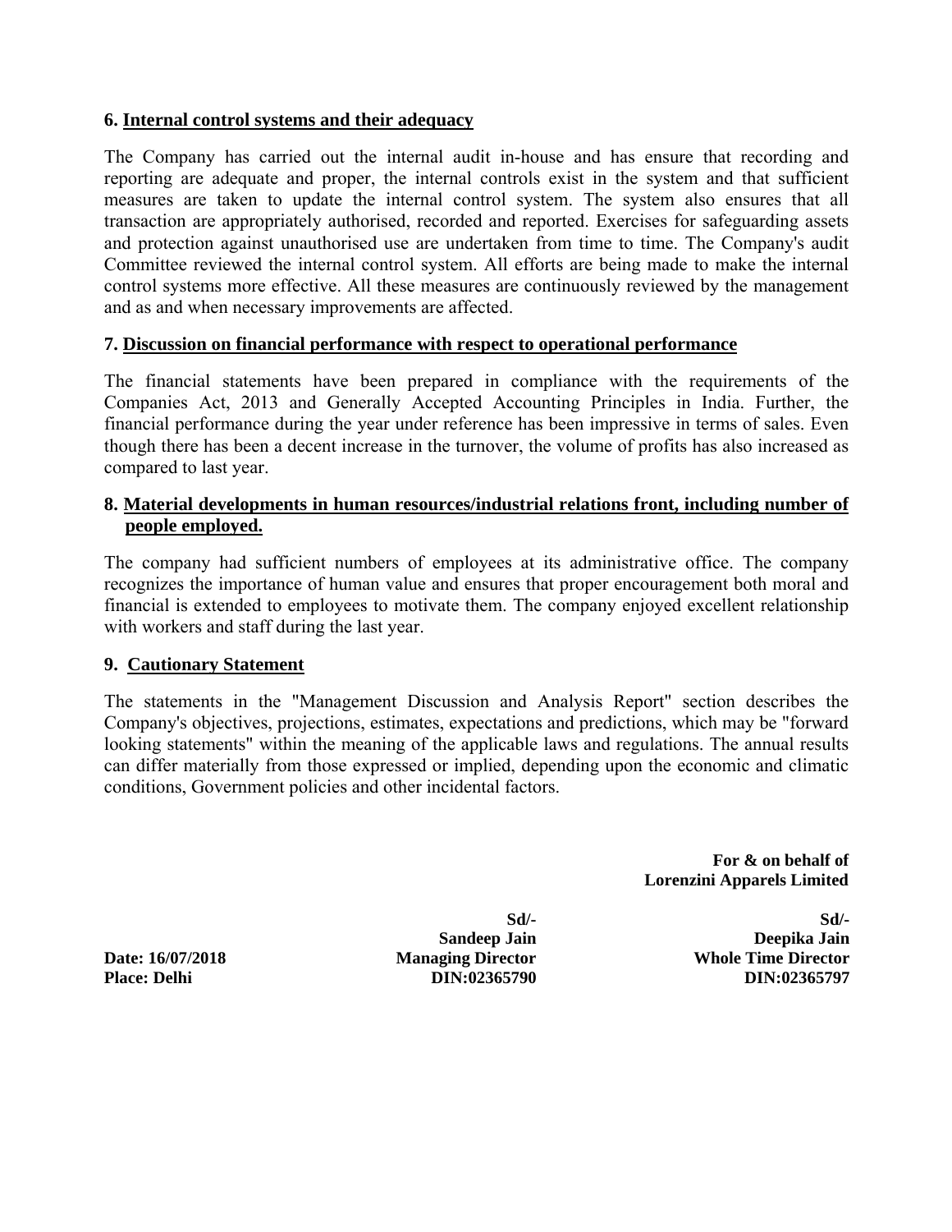## 6. Internal control systems and their adequacy

The Company has carried out the internal audit in-house and has ensure that recording and reporting are adequate and proper, the internal controls exist in the system and that sufficient measures are taken to update the internal control system. The system also ensures that all transaction are appropriately authorised, recorded and reported. Exercises for safeguarding assets and protection against unauthorised use are undertaken from time to time. The Company's audit Committee reviewed the internal control system. All efforts are being made to make the internal control systems more effective. All these measures are continuously reviewed by the management and as and when necessary improvements are affected.

## 7. Discussion on financial performance with respect to operational performance

The financial statements have been prepared in compliance with the requirements of the Companies Act, 2013 and Generally Accepted Accounting Principles in India. Further, the financial performance during the year under reference has been impressive in terms of sales. Even though there has been a decent increase in the turnover, the volume of profits has also increased as compared to last year.

## 8. Material developments in human resources/industrial relations front, including number of people employed.

The company had sufficient numbers of employees at its administrative office. The company recognizes the importance of human value and ensures that proper encouragement both moral and financial is extended to employees to motivate them. The company enjoyed excellent relationship with workers and staff during the last year.

## 9. Cautionary Statement

The statements in the "Management Discussion and Analysis Report" section describes the Company's objectives, projections, estimates, expectations and predictions, which may be "forward looking statements" within the meaning of the applicable laws and regulations. The annual results can differ materially from those expressed or implied, depending upon the economic and climatic conditions, Government policies and other incidental factors.

**For & on behalf of**
**Lorenzini Apparels Limited**

| | | |
|---|---|---|
| | **Sd/-** | **Sd/-** |
| | **Sandeep Jain** | **Deepika Jain** |
| **Date: 16/07/2018** | **Managing Director** | **Whole Time Director** |
| **Place: Delhi** | **DIN:02365790** | **DIN:02365797** |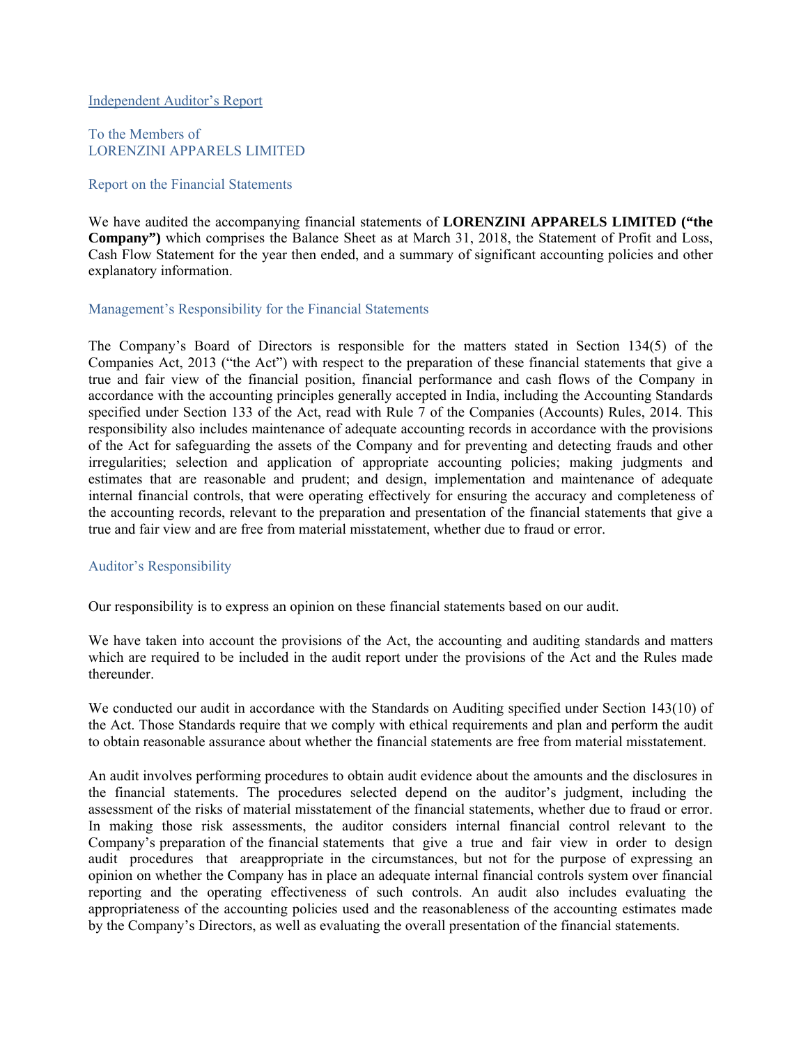## Independent Auditor's Report

To the Members of
LORENZINI APPARELS LIMITED

### Report on the Financial Statements

We have audited the accompanying financial statements of **LORENZINI APPARELS LIMITED ("the Company")** which comprises the Balance Sheet as at March 31, 2018, the Statement of Profit and Loss, Cash Flow Statement for the year then ended, and a summary of significant accounting policies and other explanatory information.

### Management's Responsibility for the Financial Statements

The Company's Board of Directors is responsible for the matters stated in Section 134(5) of the Companies Act, 2013 ("the Act") with respect to the preparation of these financial statements that give a true and fair view of the financial position, financial performance and cash flows of the Company in accordance with the accounting principles generally accepted in India, including the Accounting Standards specified under Section 133 of the Act, read with Rule 7 of the Companies (Accounts) Rules, 2014. This responsibility also includes maintenance of adequate accounting records in accordance with the provisions of the Act for safeguarding the assets of the Company and for preventing and detecting frauds and other irregularities; selection and application of appropriate accounting policies; making judgments and estimates that are reasonable and prudent; and design, implementation and maintenance of adequate internal financial controls, that were operating effectively for ensuring the accuracy and completeness of the accounting records, relevant to the preparation and presentation of the financial statements that give a true and fair view and are free from material misstatement, whether due to fraud or error.

### Auditor's Responsibility

Our responsibility is to express an opinion on these financial statements based on our audit.

We have taken into account the provisions of the Act, the accounting and auditing standards and matters which are required to be included in the audit report under the provisions of the Act and the Rules made thereunder.

We conducted our audit in accordance with the Standards on Auditing specified under Section 143(10) of the Act. Those Standards require that we comply with ethical requirements and plan and perform the audit to obtain reasonable assurance about whether the financial statements are free from material misstatement.

An audit involves performing procedures to obtain audit evidence about the amounts and the disclosures in the financial statements. The procedures selected depend on the auditor's judgment, including the assessment of the risks of material misstatement of the financial statements, whether due to fraud or error. In making those risk assessments, the auditor considers internal financial control relevant to the Company's preparation of the financial statements that give a true and fair view in order to design audit procedures that areappropriate in the circumstances, but not for the purpose of expressing an opinion on whether the Company has in place an adequate internal financial controls system over financial reporting and the operating effectiveness of such controls. An audit also includes evaluating the appropriateness of the accounting policies used and the reasonableness of the accounting estimates made by the Company's Directors, as well as evaluating the overall presentation of the financial statements.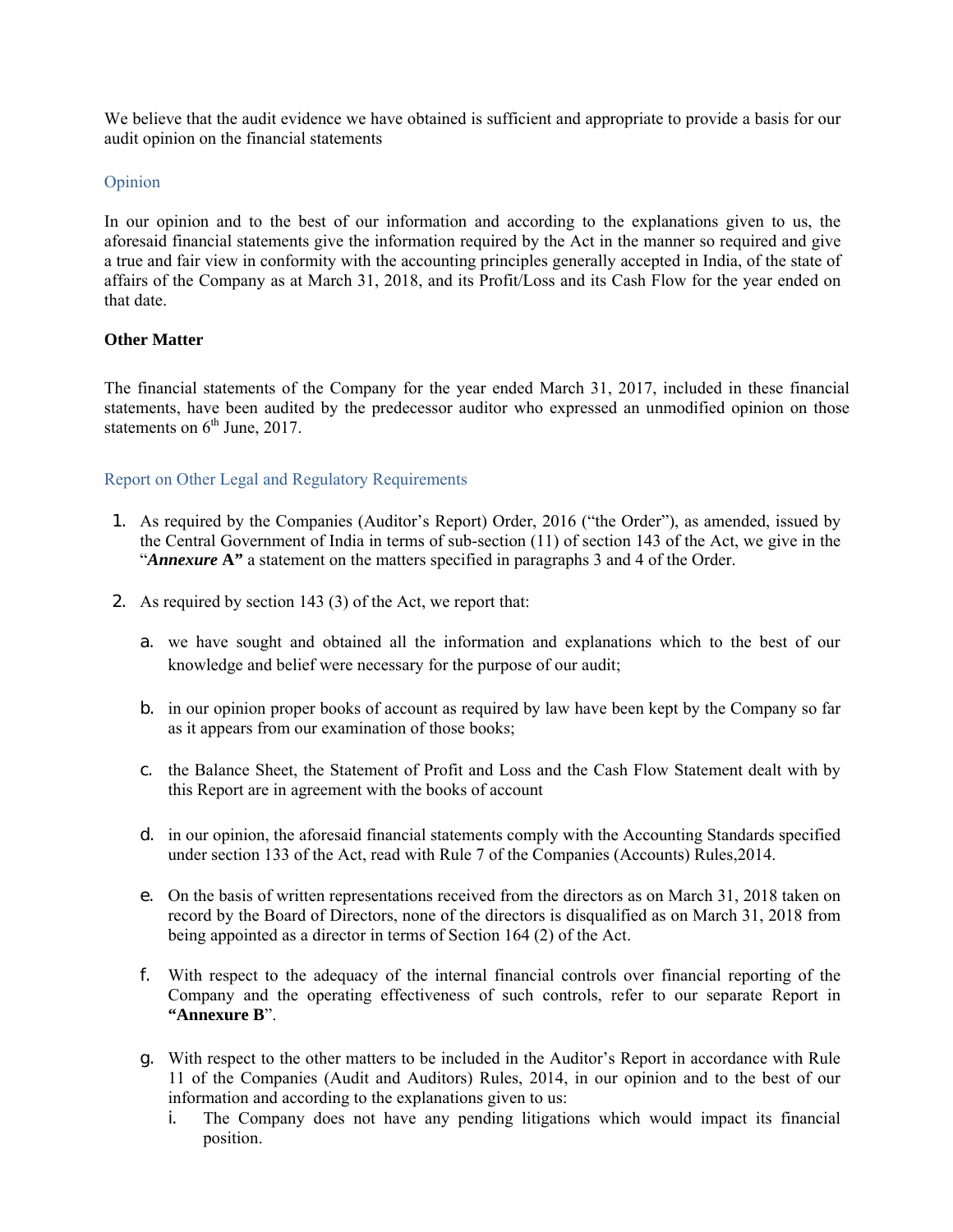We believe that the audit evidence we have obtained is sufficient and appropriate to provide a basis for our audit opinion on the financial statements

## Opinion

In our opinion and to the best of our information and according to the explanations given to us, the aforesaid financial statements give the information required by the Act in the manner so required and give a true and fair view in conformity with the accounting principles generally accepted in India, of the state of affairs of the Company as at March 31, 2018, and its Profit/Loss and its Cash Flow for the year ended on that date.

**Other Matter**

The financial statements of the Company for the year ended March 31, 2017, included in these financial statements, have been audited by the predecessor auditor who expressed an unmodified opinion on those statements on 6th June, 2017.

## Report on Other Legal and Regulatory Requirements

1. As required by the Companies (Auditor's Report) Order, 2016 ("the Order"), as amended, issued by the Central Government of India in terms of sub-section (11) of section 143 of the Act, we give in the "***Annexure* A"** a statement on the matters specified in paragraphs 3 and 4 of the Order.

2. As required by section 143 (3) of the Act, we report that:

   a. we have sought and obtained all the information and explanations which to the best of our knowledge and belief were necessary for the purpose of our audit;

   b. in our opinion proper books of account as required by law have been kept by the Company so far as it appears from our examination of those books;

   c. the Balance Sheet, the Statement of Profit and Loss and the Cash Flow Statement dealt with by this Report are in agreement with the books of account

   d. in our opinion, the aforesaid financial statements comply with the Accounting Standards specified under section 133 of the Act, read with Rule 7 of the Companies (Accounts) Rules,2014.

   e. On the basis of written representations received from the directors as on March 31, 2018 taken on record by the Board of Directors, none of the directors is disqualified as on March 31, 2018 from being appointed as a director in terms of Section 164 (2) of the Act.

   f. With respect to the adequacy of the internal financial controls over financial reporting of the Company and the operating effectiveness of such controls, refer to our separate Report in **"Annexure B"**.

   g. With respect to the other matters to be included in the Auditor's Report in accordance with Rule 11 of the Companies (Audit and Auditors) Rules, 2014, in our opinion and to the best of our information and according to the explanations given to us:

      i. The Company does not have any pending litigations which would impact its financial position.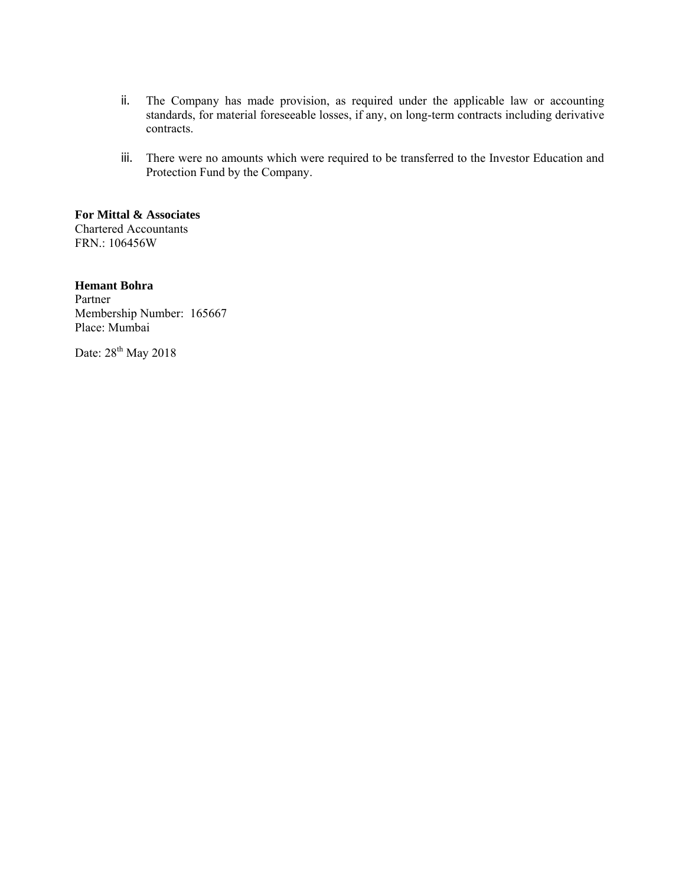ii. The Company has made provision, as required under the applicable law or accounting standards, for material foreseeable losses, if any, on long-term contracts including derivative contracts.

iii. There were no amounts which were required to be transferred to the Investor Education and Protection Fund by the Company.

**For Mittal & Associates**
Chartered Accountants
FRN.: 106456W

**Hemant Bohra**
Partner
Membership Number: 165667
Place: Mumbai

Date: 28th May 2018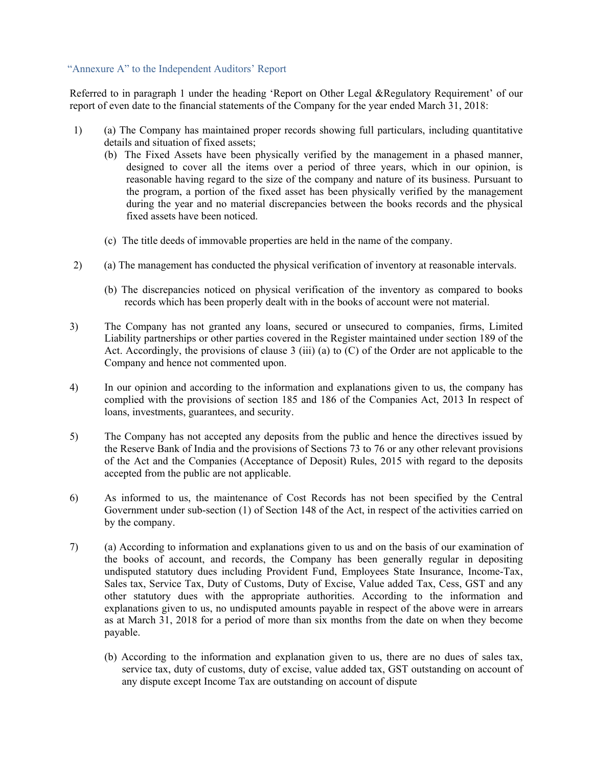"Annexure A" to the Independent Auditors' Report

Referred to in paragraph 1 under the heading 'Report on Other Legal &Regulatory Requirement' of our report of even date to the financial statements of the Company for the year ended March 31, 2018:

1) (a) The Company has maintained proper records showing full particulars, including quantitative details and situation of fixed assets;

   (b) The Fixed Assets have been physically verified by the management in a phased manner, designed to cover all the items over a period of three years, which in our opinion, is reasonable having regard to the size of the company and nature of its business. Pursuant to the program, a portion of the fixed asset has been physically verified by the management during the year and no material discrepancies between the books records and the physical fixed assets have been noticed.

   (c) The title deeds of immovable properties are held in the name of the company.

2) (a) The management has conducted the physical verification of inventory at reasonable intervals.

   (b) The discrepancies noticed on physical verification of the inventory as compared to books records which has been properly dealt with in the books of account were not material.

3) The Company has not granted any loans, secured or unsecured to companies, firms, Limited Liability partnerships or other parties covered in the Register maintained under section 189 of the Act. Accordingly, the provisions of clause 3 (iii) (a) to (C) of the Order are not applicable to the Company and hence not commented upon.

4) In our opinion and according to the information and explanations given to us, the company has complied with the provisions of section 185 and 186 of the Companies Act, 2013 In respect of loans, investments, guarantees, and security.

5) The Company has not accepted any deposits from the public and hence the directives issued by the Reserve Bank of India and the provisions of Sections 73 to 76 or any other relevant provisions of the Act and the Companies (Acceptance of Deposit) Rules, 2015 with regard to the deposits accepted from the public are not applicable.

6) As informed to us, the maintenance of Cost Records has not been specified by the Central Government under sub-section (1) of Section 148 of the Act, in respect of the activities carried on by the company.

7) (a) According to information and explanations given to us and on the basis of our examination of the books of account, and records, the Company has been generally regular in depositing undisputed statutory dues including Provident Fund, Employees State Insurance, Income-Tax, Sales tax, Service Tax, Duty of Customs, Duty of Excise, Value added Tax, Cess, GST and any other statutory dues with the appropriate authorities. According to the information and explanations given to us, no undisputed amounts payable in respect of the above were in arrears as at March 31, 2018 for a period of more than six months from the date on when they become payable.

   (b) According to the information and explanation given to us, there are no dues of sales tax, service tax, duty of customs, duty of excise, value added tax, GST outstanding on account of any dispute except Income Tax are outstanding on account of dispute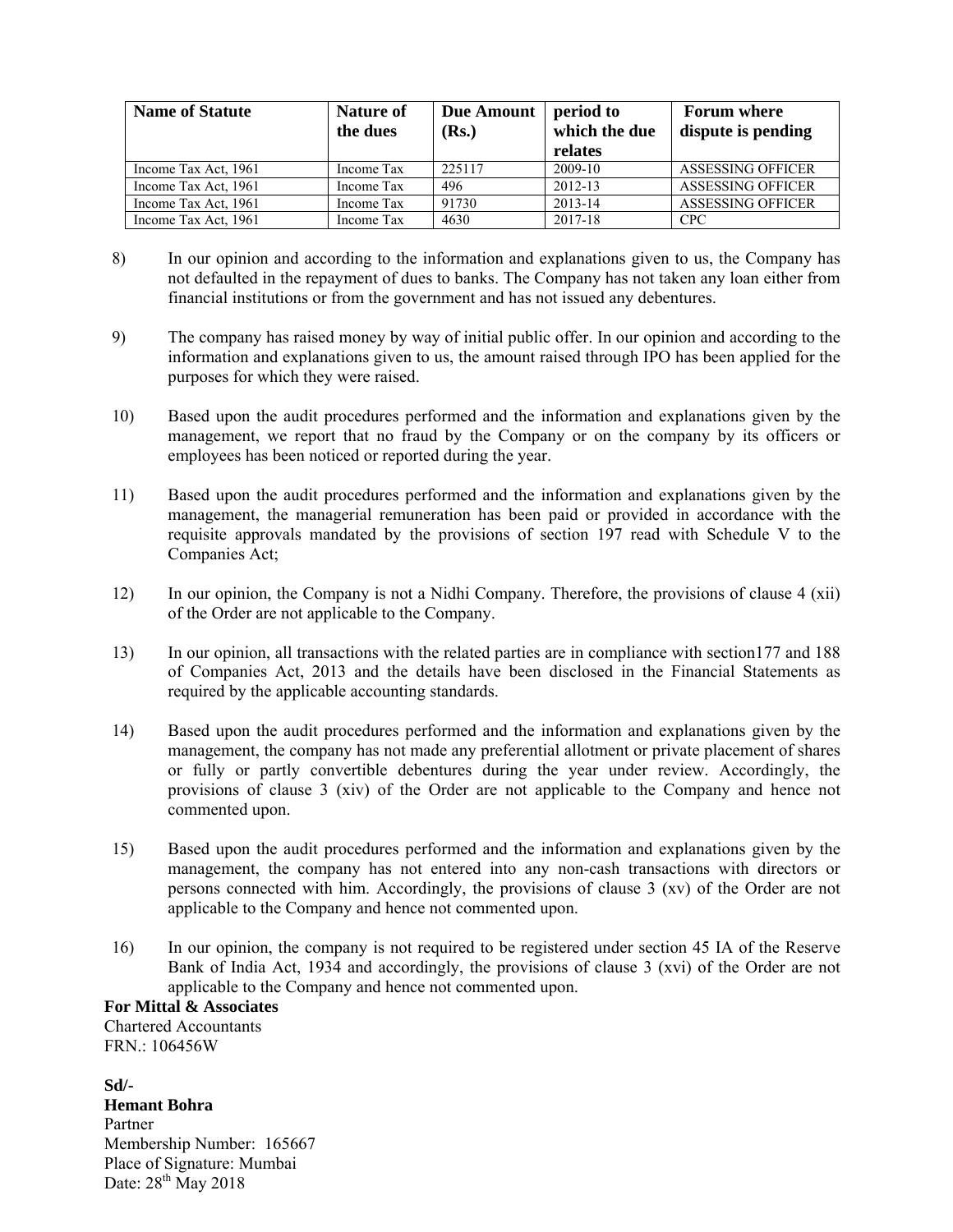| Name of Statute | Nature of the dues | Due Amount (Rs.) | period to which the due relates | Forum where dispute is pending |
|---|---|---|---|---|
| Income Tax Act, 1961 | Income Tax | 225117 | 2009-10 | ASSESSING OFFICER |
| Income Tax Act, 1961 | Income Tax | 496 | 2012-13 | ASSESSING OFFICER |
| Income Tax Act, 1961 | Income Tax | 91730 | 2013-14 | ASSESSING OFFICER |
| Income Tax Act, 1961 | Income Tax | 4630 | 2017-18 | CPC |

8) In our opinion and according to the information and explanations given to us, the Company has not defaulted in the repayment of dues to banks. The Company has not taken any loan either from financial institutions or from the government and has not issued any debentures.

9) The company has raised money by way of initial public offer. In our opinion and according to the information and explanations given to us, the amount raised through IPO has been applied for the purposes for which they were raised.

10) Based upon the audit procedures performed and the information and explanations given by the management, we report that no fraud by the Company or on the company by its officers or employees has been noticed or reported during the year.

11) Based upon the audit procedures performed and the information and explanations given by the management, the managerial remuneration has been paid or provided in accordance with the requisite approvals mandated by the provisions of section 197 read with Schedule V to the Companies Act;

12) In our opinion, the Company is not a Nidhi Company. Therefore, the provisions of clause 4 (xii) of the Order are not applicable to the Company.

13) In our opinion, all transactions with the related parties are in compliance with section177 and 188 of Companies Act, 2013 and the details have been disclosed in the Financial Statements as required by the applicable accounting standards.

14) Based upon the audit procedures performed and the information and explanations given by the management, the company has not made any preferential allotment or private placement of shares or fully or partly convertible debentures during the year under review. Accordingly, the provisions of clause 3 (xiv) of the Order are not applicable to the Company and hence not commented upon.

15) Based upon the audit procedures performed and the information and explanations given by the management, the company has not entered into any non-cash transactions with directors or persons connected with him. Accordingly, the provisions of clause 3 (xv) of the Order are not applicable to the Company and hence not commented upon.

16) In our opinion, the company is not required to be registered under section 45 IA of the Reserve Bank of India Act, 1934 and accordingly, the provisions of clause 3 (xvi) of the Order are not applicable to the Company and hence not commented upon.

**For Mittal & Associates**
Chartered Accountants
FRN.: 106456W

**Sd/-**
**Hemant Bohra**
Partner
Membership Number: 165667
Place of Signature: Mumbai
Date: 28th May 2018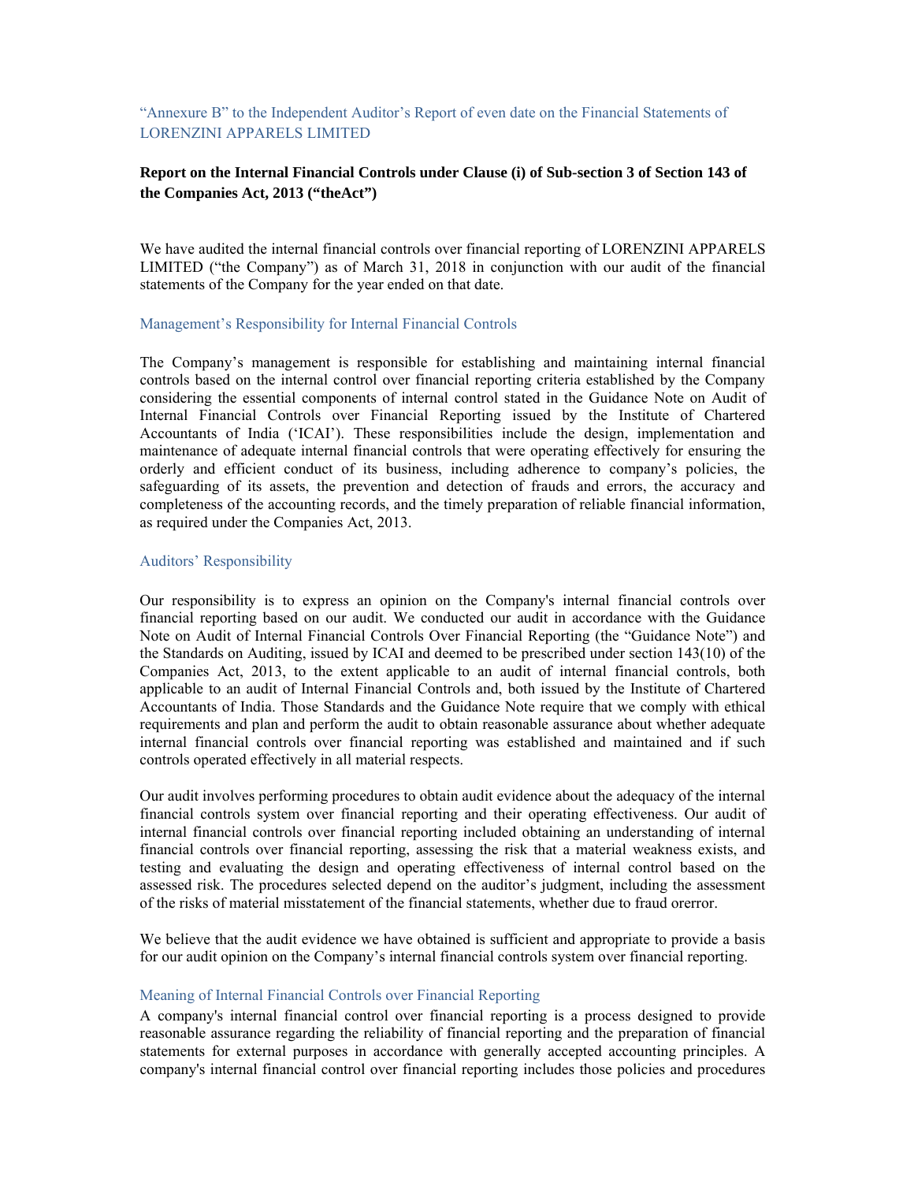"Annexure B" to the Independent Auditor's Report of even date on the Financial Statements of LORENZINI APPARELS LIMITED

**Report on the Internal Financial Controls under Clause (i) of Sub-section 3 of Section 143 of the Companies Act, 2013 ("theAct")**

We have audited the internal financial controls over financial reporting of LORENZINI APPARELS LIMITED ("the Company") as of March 31, 2018 in conjunction with our audit of the financial statements of the Company for the year ended on that date.

## Management's Responsibility for Internal Financial Controls

The Company's management is responsible for establishing and maintaining internal financial controls based on the internal control over financial reporting criteria established by the Company considering the essential components of internal control stated in the Guidance Note on Audit of Internal Financial Controls over Financial Reporting issued by the Institute of Chartered Accountants of India ('ICAI'). These responsibilities include the design, implementation and maintenance of adequate internal financial controls that were operating effectively for ensuring the orderly and efficient conduct of its business, including adherence to company's policies, the safeguarding of its assets, the prevention and detection of frauds and errors, the accuracy and completeness of the accounting records, and the timely preparation of reliable financial information, as required under the Companies Act, 2013.

## Auditors' Responsibility

Our responsibility is to express an opinion on the Company's internal financial controls over financial reporting based on our audit. We conducted our audit in accordance with the Guidance Note on Audit of Internal Financial Controls Over Financial Reporting (the "Guidance Note") and the Standards on Auditing, issued by ICAI and deemed to be prescribed under section 143(10) of the Companies Act, 2013, to the extent applicable to an audit of internal financial controls, both applicable to an audit of Internal Financial Controls and, both issued by the Institute of Chartered Accountants of India. Those Standards and the Guidance Note require that we comply with ethical requirements and plan and perform the audit to obtain reasonable assurance about whether adequate internal financial controls over financial reporting was established and maintained and if such controls operated effectively in all material respects.

Our audit involves performing procedures to obtain audit evidence about the adequacy of the internal financial controls system over financial reporting and their operating effectiveness. Our audit of internal financial controls over financial reporting included obtaining an understanding of internal financial controls over financial reporting, assessing the risk that a material weakness exists, and testing and evaluating the design and operating effectiveness of internal control based on the assessed risk. The procedures selected depend on the auditor's judgment, including the assessment of the risks of material misstatement of the financial statements, whether due to fraud ororror.

We believe that the audit evidence we have obtained is sufficient and appropriate to provide a basis for our audit opinion on the Company's internal financial controls system over financial reporting.

## Meaning of Internal Financial Controls over Financial Reporting

A company's internal financial control over financial reporting is a process designed to provide reasonable assurance regarding the reliability of financial reporting and the preparation of financial statements for external purposes in accordance with generally accepted accounting principles. A company's internal financial control over financial reporting includes those policies and procedures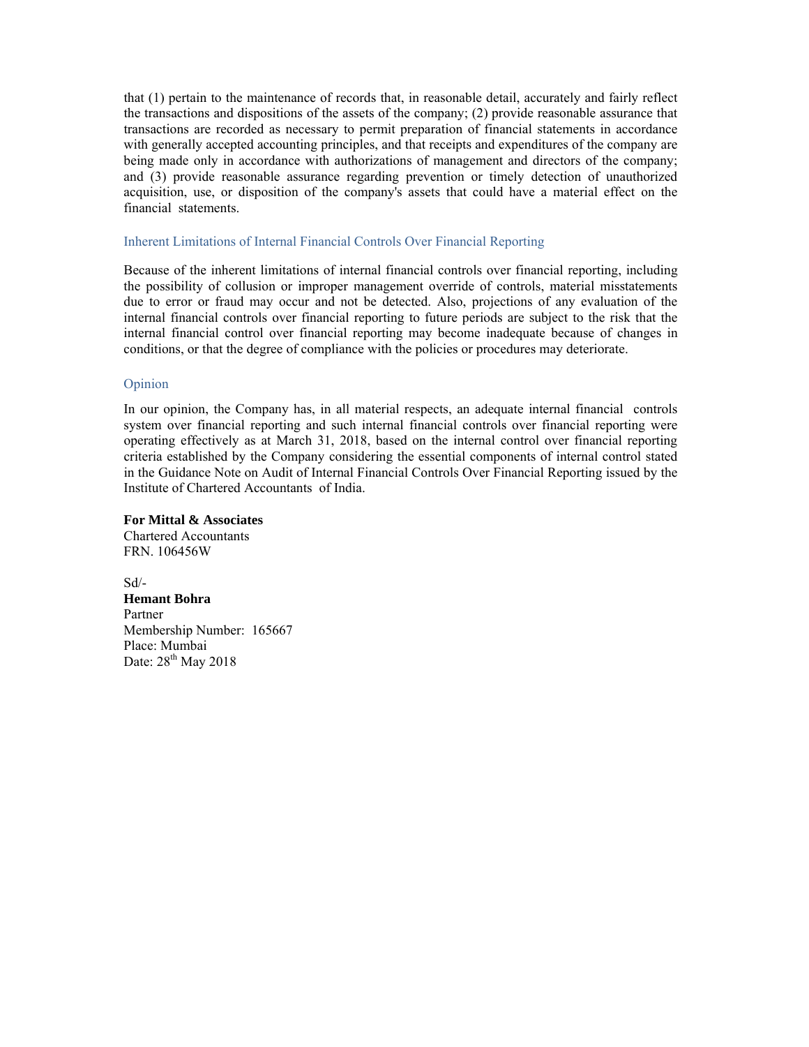that (1) pertain to the maintenance of records that, in reasonable detail, accurately and fairly reflect the transactions and dispositions of the assets of the company; (2) provide reasonable assurance that transactions are recorded as necessary to permit preparation of financial statements in accordance with generally accepted accounting principles, and that receipts and expenditures of the company are being made only in accordance with authorizations of management and directors of the company; and (3) provide reasonable assurance regarding prevention or timely detection of unauthorized acquisition, use, or disposition of the company's assets that could have a material effect on the financial statements.

### Inherent Limitations of Internal Financial Controls Over Financial Reporting

Because of the inherent limitations of internal financial controls over financial reporting, including the possibility of collusion or improper management override of controls, material misstatements due to error or fraud may occur and not be detected. Also, projections of any evaluation of the internal financial controls over financial reporting to future periods are subject to the risk that the internal financial control over financial reporting may become inadequate because of changes in conditions, or that the degree of compliance with the policies or procedures may deteriorate.

### Opinion

In our opinion, the Company has, in all material respects, an adequate internal financial controls system over financial reporting and such internal financial controls over financial reporting were operating effectively as at March 31, 2018, based on the internal control over financial reporting criteria established by the Company considering the essential components of internal control stated in the Guidance Note on Audit of Internal Financial Controls Over Financial Reporting issued by the Institute of Chartered Accountants of India.

**For Mittal & Associates**
Chartered Accountants
FRN. 106456W

Sd/-
**Hemant Bohra**
Partner
Membership Number: 165667
Place: Mumbai
Date: 28th May 2018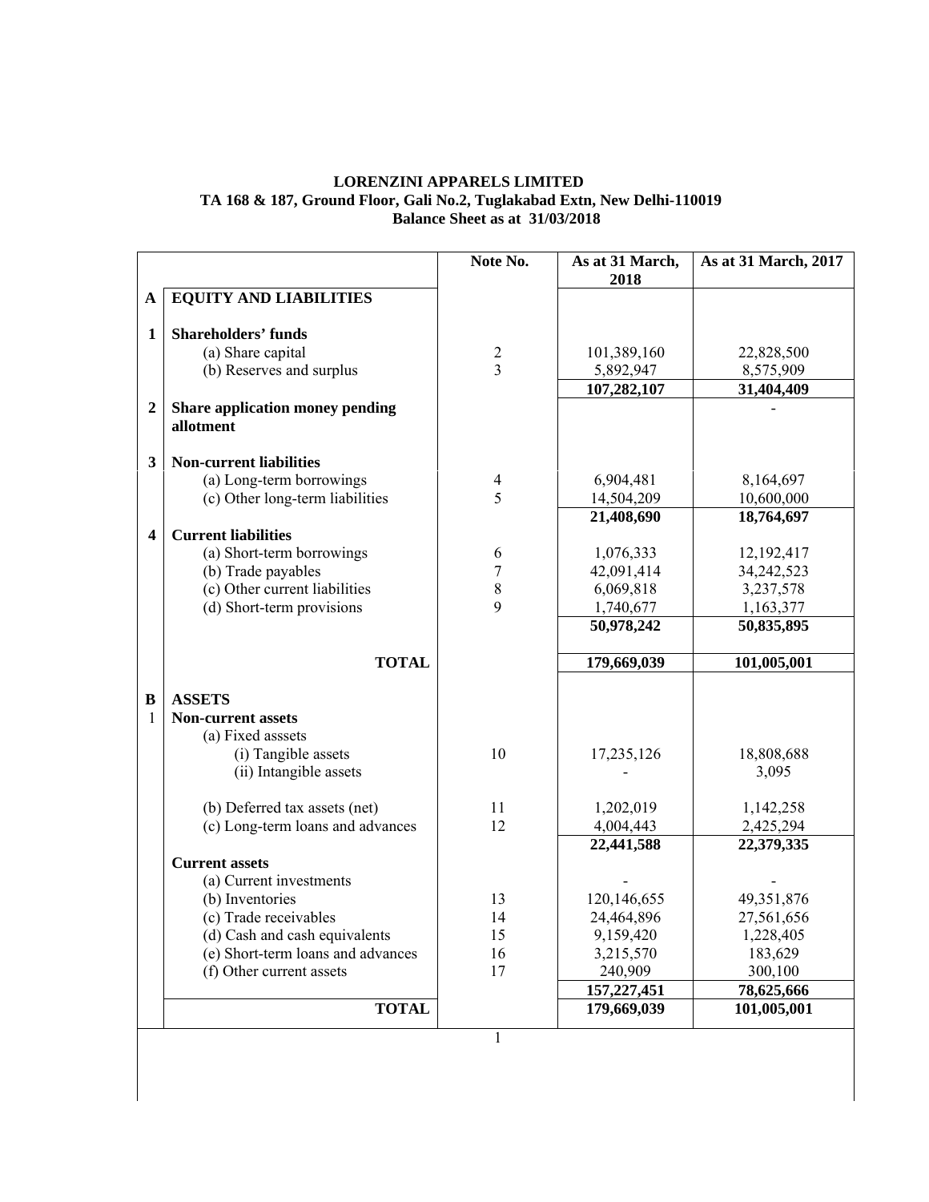# LORENZINI APPARELS LIMITED

**TA 168 & 187, Ground Floor, Gali No.2, Tuglakabad Extn, New Delhi-110019**

**Balance Sheet as at 31/03/2018**

| | | Note No. | As at 31 March, 2018 | As at 31 March, 2017 |
|---|---|---|---|---|
| **A** | **EQUITY AND LIABILITIES** | | | |
| **1** | **Shareholders' funds** | | | |
| | (a) Share capital | 2 | 101,389,160 | 22,828,500 |
| | (b) Reserves and surplus | 3 | 5,892,947 | 8,575,909 |
| | | | **107,282,107** | **31,404,409** |
| **2** | **Share application money pending allotment** | | | - |
| **3** | **Non-current liabilities** | | | |
| | (a) Long-term borrowings | 4 | 6,904,481 | 8,164,697 |
| | (c) Other long-term liabilities | 5 | 14,504,209 | 10,600,000 |
| | | | **21,408,690** | **18,764,697** |
| **4** | **Current liabilities** | | | |
| | (a) Short-term borrowings | 6 | 1,076,333 | 12,192,417 |
| | (b) Trade payables | 7 | 42,091,414 | 34,242,523 |
| | (c) Other current liabilities | 8 | 6,069,818 | 3,237,578 |
| | (d) Short-term provisions | 9 | 1,740,677 | 1,163,377 |
| | | | **50,978,242** | **50,835,895** |
| | **TOTAL** | | **179,669,039** | **101,005,001** |
| **B** | **ASSETS** | | | |
| 1 | **Non-current assets** | | | |
| | (a) Fixed asssets | | | |
| | (i) Tangible assets | 10 | 17,235,126 | 18,808,688 |
| | (ii) Intangible assets | | - | 3,095 |
| | (b) Deferred tax assets (net) | 11 | 1,202,019 | 1,142,258 |
| | (c) Long-term loans and advances | 12 | 4,004,443 | 2,425,294 |
| | | | **22,441,588** | **22,379,335** |
| | **Current assets** | | | |
| | (a) Current investments | | - | - |
| | (b) Inventories | 13 | 120,146,655 | 49,351,876 |
| | (c) Trade receivables | 14 | 24,464,896 | 27,561,656 |
| | (d) Cash and cash equivalents | 15 | 9,159,420 | 1,228,405 |
| | (e) Short-term loans and advances | 16 | 3,215,570 | 183,629 |
| | (f) Other current assets | 17 | 240,909 | 300,100 |
| | | | **157,227,451** | **78,625,666** |
| | **TOTAL** | | **179,669,039** | **101,005,001** |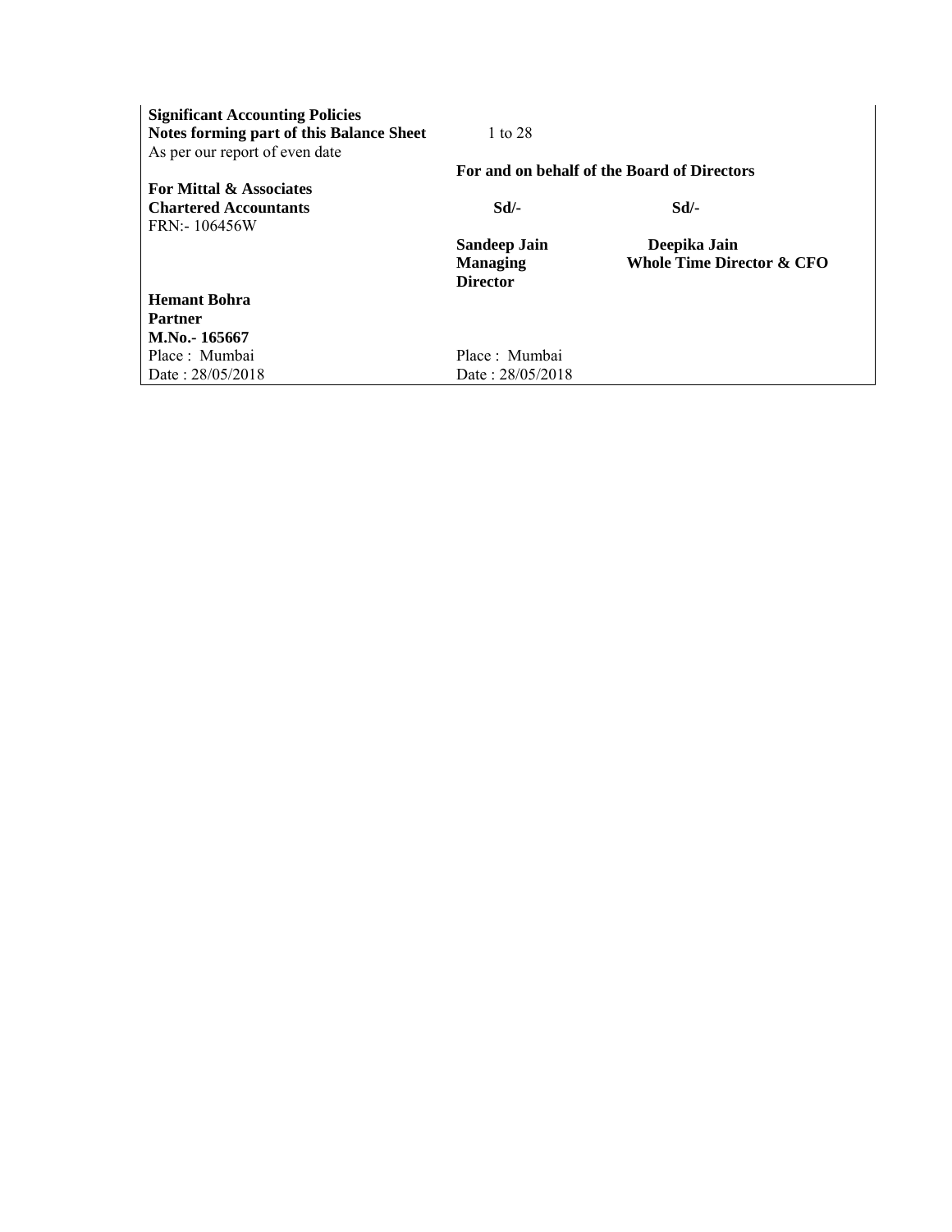| | | |
|---|---|---|
| **Significant Accounting Policies** | | |
| **Notes forming part of this Balance Sheet** | 1 to 28 | |
| As per our report of even date | | |
| | **For and on behalf of the Board of Directors** | |
| **For Mittal & Associates** | | |
| **Chartered Accountants** | **Sd/-** | **Sd/-** |
| FRN:- 106456W | | |
| | **Sandeep Jain** | **Deepika Jain** |
| | **Managing Director** | **Whole Time Director & CFO** |
| **Hemant Bohra** | | |
| **Partner** | | |
| **M.No.- 165667** | | |
| Place : Mumbai | Place : Mumbai | |
| Date : 28/05/2018 | Date : 28/05/2018 | |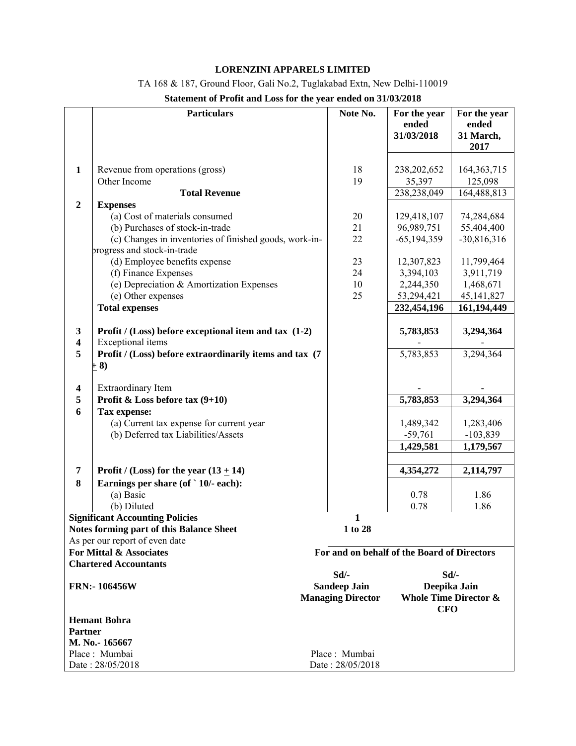**LORENZINI APPARELS LIMITED**

TA 168 & 187, Ground Floor, Gali No.2, Tuglakabad Extn, New Delhi-110019

**Statement of Profit and Loss for the year ended on 31/03/2018**

| | Particulars | Note No. | For the year ended 31/03/2018 | For the year ended 31 March, 2017 |
|---|---|---|---|---|
| **1** | Revenue from operations (gross) | 18 | 238,202,652 | 164,363,715 |
| | Other Income | 19 | 35,397 | 125,098 |
| | **Total Revenue** | | 238,238,049 | 164,488,813 |
| **2** | **Expenses** | | | |
| | (a) Cost of materials consumed | 20 | 129,418,107 | 74,284,684 |
| | (b) Purchases of stock-in-trade | 21 | 96,989,751 | 55,404,400 |
| | (c) Changes in inventories of finished goods, work-in-progress and stock-in-trade | 22 | -65,194,359 | -30,816,316 |
| | (d) Employee benefits expense | 23 | 12,307,823 | 11,799,464 |
| | (f) Finance Expenses | 24 | 3,394,103 | 3,911,719 |
| | (e) Depreciation & Amortization Expenses | 10 | 2,244,350 | 1,468,671 |
| | (e) Other expenses | 25 | 53,294,421 | 45,141,827 |
| | **Total expenses** | | **232,454,196** | **161,194,449** |
| **3** | **Profit / (Loss) before exceptional item and tax (1-2)** | | **5,783,853** | **3,294,364** |
| **4** | Exceptional items | | - | - |
| **5** | **Profit / (Loss) before extraordinary items and tax (7 + 8)** | | 5,783,853 | 3,294,364 |
| **4** | Extraordinary Item | | - | - |
| **5** | **Profit & Loss before tax (9+10)** | | **5,783,853** | **3,294,364** |
| **6** | **Tax expense:** | | | |
| | (a) Current tax expense for current year | | 1,489,342 | 1,283,406 |
| | (b) Deferred tax Liabilities/Assets | | -59,761 | -103,839 |
| | | | **1,429,581** | **1,179,567** |
| **7** | **Profit / (Loss) for the year (13 + 14)** | | **4,354,272** | **2,114,797** |
| **8** | **Earnings per share (of ` 10/- each):** | | | |
| | (a) Basic | | 0.78 | 1.86 |
| | (b) Diluted | | 0.78 | 1.86 |

**Significant Accounting Policies** — **1**

**Notes forming part of this Balance Sheet** — **1 to 28**

As per our report of even date

**For Mittal & Associates**
**Chartered Accountants**

**FRN:- 106456W**

**Hemant Bohra**
**Partner**
**M. No.- 165667**
Place : Mumbai
Date : 28/05/2018

**For and on behalf of the Board of Directors**

| Sd/- | Sd/- |
|---|---|
| **Sandeep Jain** | **Deepika Jain** |
| **Managing Director** | **Whole Time Director & CFO** |

Place : Mumbai
Date : 28/05/2018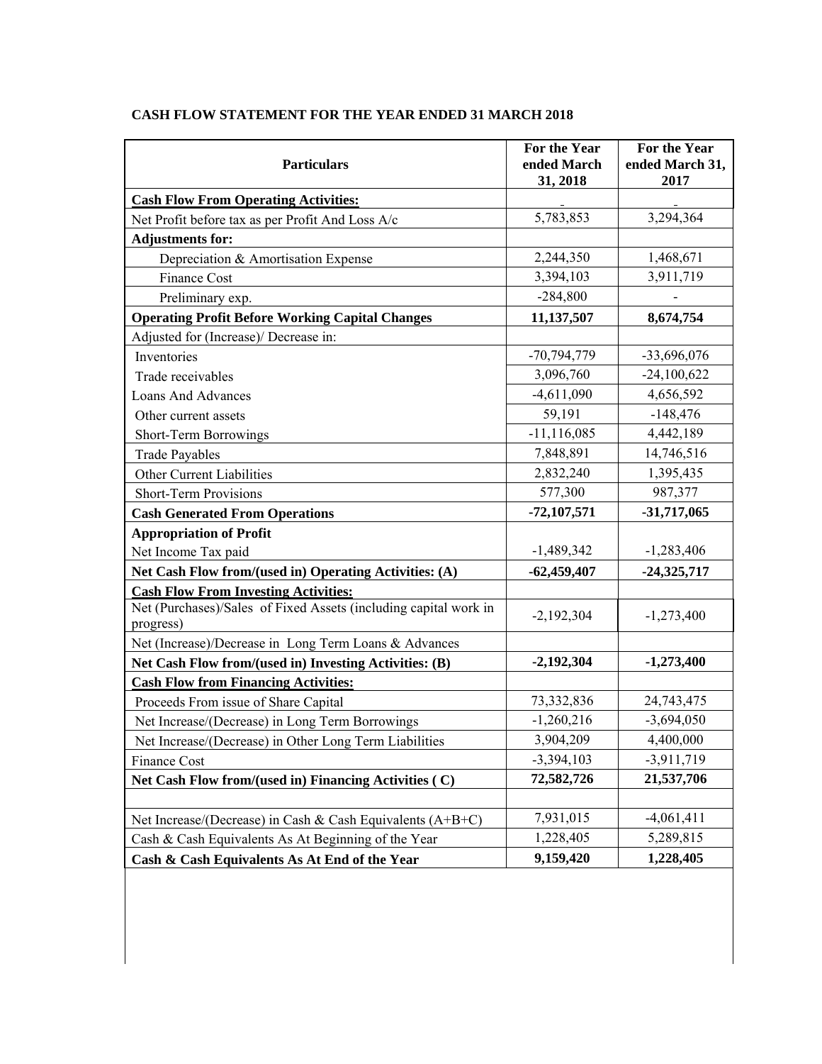**CASH FLOW STATEMENT FOR THE YEAR ENDED 31 MARCH 2018**

| **Particulars** | **For the Year ended March 31, 2018** | **For the Year ended March 31, 2017** |
|---|---|---|
| **Cash Flow From Operating Activities:** | - | - |
| Net Profit before tax as per Profit And Loss A/c | 5,783,853 | 3,294,364 |
| **Adjustments for:** | | |
| Depreciation & Amortisation Expense | 2,244,350 | 1,468,671 |
| Finance Cost | 3,394,103 | 3,911,719 |
| Preliminary exp. | -284,800 | - |
| **Operating Profit Before Working Capital Changes** | **11,137,507** | **8,674,754** |
| Adjusted for (Increase)/ Decrease in: | | |
| Inventories | -70,794,779 | -33,696,076 |
| Trade receivables | 3,096,760 | -24,100,622 |
| Loans And Advances | -4,611,090 | 4,656,592 |
| Other current assets | 59,191 | -148,476 |
| Short-Term Borrowings | -11,116,085 | 4,442,189 |
| Trade Payables | 7,848,891 | 14,746,516 |
| Other Current Liabilities | 2,832,240 | 1,395,435 |
| Short-Term Provisions | 577,300 | 987,377 |
| **Cash Generated From Operations** | **-72,107,571** | **-31,717,065** |
| **Appropriation of Profit** | | |
| Net Income Tax paid | -1,489,342 | -1,283,406 |
| **Net Cash Flow from/(used in) Operating Activities: (A)** | **-62,459,407** | **-24,325,717** |
| **Cash Flow From Investing Activities:** | | |
| Net (Purchases)/Sales of Fixed Assets (including capital work in progress) | -2,192,304 | -1,273,400 |
| Net (Increase)/Decrease in Long Term Loans & Advances | | |
| **Net Cash Flow from/(used in) Investing Activities: (B)** | **-2,192,304** | **-1,273,400** |
| **Cash Flow from Financing Activities:** | | |
| Proceeds From issue of Share Capital | 73,332,836 | 24,743,475 |
| Net Increase/(Decrease) in Long Term Borrowings | -1,260,216 | -3,694,050 |
| Net Increase/(Decrease) in Other Long Term Liabilities | 3,904,209 | 4,400,000 |
| Finance Cost | -3,394,103 | -3,911,719 |
| **Net Cash Flow from/(used in) Financing Activities ( C)** | **72,582,726** | **21,537,706** |
| | | |
| Net Increase/(Decrease) in Cash & Cash Equivalents (A+B+C) | 7,931,015 | -4,061,411 |
| Cash & Cash Equivalents As At Beginning of the Year | 1,228,405 | 5,289,815 |
| **Cash & Cash Equivalents As At End of the Year** | **9,159,420** | **1,228,405** |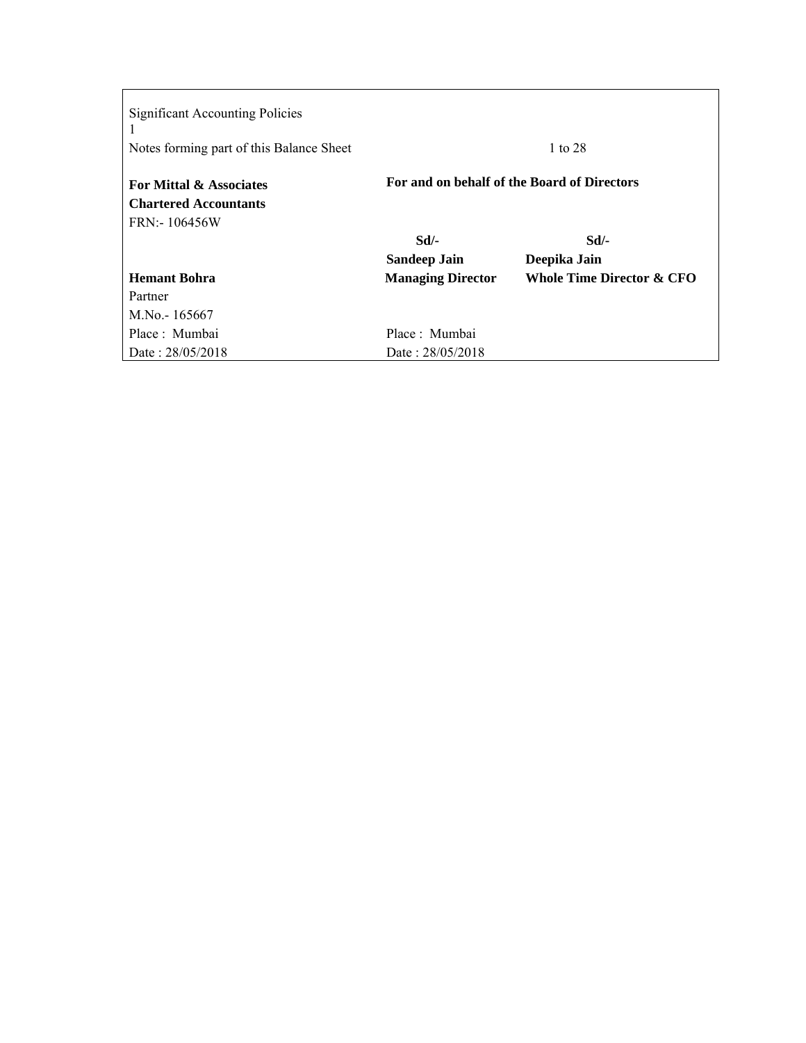Significant Accounting Policies
1
Notes forming part of this Balance Sheet 1 to 28

| | | |
|---|---|---|
| **For Mittal & Associates** | **For and on behalf of the Board of Directors** | |
| **Chartered Accountants** | | |
| FRN:- 106456W | | |
| | **Sd/-** | **Sd/-** |
| | **Sandeep Jain** | **Deepika Jain** |
| **Hemant Bohra** | **Managing Director** | **Whole Time Director & CFO** |
| Partner | | |
| M.No.- 165667 | | |
| Place : Mumbai | Place : Mumbai | |
| Date : 28/05/2018 | Date : 28/05/2018 | |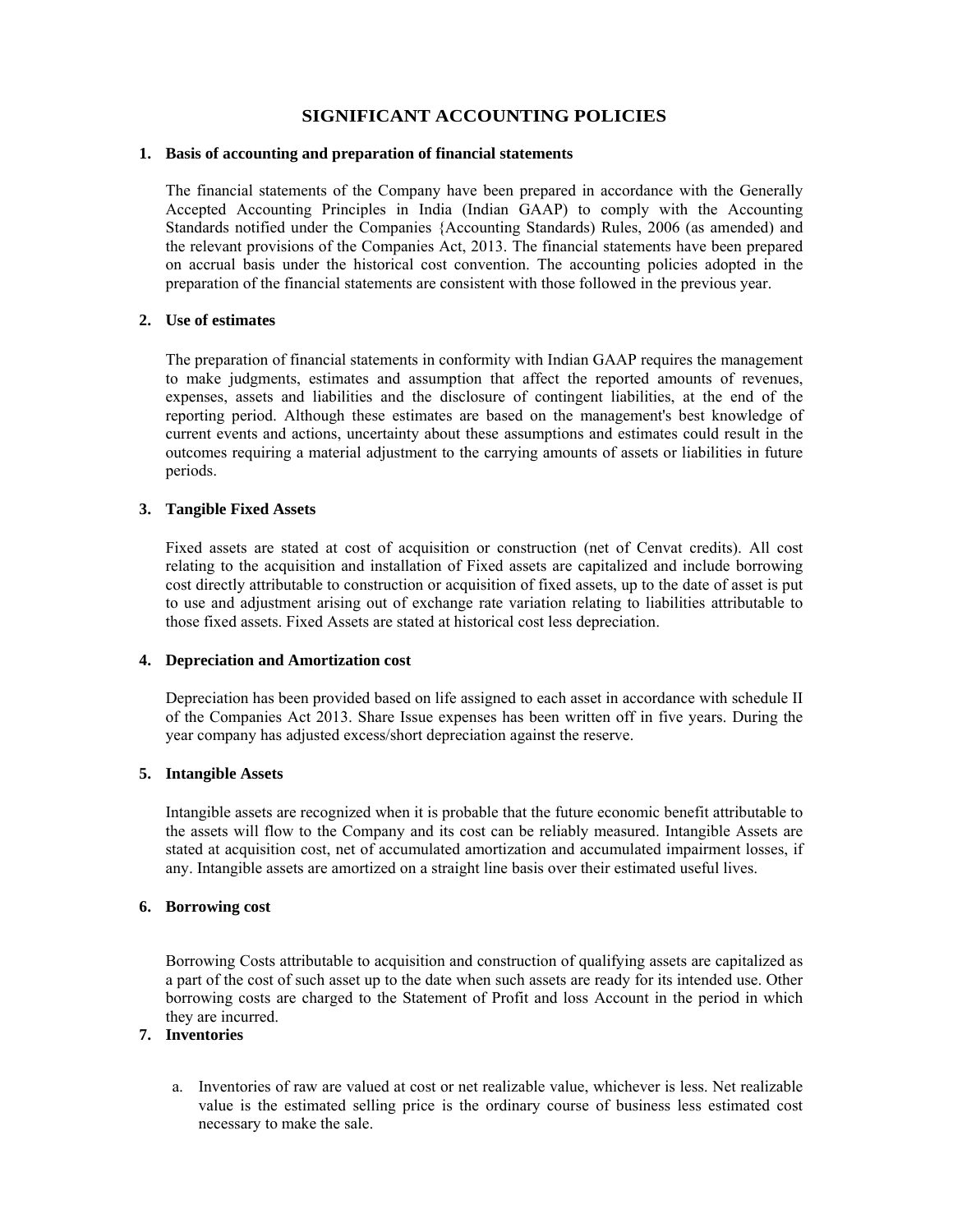# SIGNIFICANT ACCOUNTING POLICIES

**1. Basis of accounting and preparation of financial statements**

The financial statements of the Company have been prepared in accordance with the Generally Accepted Accounting Principles in India (Indian GAAP) to comply with the Accounting Standards notified under the Companies {Accounting Standards) Rules, 2006 (as amended) and the relevant provisions of the Companies Act, 2013. The financial statements have been prepared on accrual basis under the historical cost convention. The accounting policies adopted in the preparation of the financial statements are consistent with those followed in the previous year.

**2. Use of estimates**

The preparation of financial statements in conformity with Indian GAAP requires the management to make judgments, estimates and assumption that affect the reported amounts of revenues, expenses, assets and liabilities and the disclosure of contingent liabilities, at the end of the reporting period. Although these estimates are based on the management's best knowledge of current events and actions, uncertainty about these assumptions and estimates could result in the outcomes requiring a material adjustment to the carrying amounts of assets or liabilities in future periods.

**3. Tangible Fixed Assets**

Fixed assets are stated at cost of acquisition or construction (net of Cenvat credits). All cost relating to the acquisition and installation of Fixed assets are capitalized and include borrowing cost directly attributable to construction or acquisition of fixed assets, up to the date of asset is put to use and adjustment arising out of exchange rate variation relating to liabilities attributable to those fixed assets. Fixed Assets are stated at historical cost less depreciation.

**4. Depreciation and Amortization cost**

Depreciation has been provided based on life assigned to each asset in accordance with schedule II of the Companies Act 2013. Share Issue expenses has been written off in five years. During the year company has adjusted excess/short depreciation against the reserve.

**5. Intangible Assets**

Intangible assets are recognized when it is probable that the future economic benefit attributable to the assets will flow to the Company and its cost can be reliably measured. Intangible Assets are stated at acquisition cost, net of accumulated amortization and accumulated impairment losses, if any. Intangible assets are amortized on a straight line basis over their estimated useful lives.

**6. Borrowing cost**

Borrowing Costs attributable to acquisition and construction of qualifying assets are capitalized as a part of the cost of such asset up to the date when such assets are ready for its intended use. Other borrowing costs are charged to the Statement of Profit and loss Account in the period in which they are incurred.

**7. Inventories**

a. Inventories of raw are valued at cost or net realizable value, whichever is less. Net realizable value is the estimated selling price is the ordinary course of business less estimated cost necessary to make the sale.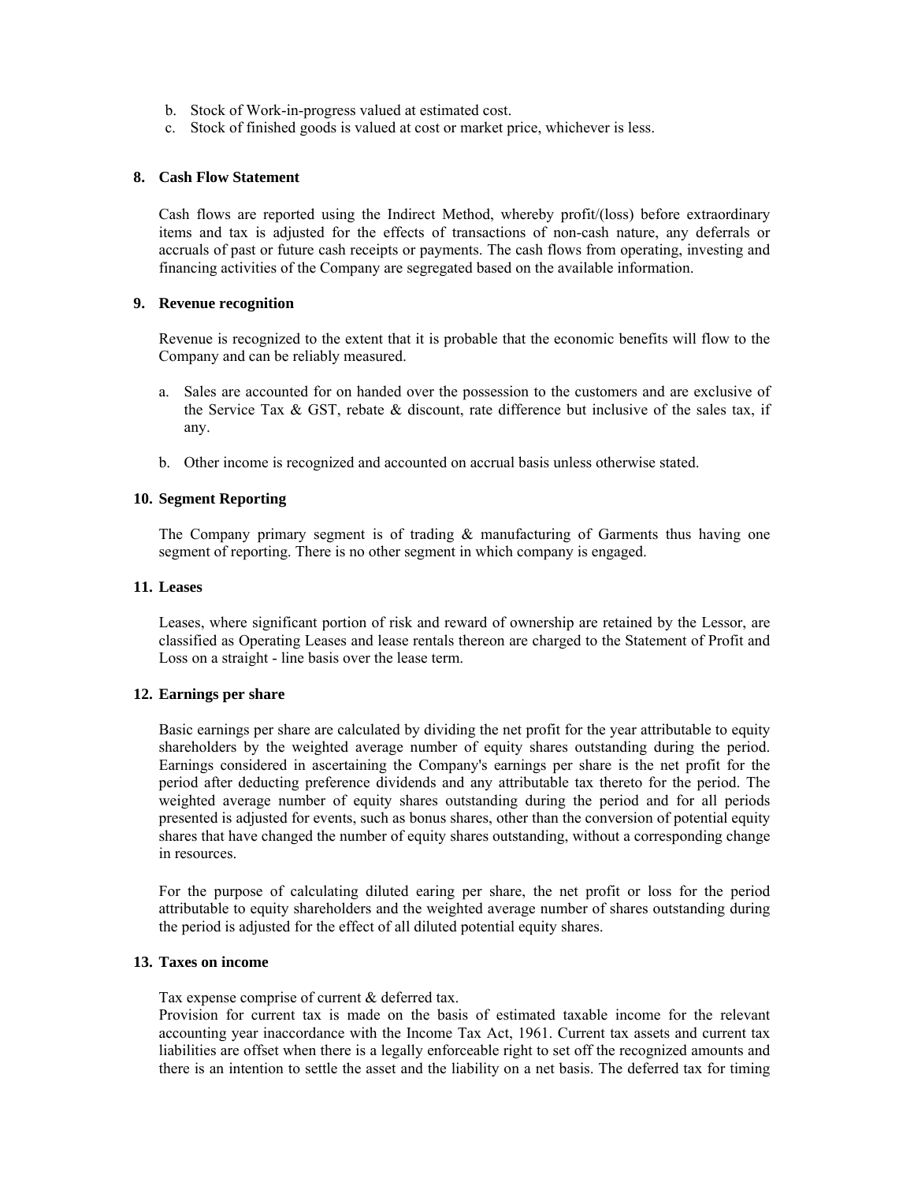b. Stock of Work-in-progress valued at estimated cost.
c. Stock of finished goods is valued at cost or market price, whichever is less.

**8. Cash Flow Statement**

Cash flows are reported using the Indirect Method, whereby profit/(loss) before extraordinary items and tax is adjusted for the effects of transactions of non-cash nature, any deferrals or accruals of past or future cash receipts or payments. The cash flows from operating, investing and financing activities of the Company are segregated based on the available information.

**9. Revenue recognition**

Revenue is recognized to the extent that it is probable that the economic benefits will flow to the Company and can be reliably measured.

a. Sales are accounted for on handed over the possession to the customers and are exclusive of the Service Tax & GST, rebate & discount, rate difference but inclusive of the sales tax, if any.

b. Other income is recognized and accounted on accrual basis unless otherwise stated.

**10. Segment Reporting**

The Company primary segment is of trading & manufacturing of Garments thus having one segment of reporting. There is no other segment in which company is engaged.

**11. Leases**

Leases, where significant portion of risk and reward of ownership are retained by the Lessor, are classified as Operating Leases and lease rentals thereon are charged to the Statement of Profit and Loss on a straight - line basis over the lease term.

**12. Earnings per share**

Basic earnings per share are calculated by dividing the net profit for the year attributable to equity shareholders by the weighted average number of equity shares outstanding during the period. Earnings considered in ascertaining the Company's earnings per share is the net profit for the period after deducting preference dividends and any attributable tax thereto for the period. The weighted average number of equity shares outstanding during the period and for all periods presented is adjusted for events, such as bonus shares, other than the conversion of potential equity shares that have changed the number of equity shares outstanding, without a corresponding change in resources.

For the purpose of calculating diluted earing per share, the net profit or loss for the period attributable to equity shareholders and the weighted average number of shares outstanding during the period is adjusted for the effect of all diluted potential equity shares.

**13. Taxes on income**

Tax expense comprise of current & deferred tax.
Provision for current tax is made on the basis of estimated taxable income for the relevant accounting year inaccordance with the Income Tax Act, 1961. Current tax assets and current tax liabilities are offset when there is a legally enforceable right to set off the recognized amounts and there is an intention to settle the asset and the liability on a net basis. The deferred tax for timing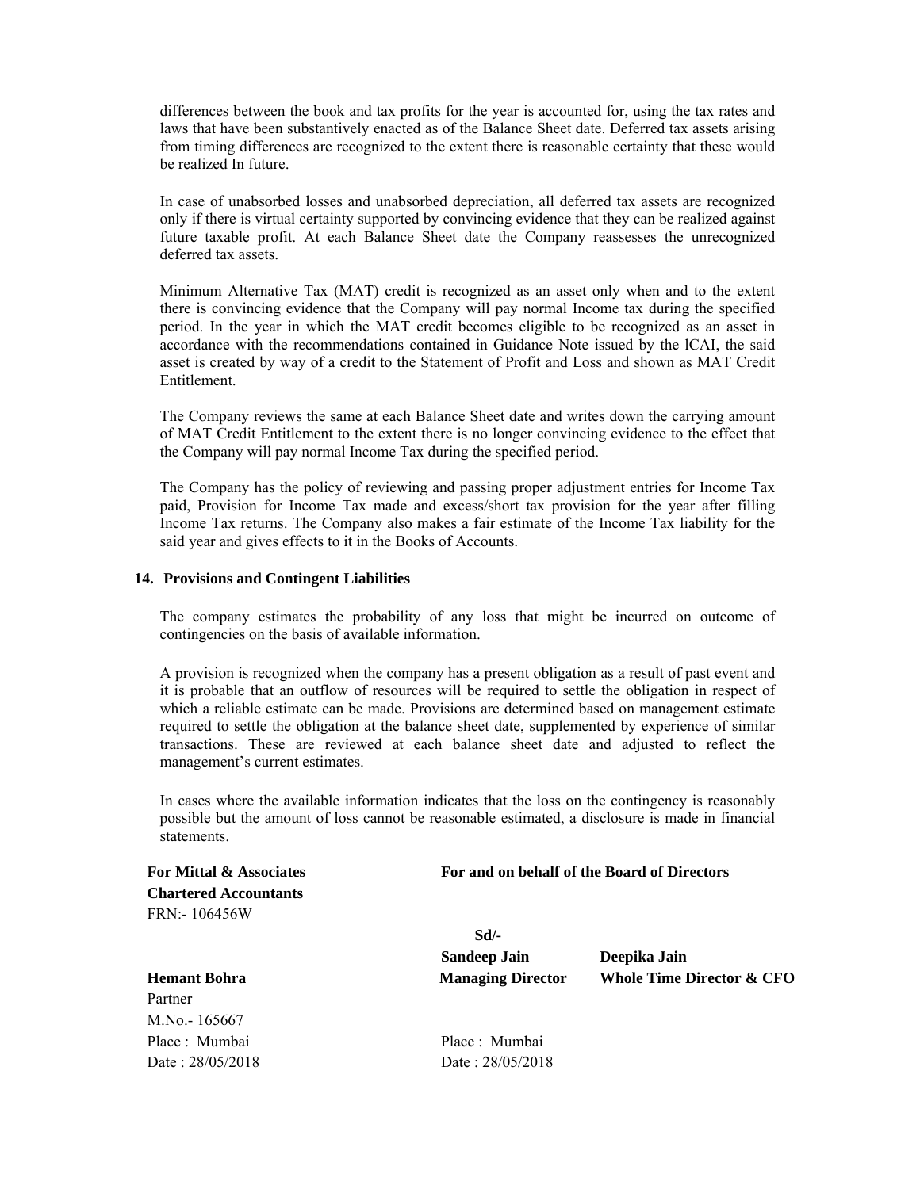differences between the book and tax profits for the year is accounted for, using the tax rates and laws that have been substantively enacted as of the Balance Sheet date. Deferred tax assets arising from timing differences are recognized to the extent there is reasonable certainty that these would be realized In future.

In case of unabsorbed losses and unabsorbed depreciation, all deferred tax assets are recognized only if there is virtual certainty supported by convincing evidence that they can be realized against future taxable profit. At each Balance Sheet date the Company reassesses the unrecognized deferred tax assets.

Minimum Alternative Tax (MAT) credit is recognized as an asset only when and to the extent there is convincing evidence that the Company will pay normal Income tax during the specified period. In the year in which the MAT credit becomes eligible to be recognized as an asset in accordance with the recommendations contained in Guidance Note issued by the lCAI, the said asset is created by way of a credit to the Statement of Profit and Loss and shown as MAT Credit Entitlement.

The Company reviews the same at each Balance Sheet date and writes down the carrying amount of MAT Credit Entitlement to the extent there is no longer convincing evidence to the effect that the Company will pay normal Income Tax during the specified period.

The Company has the policy of reviewing and passing proper adjustment entries for Income Tax paid, Provision for Income Tax made and excess/short tax provision for the year after filling Income Tax returns. The Company also makes a fair estimate of the Income Tax liability for the said year and gives effects to it in the Books of Accounts.

**14. Provisions and Contingent Liabilities**

The company estimates the probability of any loss that might be incurred on outcome of contingencies on the basis of available information.

A provision is recognized when the company has a present obligation as a result of past event and it is probable that an outflow of resources will be required to settle the obligation in respect of which a reliable estimate can be made. Provisions are determined based on management estimate required to settle the obligation at the balance sheet date, supplemented by experience of similar transactions. These are reviewed at each balance sheet date and adjusted to reflect the management's current estimates.

In cases where the available information indicates that the loss on the contingency is reasonably possible but the amount of loss cannot be reasonable estimated, a disclosure is made in financial statements.

**For Mittal & Associates**
**Chartered Accountants**
FRN:- 106456W

**Hemant Bohra**
Partner
M.No.- 165667
Place : Mumbai
Date : 28/05/2018

**For and on behalf of the Board of Directors**

**Sd/-**
**Sandeep Jain**
**Managing Director**

**Deepika Jain**
**Whole Time Director & CFO**

Place : Mumbai
Date : 28/05/2018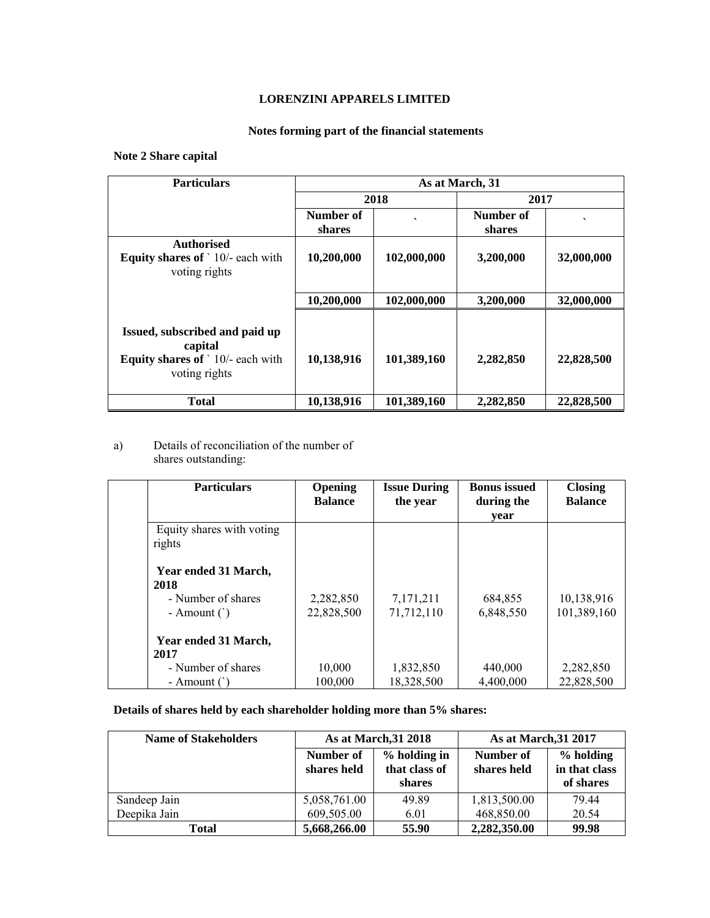**LORENZINI APPARELS LIMITED**

**Notes forming part of the financial statements**

**Note 2 Share capital**

| Particulars | As at March, 31 | | | |
|---|---|---|---|---|
| | 2018 | | 2017 | |
| | Number of shares | ` | Number of shares | ` |
| **Authorised**<br>**Equity shares of** ` 10/- each with voting rights | **10,200,000** | **102,000,000** | **3,200,000** | **32,000,000** |
| | **10,200,000** | **102,000,000** | **3,200,000** | **32,000,000** |
| **Issued, subscribed and paid up capital**<br>**Equity shares of** ` 10/- each with voting rights | **10,138,916** | **101,389,160** | **2,282,850** | **22,828,500** |
| **Total** | **10,138,916** | **101,389,160** | **2,282,850** | **22,828,500** |

a) Details of reconciliation of the number of shares outstanding:

| | Particulars | Opening Balance | Issue During the year | Bonus issued during the year | Closing Balance |
|---|---|---|---|---|---|
| | Equity shares with voting rights | | | | |
| | **Year ended 31 March, 2018** | | | | |
| | - Number of shares | 2,282,850 | 7,171,211 | 684,855 | 10,138,916 |
| | - Amount (`) | 22,828,500 | 71,712,110 | 6,848,550 | 101,389,160 |
| | **Year ended 31 March, 2017** | | | | |
| | - Number of shares | 10,000 | 1,832,850 | 440,000 | 2,282,850 |
| | - Amount (`) | 100,000 | 18,328,500 | 4,400,000 | 22,828,500 |

**Details of shares held by each shareholder holding more than 5% shares:**

| Name of Stakeholders | As at March,31 2018 | | As at March,31 2017 | |
|---|---|---|---|---|
| | Number of shares held | % holding in that class of shares | Number of shares held | % holding in that class of shares |
| Sandeep Jain | 5,058,761.00 | 49.89 | 1,813,500.00 | 79.44 |
| Deepika Jain | 609,505.00 | 6.01 | 468,850.00 | 20.54 |
| **Total** | **5,668,266.00** | **55.90** | **2,282,350.00** | **99.98** |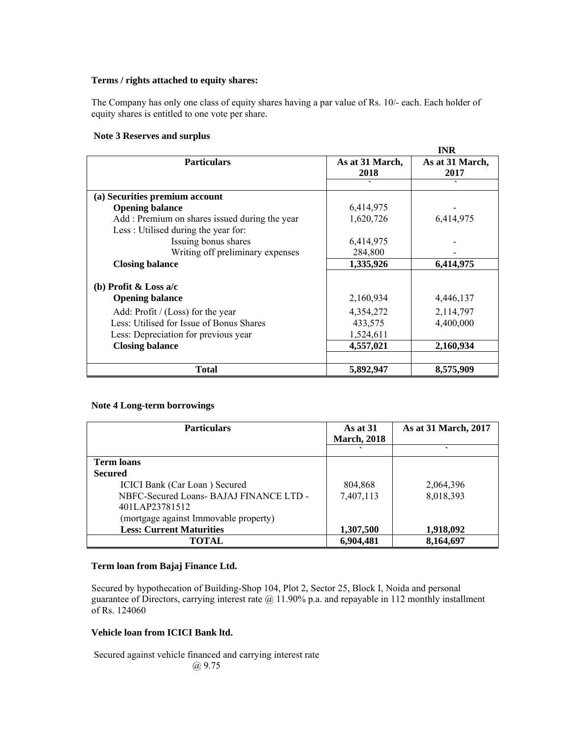**Terms / rights attached to equity shares:**

The Company has only one class of equity shares having a par value of Rs. 10/- each. Each holder of equity shares is entitled to one vote per share.

**Note 3 Reserves and surplus**

INR

| Particulars | As at 31 March, 2018 | As at 31 March, 2017 |
|---|---|---|
| | ` | ` |
| **(a) Securities premium account** | | |
| **Opening balance** | 6,414,975 | - |
| Add : Premium on shares issued during the year | 1,620,726 | 6,414,975 |
| Less : Utilised during the year for: | | |
| Issuing bonus shares | 6,414,975 | - |
| Writing off preliminary expenses | 284,800 | - |
| **Closing balance** | **1,335,926** | **6,414,975** |
| **(b) Profit & Loss a/c** | | |
| **Opening balance** | 2,160,934 | 4,446,137 |
| Add: Profit / (Loss) for the year | 4,354,272 | 2,114,797 |
| Less: Utilised for Issue of Bonus Shares | 433,575 | 4,400,000 |
| Less: Depreciation for previous year | 1,524,611 | |
| **Closing balance** | **4,557,021** | **2,160,934** |
| **Total** | **5,892,947** | **8,575,909** |

**Note 4 Long-term borrowings**

| Particulars | As at 31 March, 2018 | As at 31 March, 2017 |
|---|---|---|
| | ` | ` |
| **Term loans** | | |
| **Secured** | | |
| ICICI Bank (Car Loan ) Secured | 804,868 | 2,064,396 |
| NBFC-Secured Loans- BAJAJ FINANCE LTD - 401LAP23781512 | 7,407,113 | 8,018,393 |
| (mortgage against Immovable property) | | |
| **Less: Current Maturities** | **1,307,500** | **1,918,092** |
| **TOTAL** | **6,904,481** | **8,164,697** |

**Term loan from Bajaj Finance Ltd.**

Secured by hypothecation of Building-Shop 104, Plot 2, Sector 25, Block I, Noida and personal guarantee of Directors, carrying interest rate @ 11.90% p.a. and repayable in 112 monthly installment of Rs. 124060

**Vehicle loan from ICICI Bank ltd.**

Secured against vehicle financed and carrying interest rate @ 9.75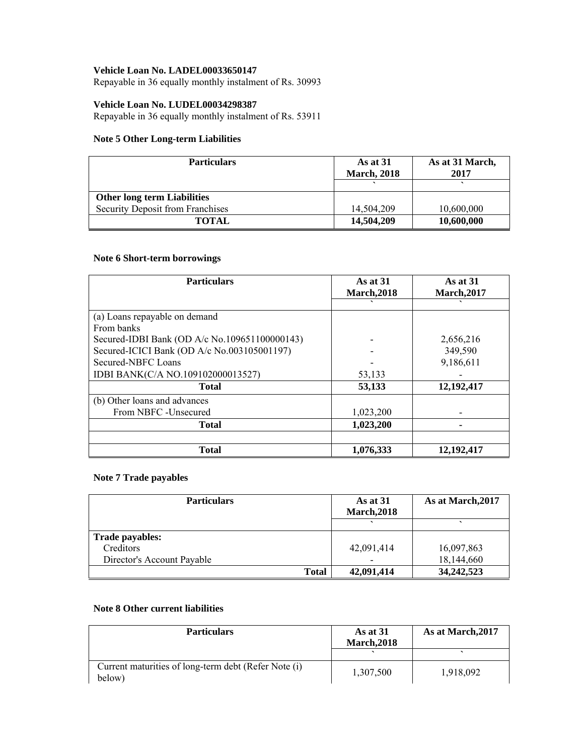**Vehicle Loan No. LADEL00033650147**
Repayable in 36 equally monthly instalment of Rs. 30993

**Vehicle Loan No. LUDEL00034298387**
Repayable in 36 equally monthly instalment of Rs. 53911

**Note 5 Other Long-term Liabilities**

| Particulars | As at 31 March, 2018 | As at 31 March, 2017 |
|---|---|---|
| | ` | ` |
| **Other long term Liabilities** | | |
| Security Deposit from Franchises | 14,504,209 | 10,600,000 |
| **TOTAL** | **14,504,209** | **10,600,000** |

**Note 6 Short-term borrowings**

| Particulars | As at 31 March,2018 | As at 31 March,2017 |
|---|---|---|
| | ` | ` |
| (a) Loans repayable on demand | | |
| From banks | | |
| Secured-IDBI Bank (OD A/c No.109651100000143) | - | 2,656,216 |
| Secured-ICICI Bank (OD A/c No.003105001197) | - | 349,590 |
| Secured-NBFC Loans | - | 9,186,611 |
| IDBI BANK(C/A NO.109102000013527) | 53,133 | - |
| **Total** | **53,133** | **12,192,417** |
| (b) Other loans and advances | | |
| From NBFC -Unsecured | 1,023,200 | - |
| **Total** | **1,023,200** | **-** |
| | | |
| **Total** | **1,076,333** | **12,192,417** |

**Note 7 Trade payables**

| Particulars | As at 31 March,2018 | As at March,2017 |
|---|---|---|
| | ` | ` |
| **Trade payables:** | | |
| Creditors | 42,091,414 | 16,097,863 |
| Director's Account Payable | - | 18,144,660 |
| **Total** | **42,091,414** | **34,242,523** |

**Note 8 Other current liabilities**

| Particulars | As at 31 March,2018 | As at March,2017 |
|---|---|---|
| | ` | ` |
| Current maturities of long-term debt (Refer Note (i) below) | 1,307,500 | 1,918,092 |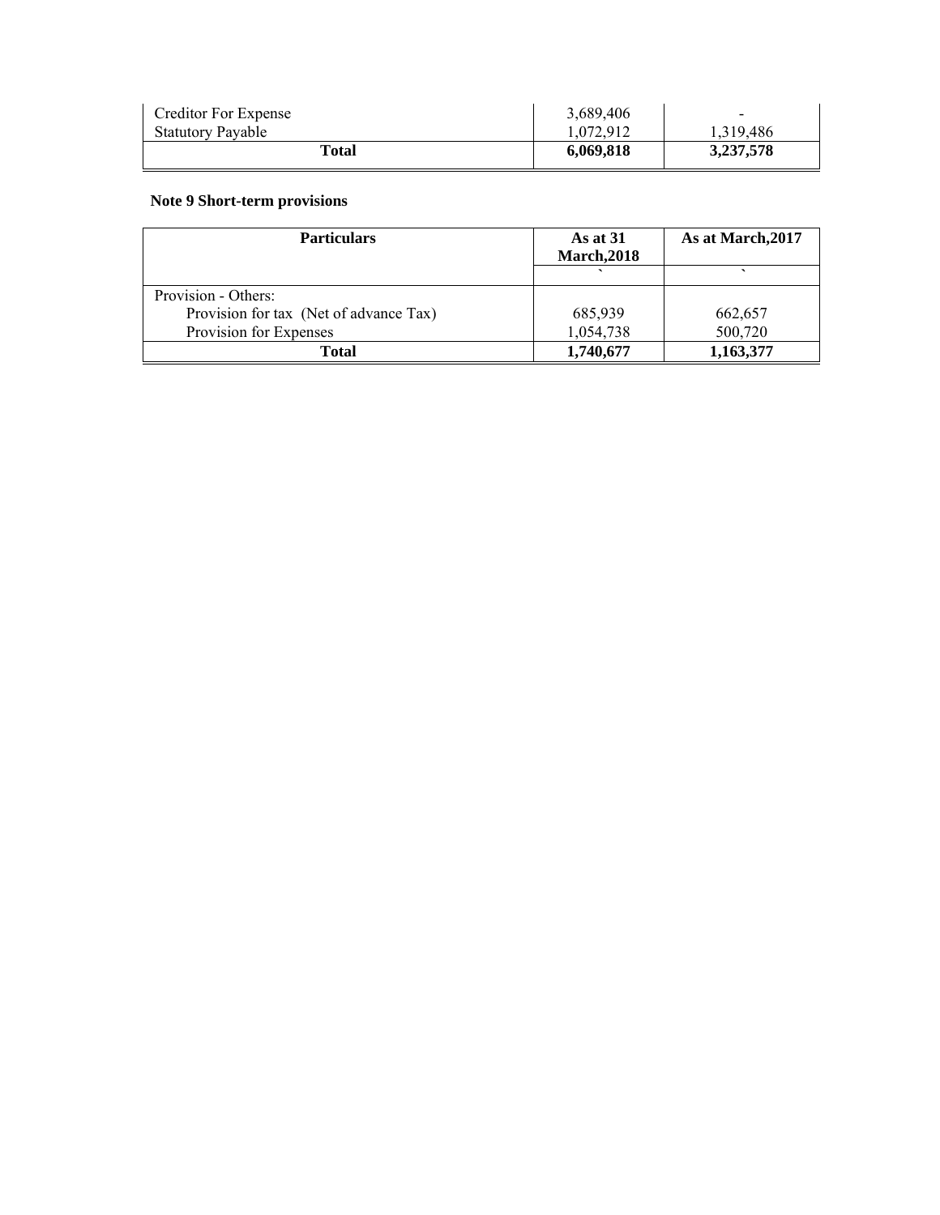| | | |
|---|---|---|
| Creditor For Expense | 3,689,406 | - |
| Statutory Payable | 1,072,912 | 1,319,486 |
| **Total** | **6,069,818** | **3,237,578** |

**Note 9 Short-term provisions**

| Particulars | As at 31 March,2018 | As at March,2017 |
|---|---|---|
| | ` | ` |
| Provision - Others: | | |
| Provision for tax (Net of advance Tax) | 685,939 | 662,657 |
| Provision for Expenses | 1,054,738 | 500,720 |
| **Total** | **1,740,677** | **1,163,377** |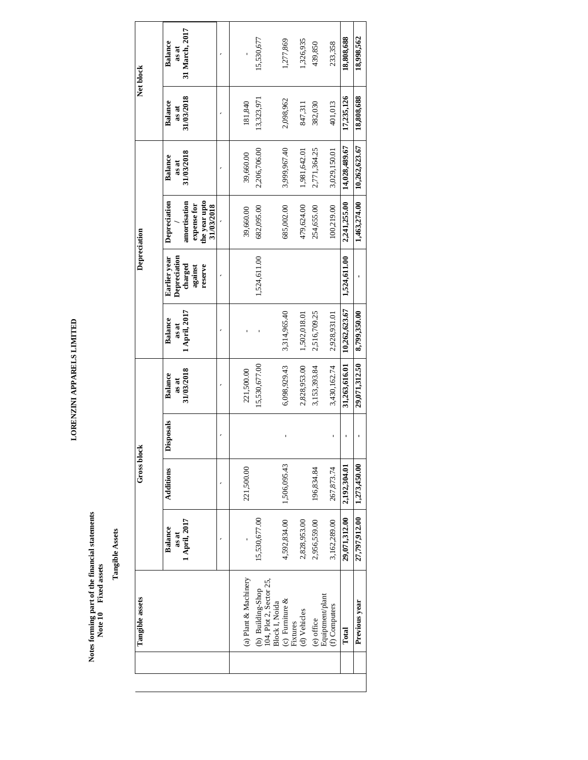# LORENZINI APPARELS LIMITED

**Notes forming part of the financial statements**
**Note 10 Fixed assets**

**Tangible Assets**

| Tangible assets | Gross block | | | | Depreciation | | | | Net block | |
|---|---|---|---|---|---|---|---|---|---|---|
| | Balance as at 1 April, 2017 | Additions | Disposals | Balance as at 31/03/2018 | Balance as at 1 April, 2017 | Earlier year Depreciation charged against reserve | Depreciation / amortisation expense for the year upto 31/03/2018 | Balance as at 31/03/2018 | Balance as at 31/03/2018 | Balance as at 31 March, 2017 |
| | ` | ` | ` | ` | ` | ` | ` | ` | ` | ` |
| (a) Plant & Machinery | - | 221,500.00 | | 221,500.00 | - | | 39,660.00 | 39,660.00 | 181,840 | - |
| (b) Building-Shop 104, Plot 2, Sector 25, Block I, Noida | 15,530,677.00 | | | 15,530,677.00 | - | 1,524,611.00 | 682,095.00 | 2,206,706.00 | 13,323,971 | 15,530,677 |
| (c) Furniture & Fixtures | 4,592,834.00 | 1,506,095.43 | - | 6,098,929.43 | 3,314,965.40 | | 685,002.00 | 3,999,967.40 | 2,098,962 | 1,277,869 |
| (d) Vehicles | 2,828,953.00 | | | 2,828,953.00 | 1,502,018.01 | | 479,624.00 | 1,981,642.01 | 847,311 | 1,326,935 |
| (e) office Equiptment/plant | 2,956,559.00 | 196,834.84 | | 3,153,393.84 | 2,516,709.25 | | 254,655.00 | 2,771,364.25 | 382,030 | 439,850 |
| (f) Computers | 3,162,289.00 | 267,873.74 | - | 3,430,162.74 | 2,928,931.01 | | 100,219.00 | 3,029,150.01 | 401,013 | 233,358 |
| **Total** | **29,071,312.00** | **2,192,304.01** | **-** | **31,263,616.01** | **10,262,623.67** | **1,524,611.00** | **2,241,255.00** | **14,028,489.67** | **17,235,126** | **18,808,688** |
| **Previous year** | **27,797,912.00** | **1,273,450.00** | **-** | **29,071,312.50** | **8,799,350.00** | **-** | **1,463,274.00** | **10,262,623.67** | **18,808,688** | **18,998,562** |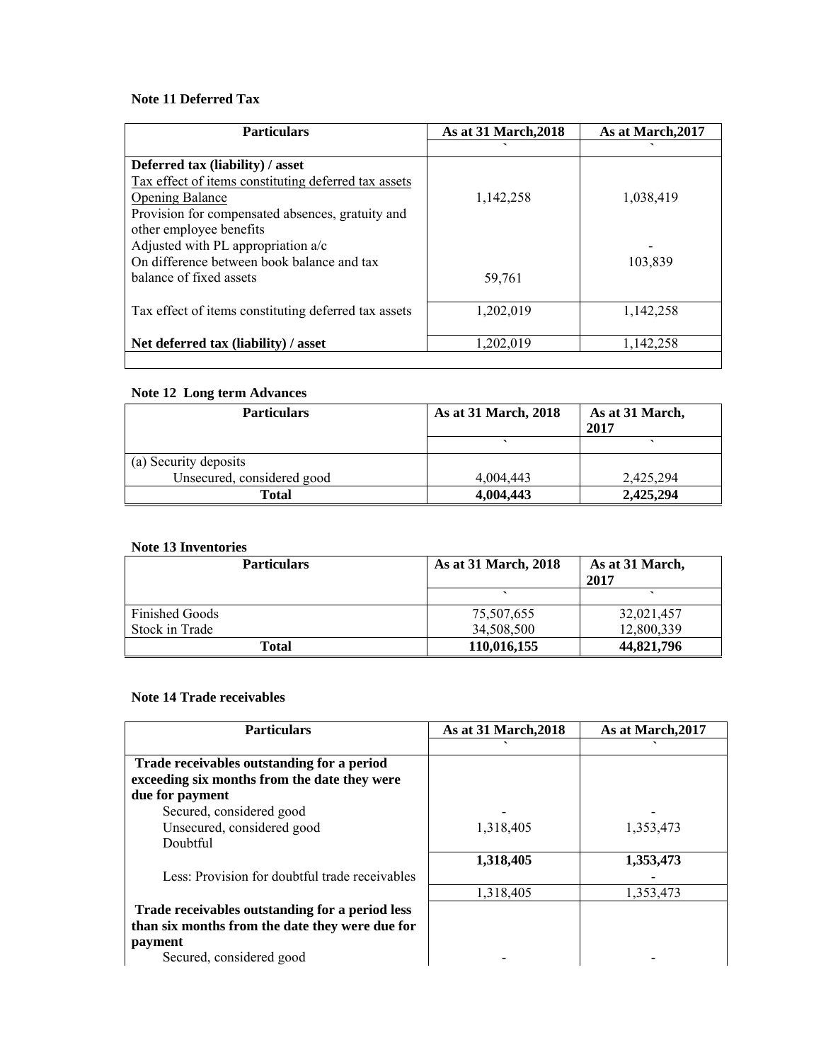**Note 11 Deferred Tax**

| Particulars | As at 31 March,2018 | As at March,2017 |
|---|---|---|
| | ` | ` |
| **Deferred tax (liability) / asset** | | |
| Tax effect of items constituting deferred tax assets | | |
| Opening Balance | 1,142,258 | 1,038,419 |
| Provision for compensated absences, gratuity and other employee benefits | | |
| Adjusted with PL appropriation a/c | | - |
| On difference between book balance and tax balance of fixed assets | 59,761 | 103,839 |
| Tax effect of items constituting deferred tax assets | 1,202,019 | 1,142,258 |
| **Net deferred tax (liability) / asset** | 1,202,019 | 1,142,258 |

**Note 12 Long term Advances**

| Particulars | As at 31 March, 2018 | As at 31 March, 2017 |
|---|---|---|
| | ` | ` |
| (a) Security deposits | | |
| Unsecured, considered good | 4,004,443 | 2,425,294 |
| **Total** | **4,004,443** | **2,425,294** |

**Note 13 Inventories**

| Particulars | As at 31 March, 2018 | As at 31 March, 2017 |
|---|---|---|
| | ` | ` |
| Finished Goods | 75,507,655 | 32,021,457 |
| Stock in Trade | 34,508,500 | 12,800,339 |
| **Total** | **110,016,155** | **44,821,796** |

**Note 14 Trade receivables**

| Particulars | As at 31 March,2018 | As at March,2017 |
|---|---|---|
| | ` | ` |
| **Trade receivables outstanding for a period exceeding six months from the date they were due for payment** | | |
| Secured, considered good | - | - |
| Unsecured, considered good | 1,318,405 | 1,353,473 |
| Doubtful | | |
| | **1,318,405** | **1,353,473** |
| Less: Provision for doubtful trade receivables | | - |
| | 1,318,405 | 1,353,473 |
| **Trade receivables outstanding for a period less than six months from the date they were due for payment** | | |
| Secured, considered good | - | - |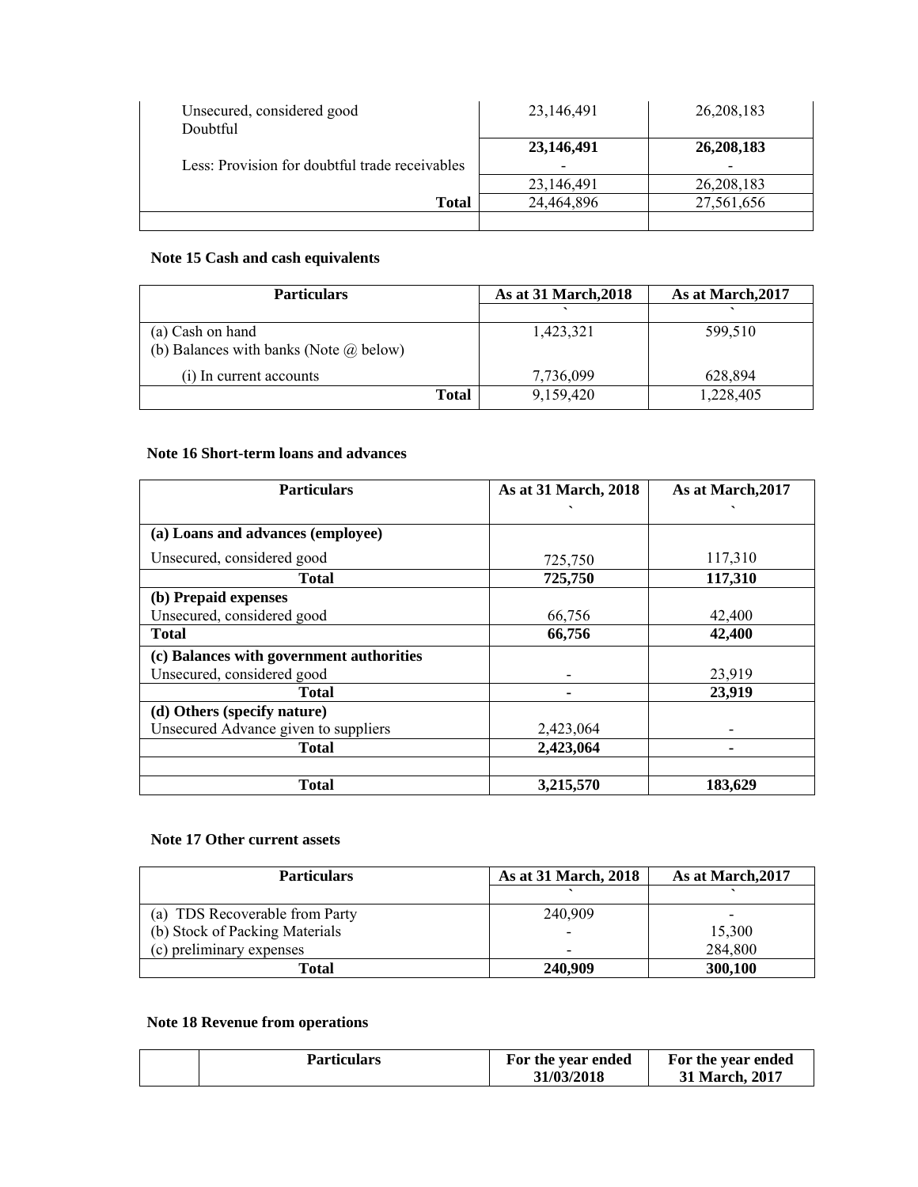| | | |
|---|---|---|
| Unsecured, considered good<br>Doubtful | 23,146,491 | 26,208,183 |
| | **23,146,491** | **26,208,183** |
| Less: Provision for doubtful trade receivables | - | - |
| | 23,146,491 | 26,208,183 |
| **Total** | 24,464,896 | 27,561,656 |
| | | |

**Note 15 Cash and cash equivalents**

| Particulars | As at 31 March,2018 | As at March,2017 |
|---|---|---|
| | ` | ` |
| (a) Cash on hand | 1,423,321 | 599,510 |
| (b) Balances with banks (Note @ below) | | |
| (i) In current accounts | 7,736,099 | 628,894 |
| **Total** | 9,159,420 | 1,228,405 |

**Note 16 Short-term loans and advances**

| Particulars | As at 31 March, 2018<br>` | As at March,2017<br>` |
|---|---|---|
| **(a) Loans and advances (employee)** | | |
| Unsecured, considered good | 725,750 | 117,310 |
| **Total** | **725,750** | **117,310** |
| **(b) Prepaid expenses** | | |
| Unsecured, considered good | 66,756 | 42,400 |
| **Total** | **66,756** | **42,400** |
| **(c) Balances with government authorities** | | |
| Unsecured, considered good | - | 23,919 |
| **Total** | **-** | **23,919** |
| **(d) Others (specify nature)** | | |
| Unsecured Advance given to suppliers | 2,423,064 | - |
| **Total** | **2,423,064** | **-** |
| | | |
| **Total** | **3,215,570** | **183,629** |

**Note 17 Other current assets**

| Particulars | As at 31 March, 2018 | As at March,2017 |
|---|---|---|
| | ` | ` |
| (a) TDS Recoverable from Party | 240,909 | - |
| (b) Stock of Packing Materials | - | 15,300 |
| (c) preliminary expenses | - | 284,800 |
| **Total** | **240,909** | **300,100** |

**Note 18 Revenue from operations**

| | Particulars | For the year ended 31/03/2018 | For the year ended 31 March, 2017 |
|---|---|---|---|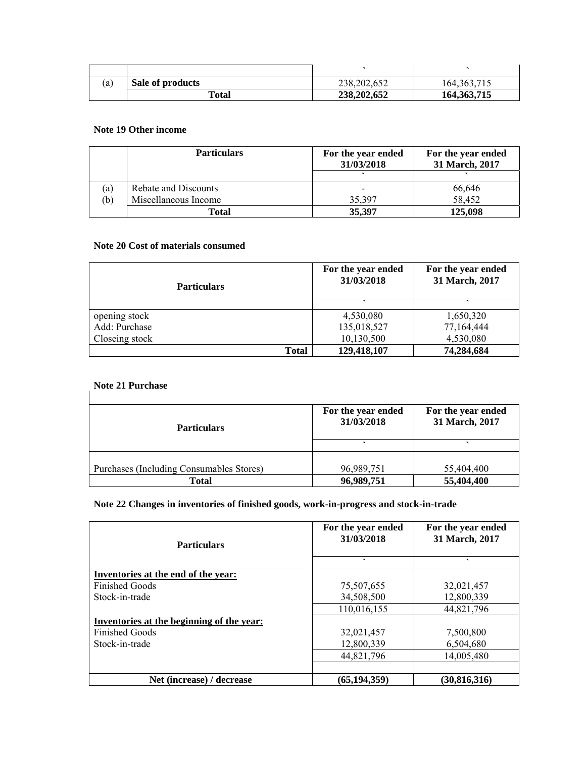| | | ` | ` |
|---|---|---|---|
| (a) | **Sale of products** | 238,202,652 | 164,363,715 |
| | **Total** | **238,202,652** | **164,363,715** |

**Note 19 Other income**

| | Particulars | For the year ended 31/03/2018 | For the year ended 31 March, 2017 |
|---|---|---|---|
| | | ` | ` |
| (a) | Rebate and Discounts | - | 66,646 |
| (b) | Miscellaneous Income | 35,397 | 58,452 |
| | **Total** | **35,397** | **125,098** |

**Note 20 Cost of materials consumed**

| Particulars | For the year ended 31/03/2018 | For the year ended 31 March, 2017 |
|---|---|---|
| | ` | ` |
| opening stock | 4,530,080 | 1,650,320 |
| Add: Purchase | 135,018,527 | 77,164,444 |
| Closeing stock | 10,130,500 | 4,530,080 |
| **Total** | **129,418,107** | **74,284,684** |

**Note 21 Purchase**

| Particulars | For the year ended 31/03/2018 | For the year ended 31 March, 2017 |
|---|---|---|
| | ` | ` |
| Purchases (Including Consumables Stores) | 96,989,751 | 55,404,400 |
| **Total** | **96,989,751** | **55,404,400** |

**Note 22 Changes in inventories of finished goods, work-in-progress and stock-in-trade**

| Particulars | For the year ended 31/03/2018 | For the year ended 31 March, 2017 |
|---|---|---|
| | ` | ` |
| **Inventories at the end of the year:** | | |
| Finished Goods | 75,507,655 | 32,021,457 |
| Stock-in-trade | 34,508,500 | 12,800,339 |
| | 110,016,155 | 44,821,796 |
| **Inventories at the beginning of the year:** | | |
| Finished Goods | 32,021,457 | 7,500,800 |
| Stock-in-trade | 12,800,339 | 6,504,680 |
| | 44,821,796 | 14,005,480 |
| | | |
| **Net (increase) / decrease** | **(65,194,359)** | **(30,816,316)** |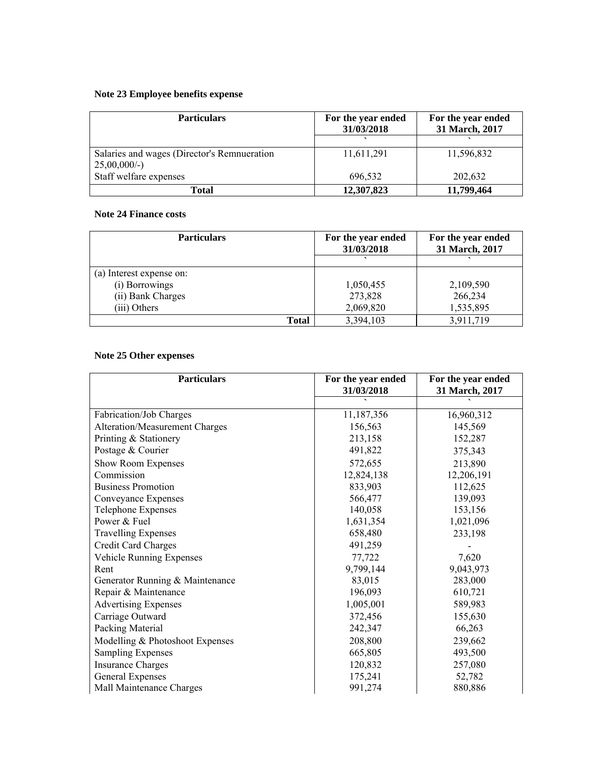**Note 23 Employee benefits expense**

| Particulars | For the year ended 31/03/2018 | For the year ended 31 March, 2017 |
|---|---|---|
| | ` | ` |
| Salaries and wages (Director's Remnueration 25,00,000/-) | 11,611,291 | 11,596,832 |
| Staff welfare expenses | 696,532 | 202,632 |
| **Total** | **12,307,823** | **11,799,464** |

**Note 24 Finance costs**

| Particulars | For the year ended 31/03/2018 | For the year ended 31 March, 2017 |
|---|---|---|
| | ` | ` |
| (a) Interest expense on: | | |
| (i) Borrowings | 1,050,455 | 2,109,590 |
| (ii) Bank Charges | 273,828 | 266,234 |
| (iii) Others | 2,069,820 | 1,535,895 |
| **Total** | 3,394,103 | 3,911,719 |

**Note 25 Other expenses**

| Particulars | For the year ended 31/03/2018 | For the year ended 31 March, 2017 |
|---|---|---|
| | ` | ` |
| Fabrication/Job Charges | 11,187,356 | 16,960,312 |
| Alteration/Measurement Charges | 156,563 | 145,569 |
| Printing & Stationery | 213,158 | 152,287 |
| Postage & Courier | 491,822 | 375,343 |
| Show Room Expenses | 572,655 | 213,890 |
| Commission | 12,824,138 | 12,206,191 |
| Business Promotion | 833,903 | 112,625 |
| Conveyance Expenses | 566,477 | 139,093 |
| Telephone Expenses | 140,058 | 153,156 |
| Power & Fuel | 1,631,354 | 1,021,096 |
| Travelling Expenses | 658,480 | 233,198 |
| Credit Card Charges | 491,259 | - |
| Vehicle Running Expenses | 77,722 | 7,620 |
| Rent | 9,799,144 | 9,043,973 |
| Generator Running & Maintenance | 83,015 | 283,000 |
| Repair & Maintenance | 196,093 | 610,721 |
| Advertising Expenses | 1,005,001 | 589,983 |
| Carriage Outward | 372,456 | 155,630 |
| Packing Material | 242,347 | 66,263 |
| Modelling & Photoshoot Expenses | 208,800 | 239,662 |
| Sampling Expenses | 665,805 | 493,500 |
| Insurance Charges | 120,832 | 257,080 |
| General Expenses | 175,241 | 52,782 |
| Mall Maintenance Charges | 991,274 | 880,886 |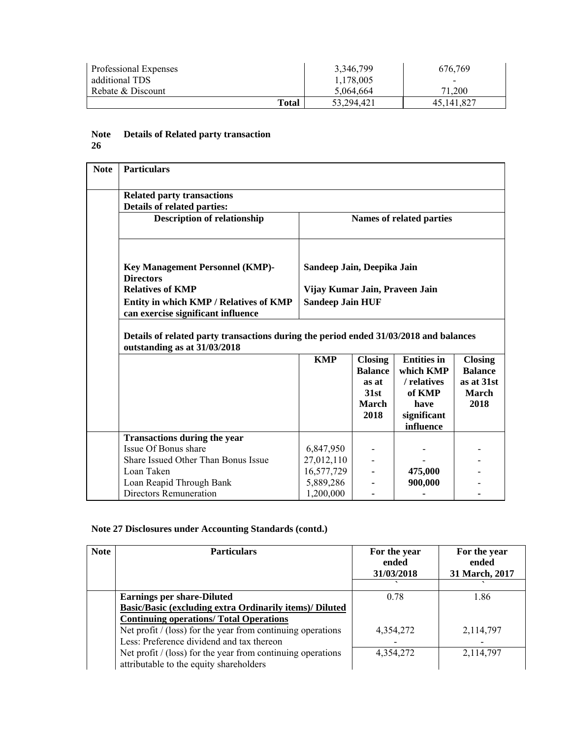| Professional Expenses | 3,346,799 | 676,769 |
|---|---|---|
| additional TDS | 1,178,005 | - |
| Rebate & Discount | 5,064,664 | 71,200 |
| **Total** | 53,294,421 | 45,141,827 |

**Note 26 Details of Related party transaction**

| Note | Particulars | | | | |
|---|---|---|---|---|---|
| | **Related party transactions** | | | | |
| | **Details of related parties:** | | | | |
| | **Description of relationship** | **Names of related parties** | | | |
| | **Key Management Personnel (KMP)-Directors** | **Sandeep Jain, Deepika Jain** | | | |
| | **Relatives of KMP** | **Vijay Kumar Jain, Praveen Jain** | | | |
| | **Entity in which KMP / Relatives of KMP can exercise significant influence** | **Sandeep Jain HUF** | | | |
| | **Details of related party transactions during the period ended 31/03/2018 and balances outstanding as at 31/03/2018** | | | | |
| | | **KMP** | **Closing Balance as at 31st March 2018** | **Entities in which KMP / relatives of KMP have significant influence** | **Closing Balance as at 31st March 2018** |
| | **Transactions during the year** | | | | |
| | Issue Of Bonus share | 6,847,950 | - | - | - |
| | Share Issued Other Than Bonus Issue | 27,012,110 | - | - | - |
| | Loan Taken | 16,577,729 | - | **475,000** | - |
| | Loan Reapid Through Bank | 5,889,286 | - | **900,000** | - |
| | Directors Remuneration | 1,200,000 | - | - | - |

**Note 27 Disclosures under Accounting Standards (contd.)**

| Note | Particulars | For the year ended 31/03/2018 | For the year ended 31 March, 2017 |
|---|---|---|---|
| | | ` | ` |
| | **Earnings per share-Diluted** | 0.78 | 1.86 |
| | **Basic/Basic (excluding extra Ordinarily items)/ Diluted** | | |
| | **Continuing operations/ Total Operations** | | |
| | Net profit / (loss) for the year from continuing operations | 4,354,272 | 2,114,797 |
| | Less: Preference dividend and tax thereon | - | - |
| | Net profit / (loss) for the year from continuing operations attributable to the equity shareholders | 4,354,272 | 2,114,797 |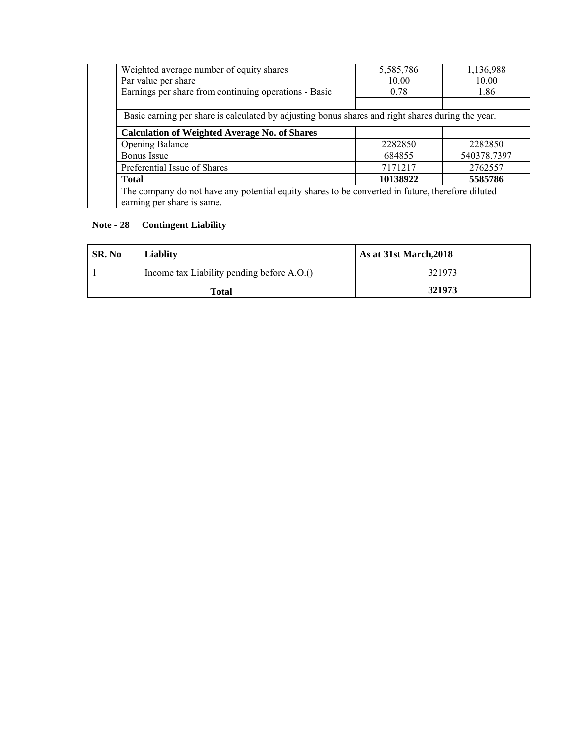| | | |
|---|---|---|
| Weighted average number of equity shares<br>Par value per share<br>Earnings per share from continuing operations - Basic | 5,585,786<br>10.00<br>0.78 | 1,136,988<br>10.00<br>1.86 |
| | | |
| Basic earning per share is calculated by adjusting bonus shares and right shares during the year. | | |
| **Calculation of Weighted Average No. of Shares** | | |
| Opening Balance | 2282850 | 2282850 |
| Bonus Issue | 684855 | 540378.7397 |
| Preferential Issue of Shares | 7171217 | 2762557 |
| **Total** | **10138922** | **5585786** |
| The company do not have any potential equity shares to be converted in future, therefore diluted earning per share is same. | | |

**Note - 28 Contingent Liability**

| SR. No | Liablity | As at 31st March,2018 |
|---|---|---|
| 1 | Income tax Liability pending before A.O.() | 321973 |
| **Total** | | **321973** |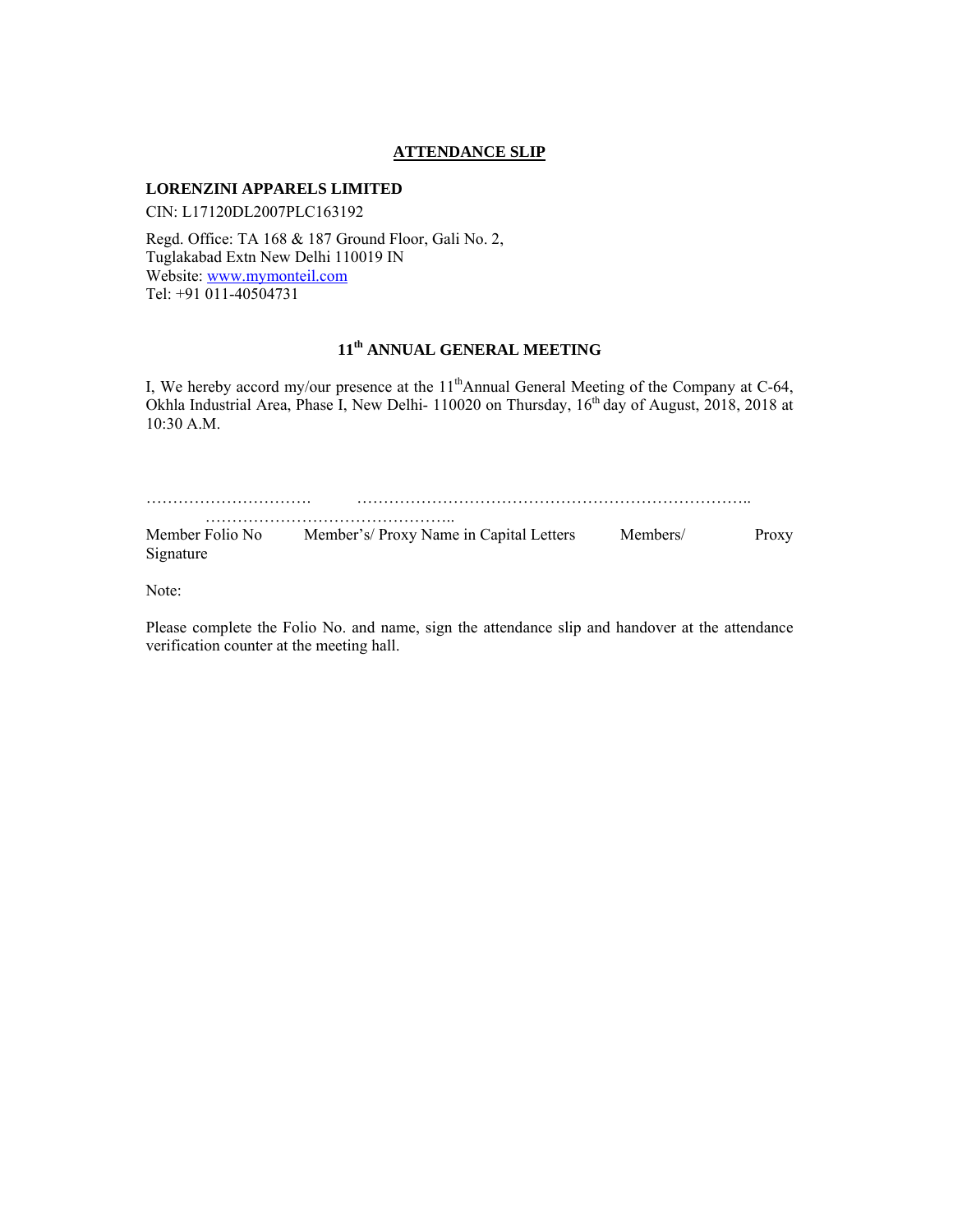## ATTENDANCE SLIP

**LORENZINI APPARELS LIMITED**

CIN: L17120DL2007PLC163192

Regd. Office: TA 168 & 187 Ground Floor, Gali No. 2,
Tuglakabad Extn New Delhi 110019 IN
Website: www.mymonteil.com
Tel: +91 011-40504731

### 11th ANNUAL GENERAL MEETING

I, We hereby accord my/our presence at the 11th Annual General Meeting of the Company at C-64, Okhla Industrial Area, Phase I, New Delhi- 110020 on Thursday, 16th day of August, 2018, 2018 at 10:30 A.M.

…………………………… ……………………………………………………………….. ………………………………………..
Member Folio No Member's/ Proxy Name in Capital Letters Members/ Proxy Signature

Note:

Please complete the Folio No. and name, sign the attendance slip and handover at the attendance verification counter at the meeting hall.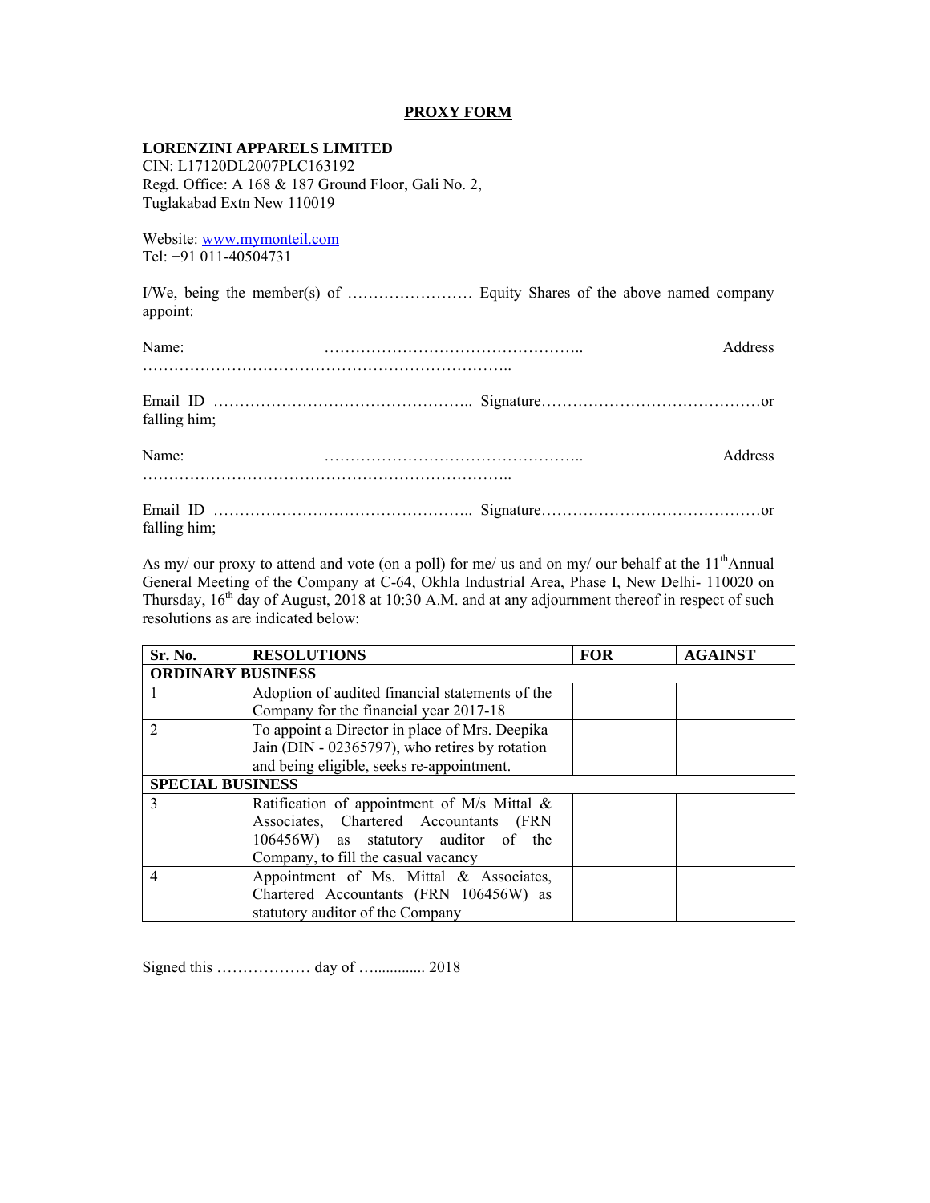**PROXY FORM**

**LORENZINI APPARELS LIMITED**
CIN: L17120DL2007PLC163192
Regd. Office: A 168 & 187 Ground Floor, Gali No. 2,
Tuglakabad Extn New 110019

Website: www.mymonteil.com
Tel: +91 011-40504731

I/We, being the member(s) of …………………… Equity Shares of the above named company appoint:

Name: ………………………………………….. Address ……………………………………………………………..

Email ID ………………………………………….. Signature……………………………………or falling him;

Name: ………………………………………….. Address ……………………………………………………………..

Email ID ………………………………………….. Signature……………………………………or falling him;

As my/ our proxy to attend and vote (on a poll) for me/ us and on my/ our behalf at the 11th Annual General Meeting of the Company at C-64, Okhla Industrial Area, Phase I, New Delhi- 110020 on Thursday, 16th day of August, 2018 at 10:30 A.M. and at any adjournment thereof in respect of such resolutions as are indicated below:

| Sr. No. | RESOLUTIONS | FOR | AGAINST |
|---|---|---|---|
| **ORDINARY BUSINESS** | | | |
| 1 | Adoption of audited financial statements of the Company for the financial year 2017-18 | | |
| 2 | To appoint a Director in place of Mrs. Deepika Jain (DIN - 02365797), who retires by rotation and being eligible, seeks re-appointment. | | |
| **SPECIAL BUSINESS** | | | |
| 3 | Ratification of appointment of M/s Mittal & Associates, Chartered Accountants (FRN 106456W) as statutory auditor of the Company, to fill the casual vacancy | | |
| 4 | Appointment of Ms. Mittal & Associates, Chartered Accountants (FRN 106456W) as statutory auditor of the Company | | |

Signed this ……………… day of …............ 2018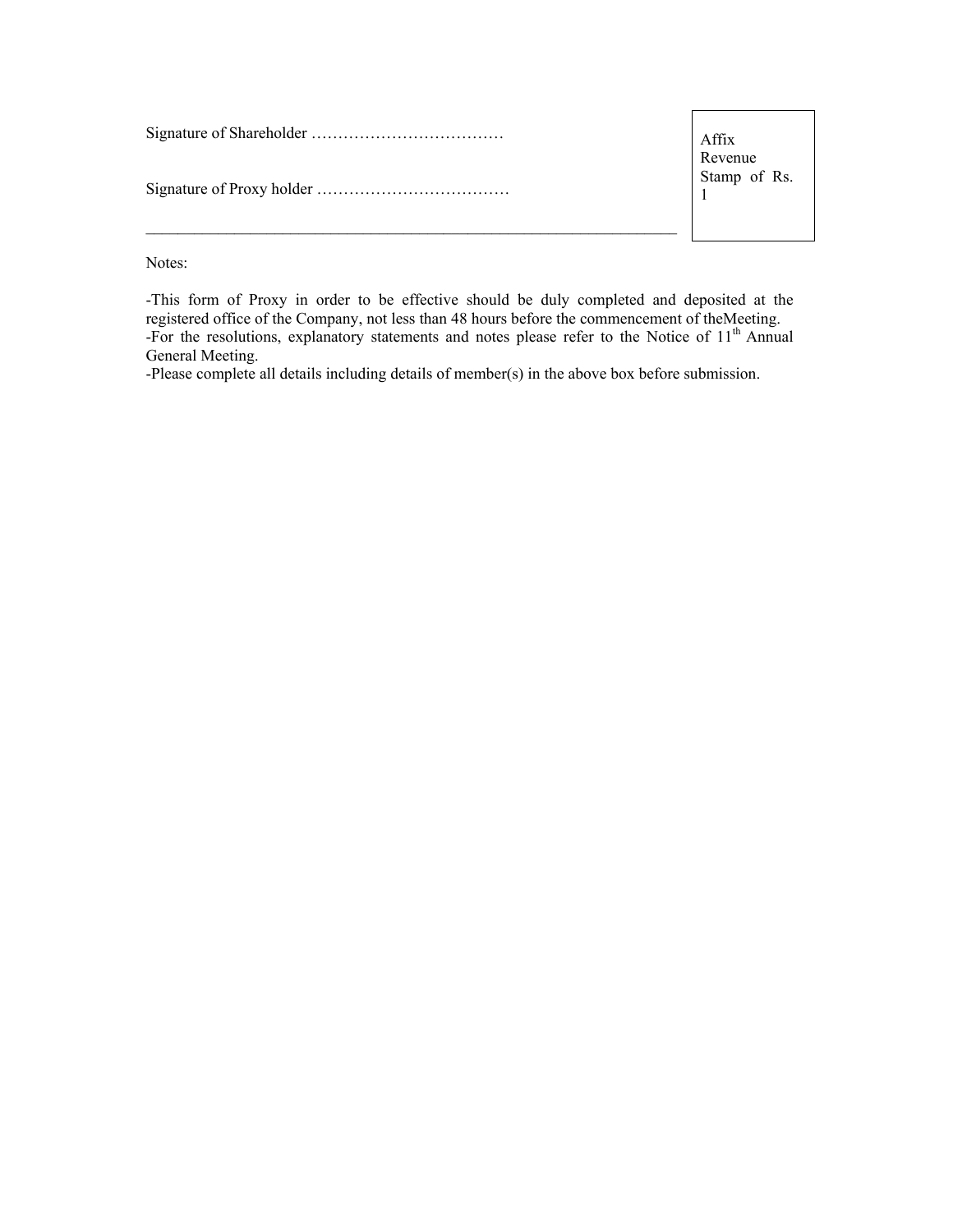Signature of Shareholder ………………………………

Signature of Proxy holder ………………………………

| Affix Revenue Stamp of Rs. 1 |
|---|

---

Notes:

-This form of Proxy in order to be effective should be duly completed and deposited at the registered office of the Company, not less than 48 hours before the commencement of theMeeting.
-For the resolutions, explanatory statements and notes please refer to the Notice of 11th Annual General Meeting.
-Please complete all details including details of member(s) in the above box before submission.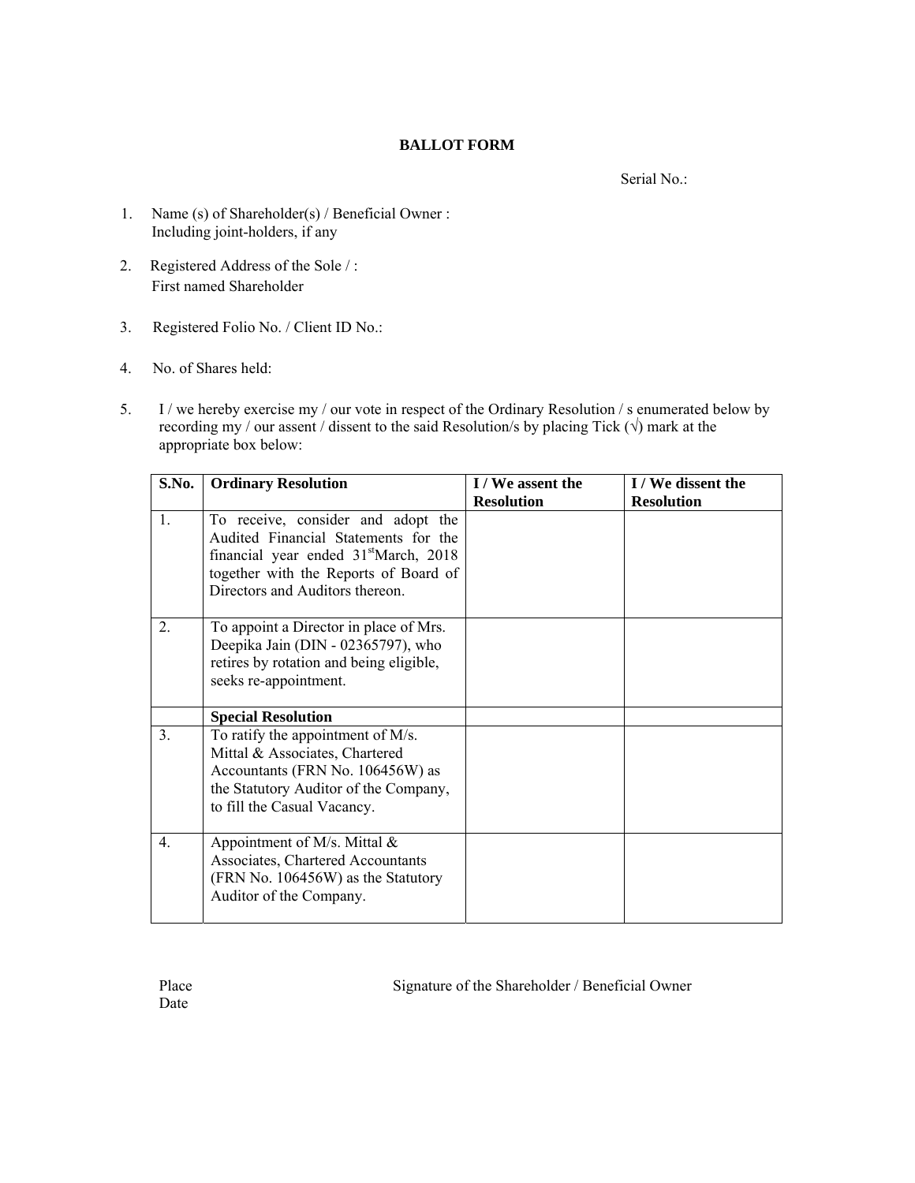# BALLOT FORM

Serial No.:

1. Name (s) of Shareholder(s) / Beneficial Owner :
   Including joint-holders, if any

2. Registered Address of the Sole / :
   First named Shareholder

3. Registered Folio No. / Client ID No.:

4. No. of Shares held:

5. I / we hereby exercise my / our vote in respect of the Ordinary Resolution / s enumerated below by recording my / our assent / dissent to the said Resolution/s by placing Tick (√) mark at the appropriate box below:

| S.No. | Ordinary Resolution | I / We assent the Resolution | I / We dissent the Resolution |
|---|---|---|---|
| 1. | To receive, consider and adopt the Audited Financial Statements for the financial year ended 31st March, 2018 together with the Reports of Board of Directors and Auditors thereon. | | |
| 2. | To appoint a Director in place of Mrs. Deepika Jain (DIN - 02365797), who retires by rotation and being eligible, seeks re-appointment. | | |
| | **Special Resolution** | | |
| 3. | To ratify the appointment of M/s. Mittal & Associates, Chartered Accountants (FRN No. 106456W) as the Statutory Auditor of the Company, to fill the Casual Vacancy. | | |
| 4. | Appointment of M/s. Mittal & Associates, Chartered Accountants (FRN No. 106456W) as the Statutory Auditor of the Company. | | |

Place
Date

Signature of the Shareholder / Beneficial Owner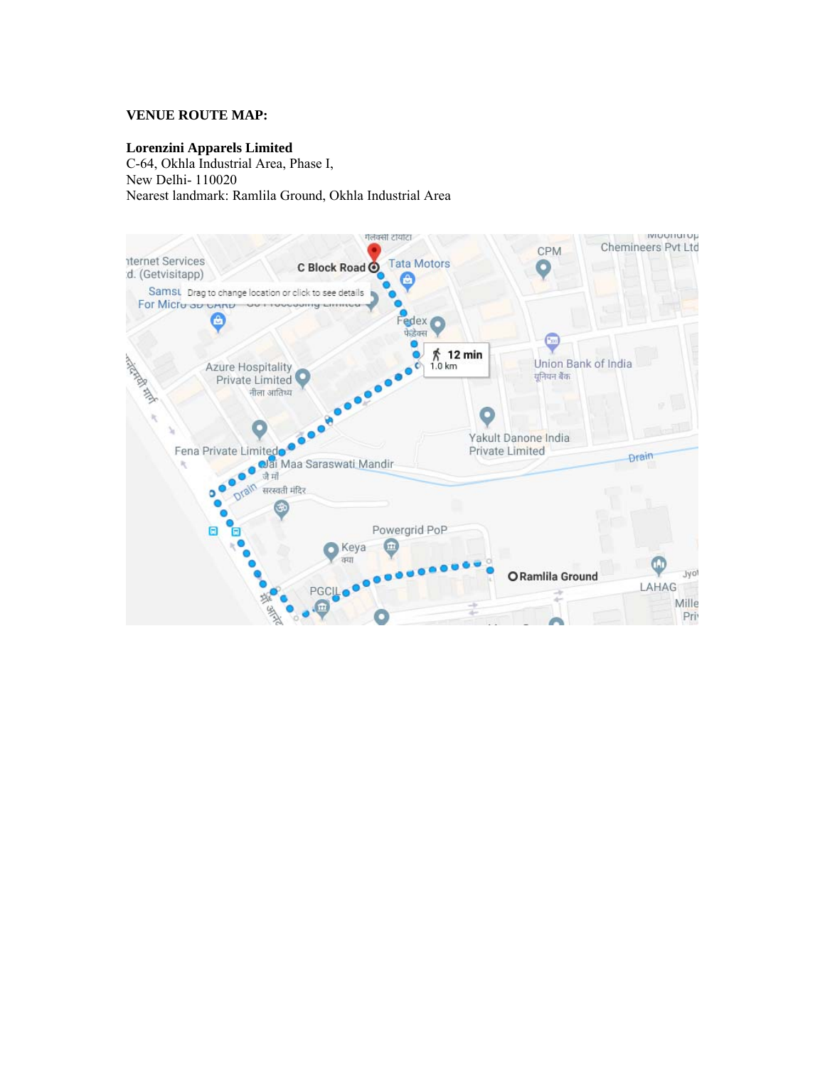**VENUE ROUTE MAP:**

**Lorenzini Apparels Limited**
C-64, Okhla Industrial Area, Phase I,
New Delhi- 110020
Nearest landmark: Ramlila Ground, Okhla Industrial Area